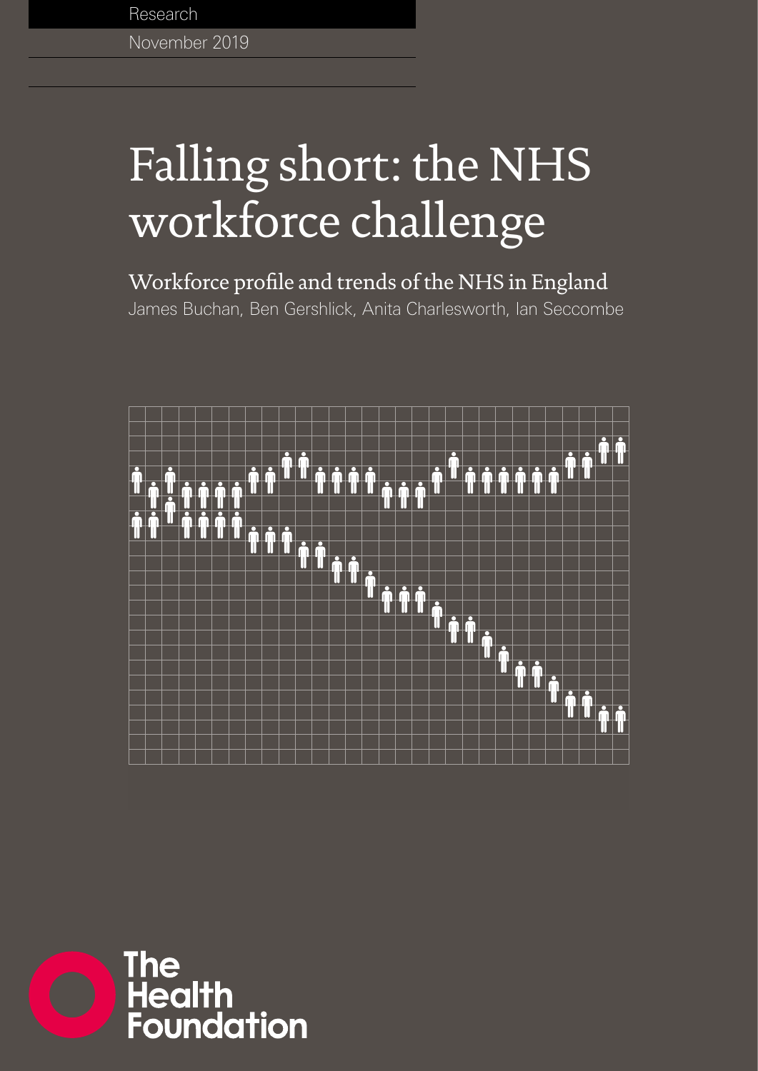Research

November 2019

# Falling short: the NHS workforce challenge

## Workforce profile and trends of the NHS in England

James Buchan, Ben Gershlick, Anita Charlesworth, Ian Seccombe

The Health Foundation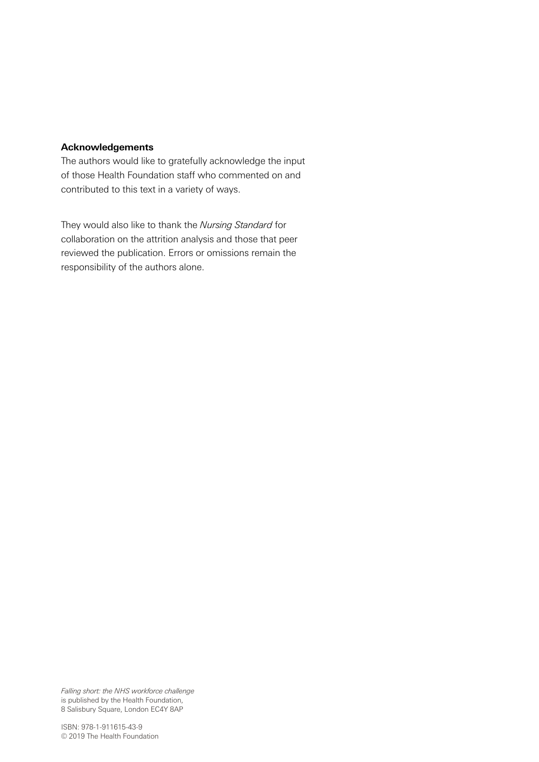**Acknowledgements**

The authors would like to gratefully acknowledge the input of those Health Foundation staff who commented on and contributed to this text in a variety of ways.

They would also like to thank the *Nursing Standard* for collaboration on the attrition analysis and those that peer reviewed the publication. Errors or omissions remain the responsibility of the authors alone.

*Falling short: the NHS workforce challenge* is published by the Health Foundation, 8 Salisbury Square, London EC4Y 8AP

ISBN: 978-1-911615-43-9
© 2019 The Health Foundation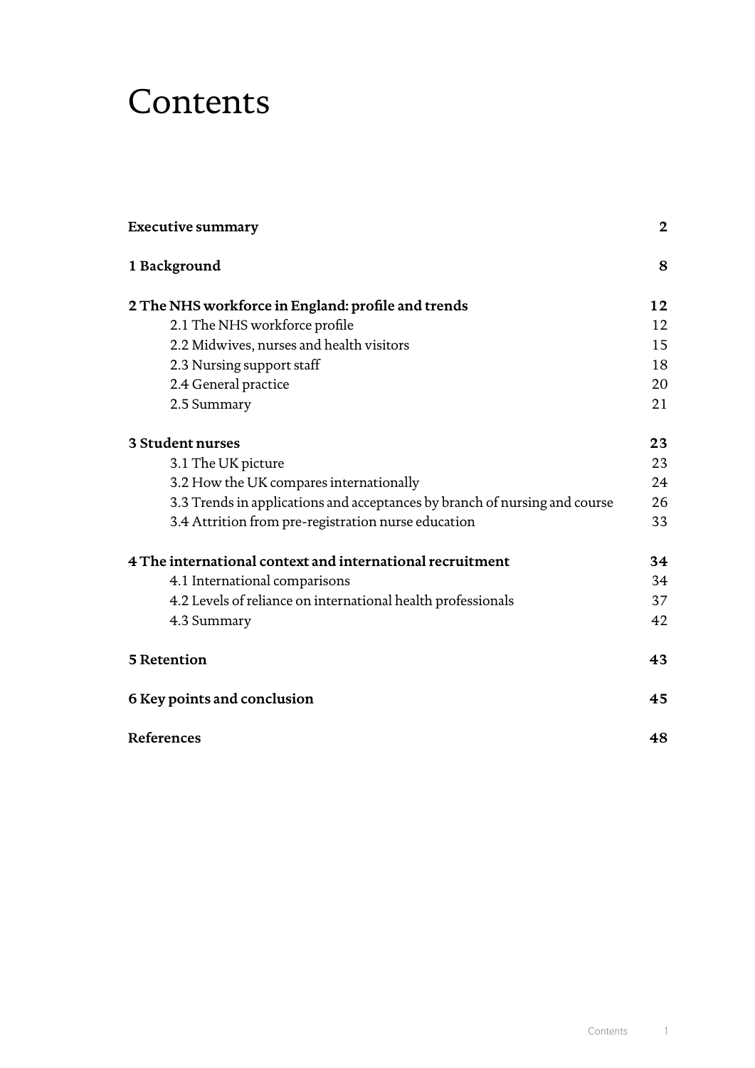# Contents

| | |
|---|---|
| **Executive summary** | **2** |
| **1 Background** | **8** |
| **2 The NHS workforce in England: profile and trends** | **12** |
| 2.1 The NHS workforce profile | 12 |
| 2.2 Midwives, nurses and health visitors | 15 |
| 2.3 Nursing support staff | 18 |
| 2.4 General practice | 20 |
| 2.5 Summary | 21 |
| **3 Student nurses** | **23** |
| 3.1 The UK picture | 23 |
| 3.2 How the UK compares internationally | 24 |
| 3.3 Trends in applications and acceptances by branch of nursing and course | 26 |
| 3.4 Attrition from pre-registration nurse education | 33 |
| **4 The international context and international recruitment** | **34** |
| 4.1 International comparisons | 34 |
| 4.2 Levels of reliance on international health professionals | 37 |
| 4.3 Summary | 42 |
| **5 Retention** | **43** |
| **6 Key points and conclusion** | **45** |
| **References** | **48** |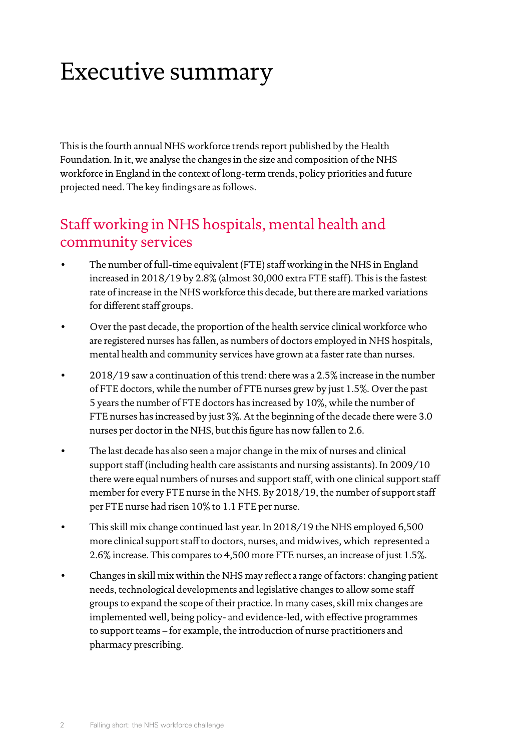# Executive summary

This is the fourth annual NHS workforce trends report published by the Health Foundation. In it, we analyse the changes in the size and composition of the NHS workforce in England in the context of long-term trends, policy priorities and future projected need. The key findings are as follows.

## Staff working in NHS hospitals, mental health and community services

- The number of full-time equivalent (FTE) staff working in the NHS in England increased in 2018/19 by 2.8% (almost 30,000 extra FTE staff). This is the fastest rate of increase in the NHS workforce this decade, but there are marked variations for different staff groups.
- Over the past decade, the proportion of the health service clinical workforce who are registered nurses has fallen, as numbers of doctors employed in NHS hospitals, mental health and community services have grown at a faster rate than nurses.
- 2018/19 saw a continuation of this trend: there was a 2.5% increase in the number of FTE doctors, while the number of FTE nurses grew by just 1.5%. Over the past 5 years the number of FTE doctors has increased by 10%, while the number of FTE nurses has increased by just 3%. At the beginning of the decade there were 3.0 nurses per doctor in the NHS, but this figure has now fallen to 2.6.
- The last decade has also seen a major change in the mix of nurses and clinical support staff (including health care assistants and nursing assistants). In 2009/10 there were equal numbers of nurses and support staff, with one clinical support staff member for every FTE nurse in the NHS. By 2018/19, the number of support staff per FTE nurse had risen 10% to 1.1 FTE per nurse.
- This skill mix change continued last year. In 2018/19 the NHS employed 6,500 more clinical support staff to doctors, nurses, and midwives, which represented a 2.6% increase. This compares to 4,500 more FTE nurses, an increase of just 1.5%.
- Changes in skill mix within the NHS may reflect a range of factors: changing patient needs, technological developments and legislative changes to allow some staff groups to expand the scope of their practice. In many cases, skill mix changes are implemented well, being policy- and evidence-led, with effective programmes to support teams – for example, the introduction of nurse practitioners and pharmacy prescribing.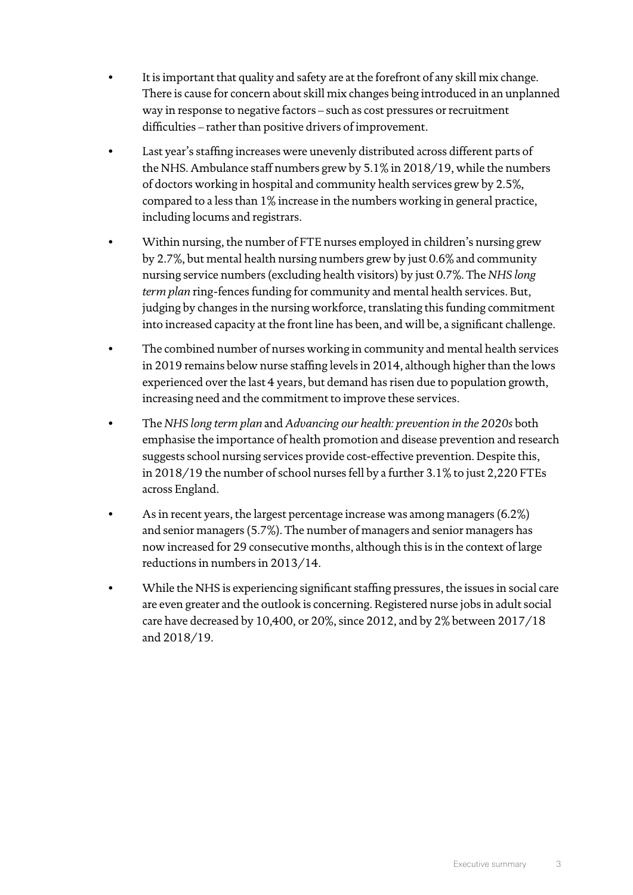- It is important that quality and safety are at the forefront of any skill mix change. There is cause for concern about skill mix changes being introduced in an unplanned way in response to negative factors – such as cost pressures or recruitment difficulties – rather than positive drivers of improvement.
- Last year's staffing increases were unevenly distributed across different parts of the NHS. Ambulance staff numbers grew by 5.1% in 2018/19, while the numbers of doctors working in hospital and community health services grew by 2.5%, compared to a less than 1% increase in the numbers working in general practice, including locums and registrars.
- Within nursing, the number of FTE nurses employed in children's nursing grew by 2.7%, but mental health nursing numbers grew by just 0.6% and community nursing service numbers (excluding health visitors) by just 0.7%. The *NHS long term plan* ring-fences funding for community and mental health services. But, judging by changes in the nursing workforce, translating this funding commitment into increased capacity at the front line has been, and will be, a significant challenge.
- The combined number of nurses working in community and mental health services in 2019 remains below nurse staffing levels in 2014, although higher than the lows experienced over the last 4 years, but demand has risen due to population growth, increasing need and the commitment to improve these services.
- The *NHS long term plan* and *Advancing our health: prevention in the 2020s* both emphasise the importance of health promotion and disease prevention and research suggests school nursing services provide cost-effective prevention. Despite this, in 2018/19 the number of school nurses fell by a further 3.1% to just 2,220 FTEs across England.
- As in recent years, the largest percentage increase was among managers (6.2%) and senior managers (5.7%). The number of managers and senior managers has now increased for 29 consecutive months, although this is in the context of large reductions in numbers in 2013/14.
- While the NHS is experiencing significant staffing pressures, the issues in social care are even greater and the outlook is concerning. Registered nurse jobs in adult social care have decreased by 10,400, or 20%, since 2012, and by 2% between 2017/18 and 2018/19.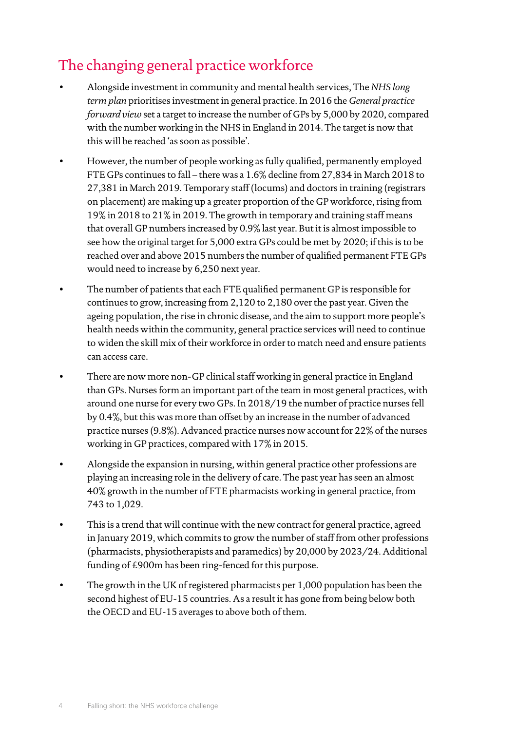## The changing general practice workforce

- Alongside investment in community and mental health services, The *NHS long term plan* prioritises investment in general practice. In 2016 the *General practice forward view* set a target to increase the number of GPs by 5,000 by 2020, compared with the number working in the NHS in England in 2014. The target is now that this will be reached 'as soon as possible'.
- However, the number of people working as fully qualified, permanently employed FTE GPs continues to fall – there was a 1.6% decline from 27,834 in March 2018 to 27,381 in March 2019. Temporary staff (locums) and doctors in training (registrars on placement) are making up a greater proportion of the GP workforce, rising from 19% in 2018 to 21% in 2019. The growth in temporary and training staff means that overall GP numbers increased by 0.9% last year. But it is almost impossible to see how the original target for 5,000 extra GPs could be met by 2020; if this is to be reached over and above 2015 numbers the number of qualified permanent FTE GPs would need to increase by 6,250 next year.
- The number of patients that each FTE qualified permanent GP is responsible for continues to grow, increasing from 2,120 to 2,180 over the past year. Given the ageing population, the rise in chronic disease, and the aim to support more people's health needs within the community, general practice services will need to continue to widen the skill mix of their workforce in order to match need and ensure patients can access care.
- There are now more non-GP clinical staff working in general practice in England than GPs. Nurses form an important part of the team in most general practices, with around one nurse for every two GPs. In 2018/19 the number of practice nurses fell by 0.4%, but this was more than offset by an increase in the number of advanced practice nurses (9.8%). Advanced practice nurses now account for 22% of the nurses working in GP practices, compared with 17% in 2015.
- Alongside the expansion in nursing, within general practice other professions are playing an increasing role in the delivery of care. The past year has seen an almost 40% growth in the number of FTE pharmacists working in general practice, from 743 to 1,029.
- This is a trend that will continue with the new contract for general practice, agreed in January 2019, which commits to grow the number of staff from other professions (pharmacists, physiotherapists and paramedics) by 20,000 by 2023/24. Additional funding of £900m has been ring-fenced for this purpose.
- The growth in the UK of registered pharmacists per 1,000 population has been the second highest of EU-15 countries. As a result it has gone from being below both the OECD and EU-15 averages to above both of them.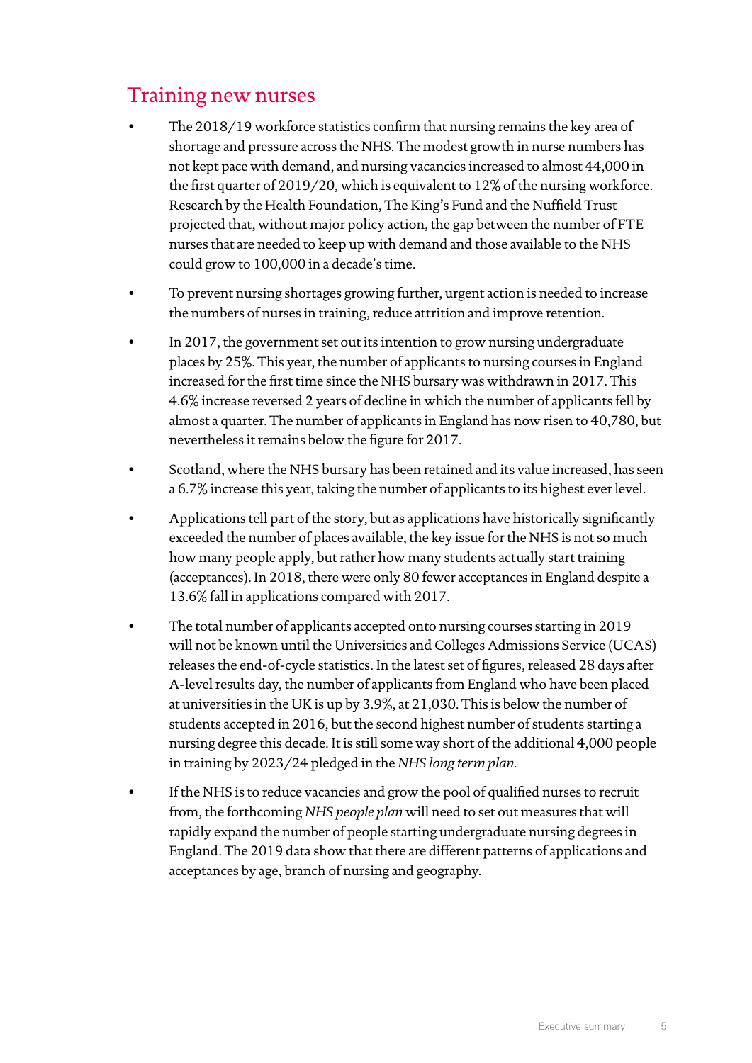## Training new nurses

- The 2018/19 workforce statistics confirm that nursing remains the key area of shortage and pressure across the NHS. The modest growth in nurse numbers has not kept pace with demand, and nursing vacancies increased to almost 44,000 in the first quarter of 2019/20, which is equivalent to 12% of the nursing workforce. Research by the Health Foundation, The King's Fund and the Nuffield Trust projected that, without major policy action, the gap between the number of FTE nurses that are needed to keep up with demand and those available to the NHS could grow to 100,000 in a decade's time.
- To prevent nursing shortages growing further, urgent action is needed to increase the numbers of nurses in training, reduce attrition and improve retention.
- In 2017, the government set out its intention to grow nursing undergraduate places by 25%. This year, the number of applicants to nursing courses in England increased for the first time since the NHS bursary was withdrawn in 2017. This 4.6% increase reversed 2 years of decline in which the number of applicants fell by almost a quarter. The number of applicants in England has now risen to 40,780, but nevertheless it remains below the figure for 2017.
- Scotland, where the NHS bursary has been retained and its value increased, has seen a 6.7% increase this year, taking the number of applicants to its highest ever level.
- Applications tell part of the story, but as applications have historically significantly exceeded the number of places available, the key issue for the NHS is not so much how many people apply, but rather how many students actually start training (acceptances). In 2018, there were only 80 fewer acceptances in England despite a 13.6% fall in applications compared with 2017.
- The total number of applicants accepted onto nursing courses starting in 2019 will not be known until the Universities and Colleges Admissions Service (UCAS) releases the end-of-cycle statistics. In the latest set of figures, released 28 days after A-level results day, the number of applicants from England who have been placed at universities in the UK is up by 3.9%, at 21,030. This is below the number of students accepted in 2016, but the second highest number of students starting a nursing degree this decade. It is still some way short of the additional 4,000 people in training by 2023/24 pledged in the *NHS long term plan.*
- If the NHS is to reduce vacancies and grow the pool of qualified nurses to recruit from, the forthcoming *NHS people plan* will need to set out measures that will rapidly expand the number of people starting undergraduate nursing degrees in England. The 2019 data show that there are different patterns of applications and acceptances by age, branch of nursing and geography.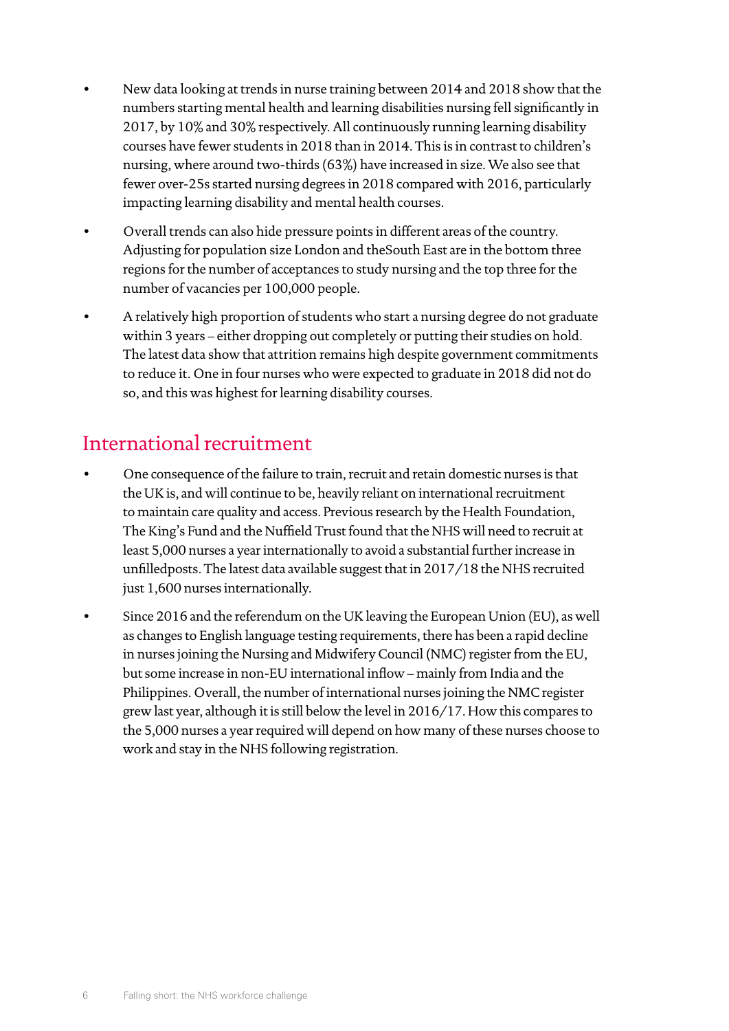- New data looking at trends in nurse training between 2014 and 2018 show that the numbers starting mental health and learning disabilities nursing fell significantly in 2017, by 10% and 30% respectively. All continuously running learning disability courses have fewer students in 2018 than in 2014. This is in contrast to children's nursing, where around two-thirds (63%) have increased in size. We also see that fewer over-25s started nursing degrees in 2018 compared with 2016, particularly impacting learning disability and mental health courses.
- Overall trends can also hide pressure points in different areas of the country. Adjusting for population size London and theSouth East are in the bottom three regions for the number of acceptances to study nursing and the top three for the number of vacancies per 100,000 people.
- A relatively high proportion of students who start a nursing degree do not graduate within 3 years – either dropping out completely or putting their studies on hold. The latest data show that attrition remains high despite government commitments to reduce it. One in four nurses who were expected to graduate in 2018 did not do so, and this was highest for learning disability courses.

## International recruitment

- One consequence of the failure to train, recruit and retain domestic nurses is that the UK is, and will continue to be, heavily reliant on international recruitment to maintain care quality and access. Previous research by the Health Foundation, The King's Fund and the Nuffield Trust found that the NHS will need to recruit at least 5,000 nurses a year internationally to avoid a substantial further increase in unfilledposts. The latest data available suggest that in 2017/18 the NHS recruited just 1,600 nurses internationally.
- Since 2016 and the referendum on the UK leaving the European Union (EU), as well as changes to English language testing requirements, there has been a rapid decline in nurses joining the Nursing and Midwifery Council (NMC) register from the EU, but some increase in non-EU international inflow – mainly from India and the Philippines. Overall, the number of international nurses joining the NMC register grew last year, although it is still below the level in 2016/17. How this compares to the 5,000 nurses a year required will depend on how many of these nurses choose to work and stay in the NHS following registration.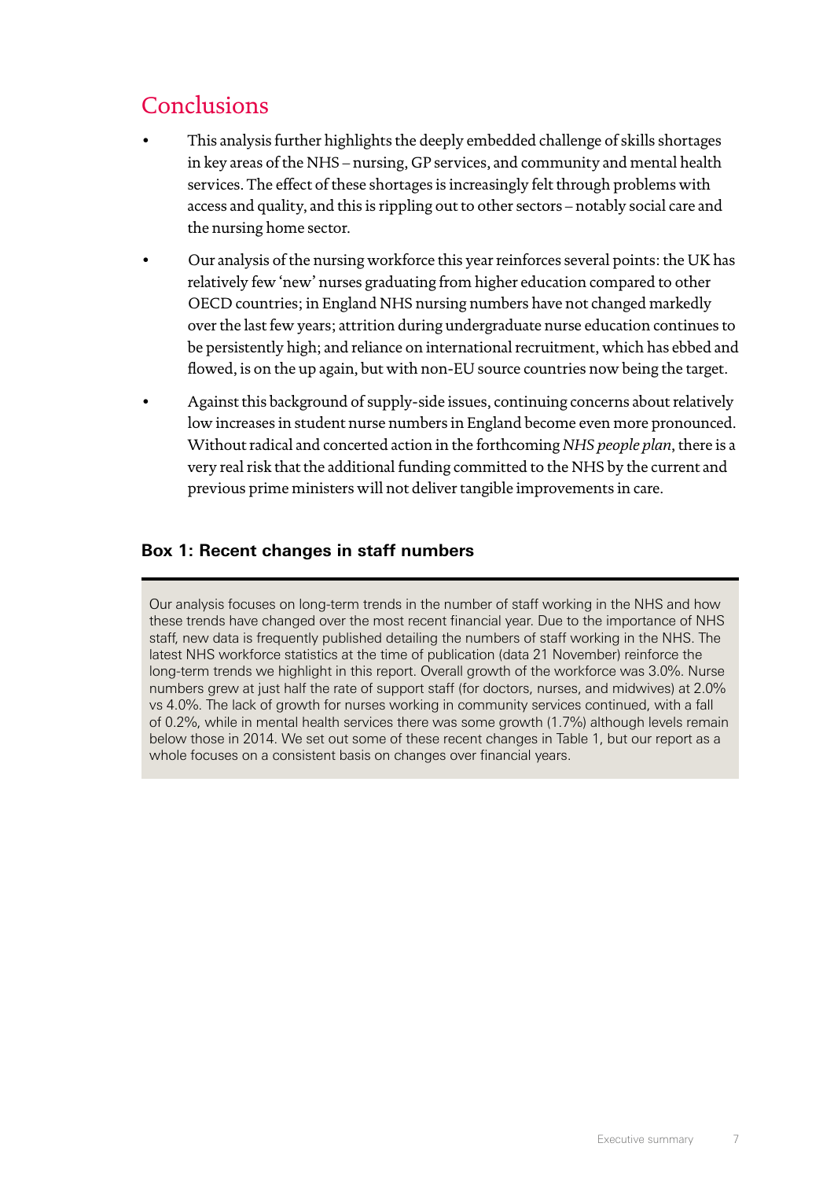## Conclusions

- This analysis further highlights the deeply embedded challenge of skills shortages in key areas of the NHS – nursing, GP services, and community and mental health services. The effect of these shortages is increasingly felt through problems with access and quality, and this is rippling out to other sectors – notably social care and the nursing home sector.
- Our analysis of the nursing workforce this year reinforces several points: the UK has relatively few 'new' nurses graduating from higher education compared to other OECD countries; in England NHS nursing numbers have not changed markedly over the last few years; attrition during undergraduate nurse education continues to be persistently high; and reliance on international recruitment, which has ebbed and flowed, is on the up again, but with non-EU source countries now being the target.
- Against this background of supply-side issues, continuing concerns about relatively low increases in student nurse numbers in England become even more pronounced. Without radical and concerted action in the forthcoming *NHS people plan*, there is a very real risk that the additional funding committed to the NHS by the current and previous prime ministers will not deliver tangible improvements in care.

### Box 1: Recent changes in staff numbers

Our analysis focuses on long-term trends in the number of staff working in the NHS and how these trends have changed over the most recent financial year. Due to the importance of NHS staff, new data is frequently published detailing the numbers of staff working in the NHS. The latest NHS workforce statistics at the time of publication (data 21 November) reinforce the long-term trends we highlight in this report. Overall growth of the workforce was 3.0%. Nurse numbers grew at just half the rate of support staff (for doctors, nurses, and midwives) at 2.0% vs 4.0%. The lack of growth for nurses working in community services continued, with a fall of 0.2%, while in mental health services there was some growth (1.7%) although levels remain below those in 2014. We set out some of these recent changes in Table 1, but our report as a whole focuses on a consistent basis on changes over financial years.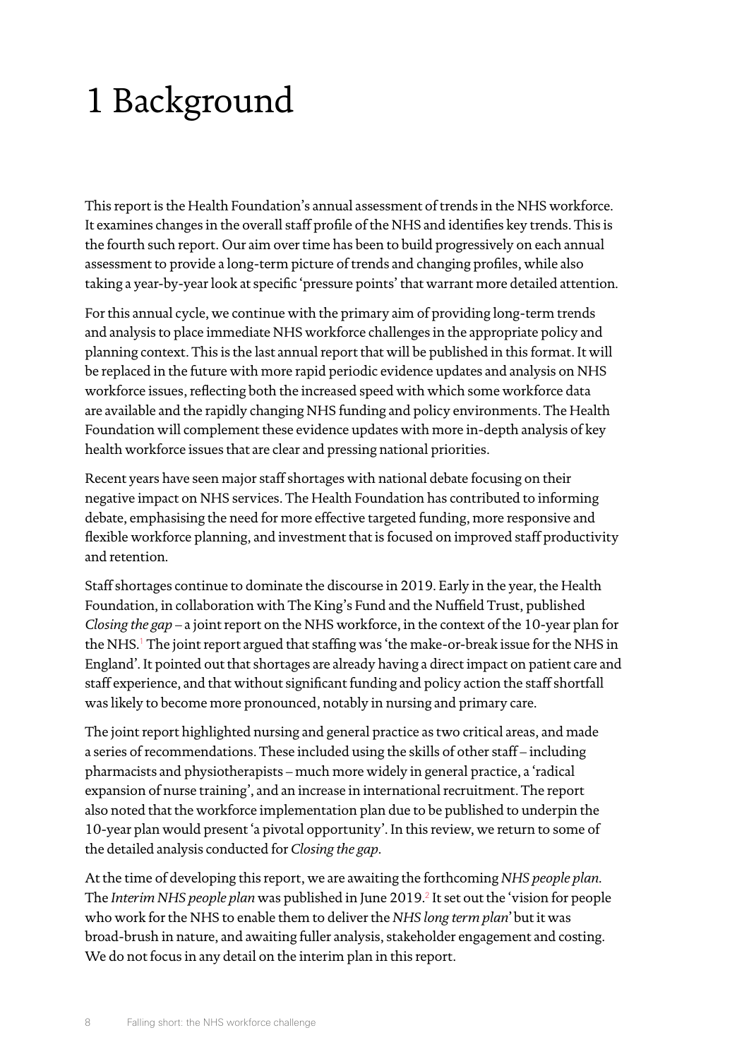# 1 Background

This report is the Health Foundation's annual assessment of trends in the NHS workforce. It examines changes in the overall staff profile of the NHS and identifies key trends. This is the fourth such report. Our aim over time has been to build progressively on each annual assessment to provide a long-term picture of trends and changing profiles, while also taking a year-by-year look at specific 'pressure points' that warrant more detailed attention.

For this annual cycle, we continue with the primary aim of providing long-term trends and analysis to place immediate NHS workforce challenges in the appropriate policy and planning context. This is the last annual report that will be published in this format. It will be replaced in the future with more rapid periodic evidence updates and analysis on NHS workforce issues, reflecting both the increased speed with which some workforce data are available and the rapidly changing NHS funding and policy environments. The Health Foundation will complement these evidence updates with more in-depth analysis of key health workforce issues that are clear and pressing national priorities.

Recent years have seen major staff shortages with national debate focusing on their negative impact on NHS services. The Health Foundation has contributed to informing debate, emphasising the need for more effective targeted funding, more responsive and flexible workforce planning, and investment that is focused on improved staff productivity and retention.

Staff shortages continue to dominate the discourse in 2019. Early in the year, the Health Foundation, in collaboration with The King's Fund and the Nuffield Trust, published *Closing the gap* – a joint report on the NHS workforce, in the context of the 10-year plan for the NHS.[1] The joint report argued that staffing was 'the make-or-break issue for the NHS in England'. It pointed out that shortages are already having a direct impact on patient care and staff experience, and that without significant funding and policy action the staff shortfall was likely to become more pronounced, notably in nursing and primary care.

The joint report highlighted nursing and general practice as two critical areas, and made a series of recommendations. These included using the skills of other staff – including pharmacists and physiotherapists – much more widely in general practice, a 'radical expansion of nurse training', and an increase in international recruitment. The report also noted that the workforce implementation plan due to be published to underpin the 10-year plan would present 'a pivotal opportunity'. In this review, we return to some of the detailed analysis conducted for *Closing the gap*.

At the time of developing this report, we are awaiting the forthcoming *NHS people plan*. The *Interim NHS people plan* was published in June 2019.[2] It set out the 'vision for people who work for the NHS to enable them to deliver the *NHS long term plan*' but it was broad-brush in nature, and awaiting fuller analysis, stakeholder engagement and costing. We do not focus in any detail on the interim plan in this report.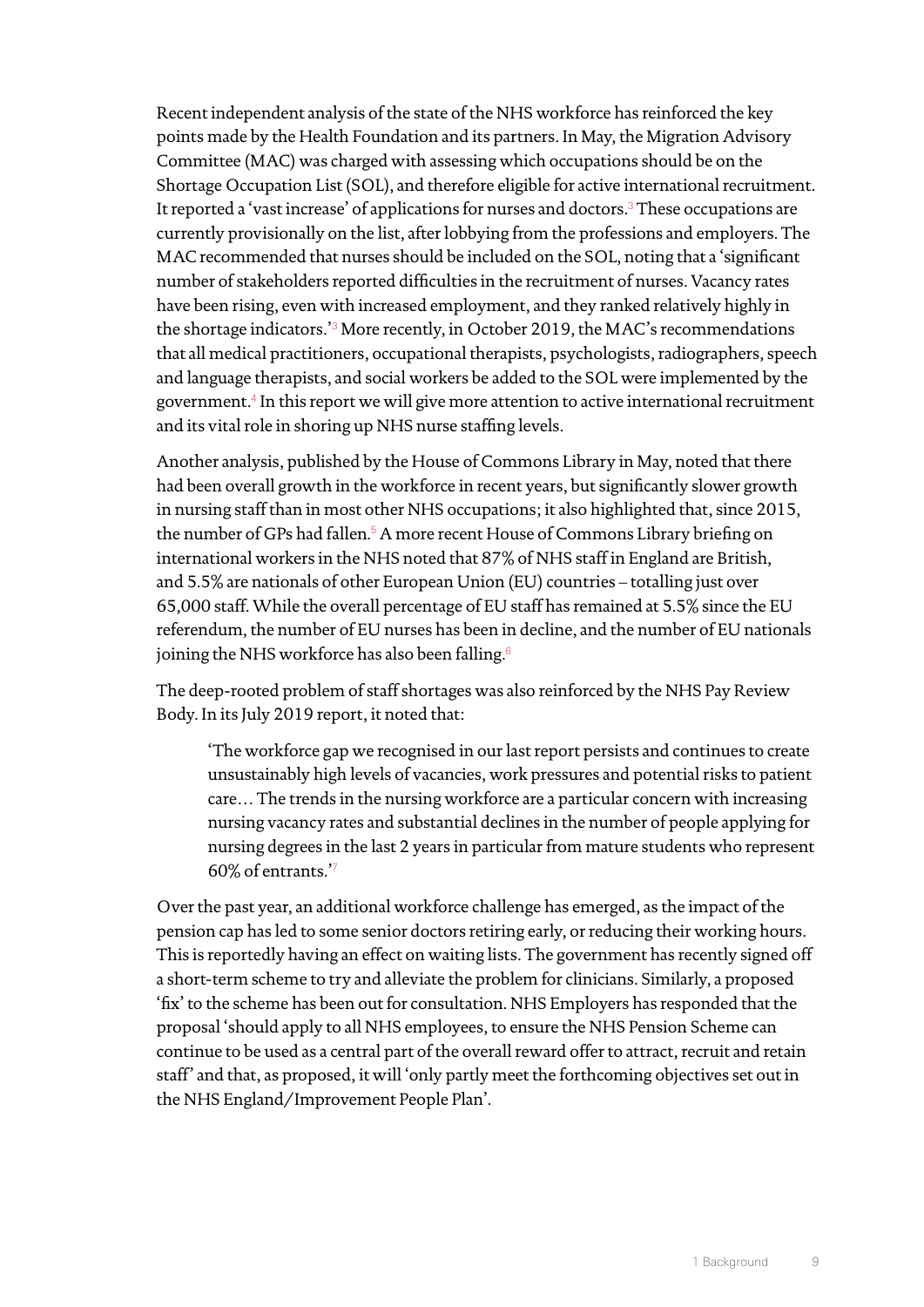Recent independent analysis of the state of the NHS workforce has reinforced the key points made by the Health Foundation and its partners. In May, the Migration Advisory Committee (MAC) was charged with assessing which occupations should be on the Shortage Occupation List (SOL), and therefore eligible for active international recruitment. It reported a 'vast increase' of applications for nurses and doctors.[3] These occupations are currently provisionally on the list, after lobbying from the professions and employers. The MAC recommended that nurses should be included on the SOL, noting that a 'significant number of stakeholders reported difficulties in the recruitment of nurses. Vacancy rates have been rising, even with increased employment, and they ranked relatively highly in the shortage indicators.'[3] More recently, in October 2019, the MAC's recommendations that all medical practitioners, occupational therapists, psychologists, radiographers, speech and language therapists, and social workers be added to the SOL were implemented by the government.[4] In this report we will give more attention to active international recruitment and its vital role in shoring up NHS nurse staffing levels.

Another analysis, published by the House of Commons Library in May, noted that there had been overall growth in the workforce in recent years, but significantly slower growth in nursing staff than in most other NHS occupations; it also highlighted that, since 2015, the number of GPs had fallen.[5] A more recent House of Commons Library briefing on international workers in the NHS noted that 87% of NHS staff in England are British, and 5.5% are nationals of other European Union (EU) countries – totalling just over 65,000 staff. While the overall percentage of EU staff has remained at 5.5% since the EU referendum, the number of EU nurses has been in decline, and the number of EU nationals joining the NHS workforce has also been falling.[6]

The deep-rooted problem of staff shortages was also reinforced by the NHS Pay Review Body. In its July 2019 report, it noted that:

> 'The workforce gap we recognised in our last report persists and continues to create unsustainably high levels of vacancies, work pressures and potential risks to patient care… The trends in the nursing workforce are a particular concern with increasing nursing vacancy rates and substantial declines in the number of people applying for nursing degrees in the last 2 years in particular from mature students who represent 60% of entrants.'[7]

Over the past year, an additional workforce challenge has emerged, as the impact of the pension cap has led to some senior doctors retiring early, or reducing their working hours. This is reportedly having an effect on waiting lists. The government has recently signed off a short-term scheme to try and alleviate the problem for clinicians. Similarly, a proposed 'fix' to the scheme has been out for consultation. NHS Employers has responded that the proposal 'should apply to all NHS employees, to ensure the NHS Pension Scheme can continue to be used as a central part of the overall reward offer to attract, recruit and retain staff' and that, as proposed, it will 'only partly meet the forthcoming objectives set out in the NHS England/Improvement People Plan'.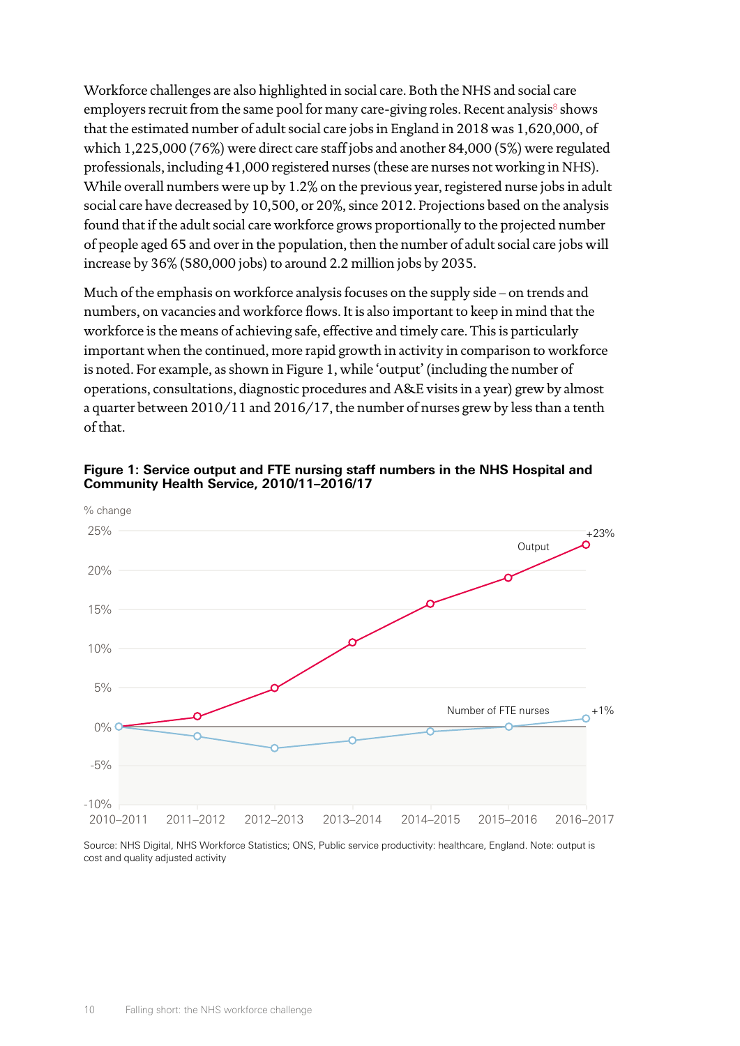Workforce challenges are also highlighted in social care. Both the NHS and social care employers recruit from the same pool for many care-giving roles. Recent analysis[8] shows that the estimated number of adult social care jobs in England in 2018 was 1,620,000, of which 1,225,000 (76%) were direct care staff jobs and another 84,000 (5%) were regulated professionals, including 41,000 registered nurses (these are nurses not working in NHS). While overall numbers were up by 1.2% on the previous year, registered nurse jobs in adult social care have decreased by 10,500, or 20%, since 2012. Projections based on the analysis found that if the adult social care workforce grows proportionally to the projected number of people aged 65 and over in the population, then the number of adult social care jobs will increase by 36% (580,000 jobs) to around 2.2 million jobs by 2035.

Much of the emphasis on workforce analysis focuses on the supply side – on trends and numbers, on vacancies and workforce flows. It is also important to keep in mind that the workforce is the means of achieving safe, effective and timely care. This is particularly important when the continued, more rapid growth in activity in comparison to workforce is noted. For example, as shown in Figure 1, while 'output' (including the number of operations, consultations, diagnostic procedures and A&E visits in a year) grew by almost a quarter between 2010/11 and 2016/17, the number of nurses grew by less than a tenth of that.

**Figure 1: Service output and FTE nursing staff numbers in the NHS Hospital and Community Health Service, 2010/11–2016/17**

Source: NHS Digital, NHS Workforce Statistics; ONS, Public service productivity: healthcare, England. Note: output is cost and quality adjusted activity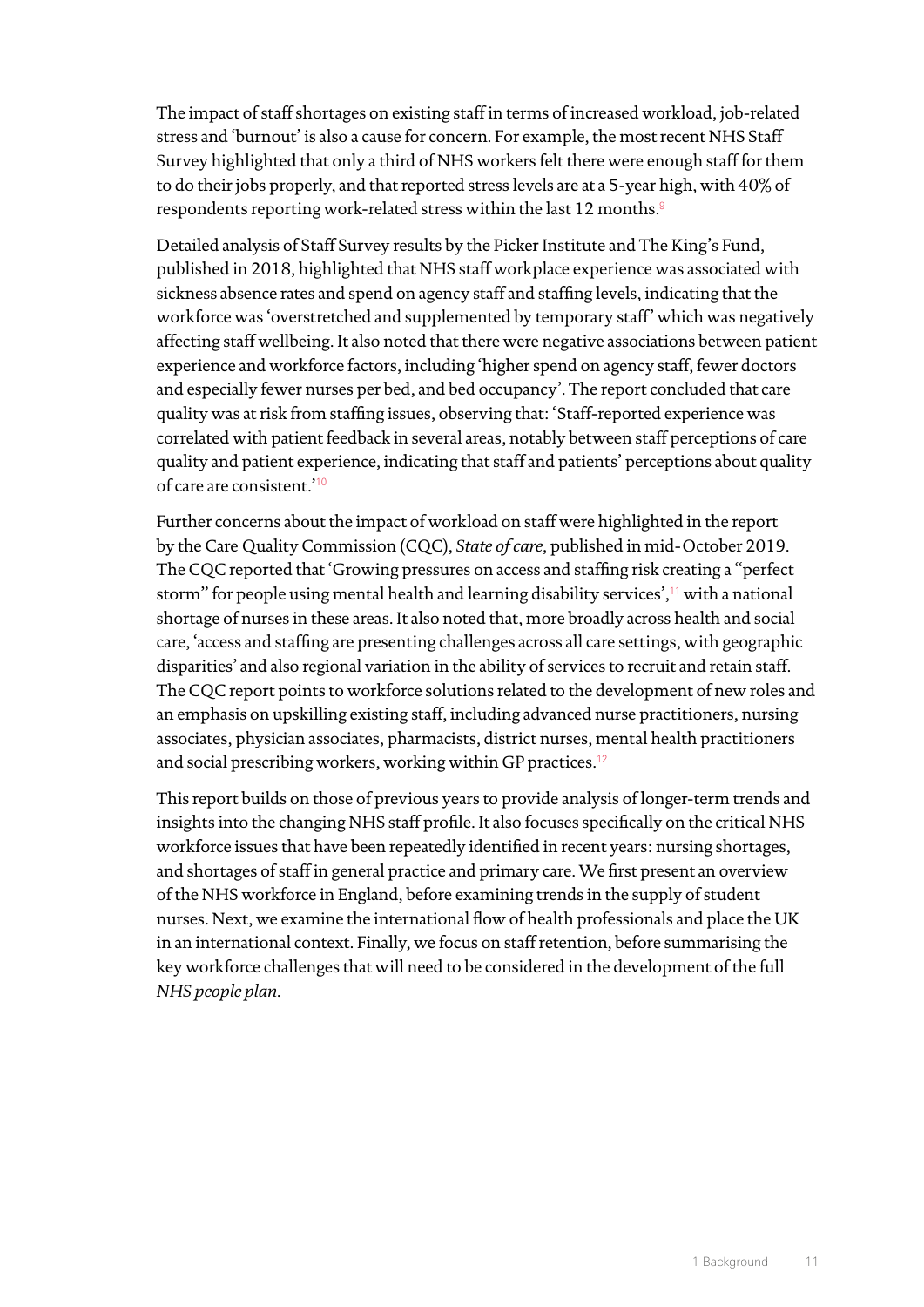The impact of staff shortages on existing staff in terms of increased workload, job-related stress and 'burnout' is also a cause for concern. For example, the most recent NHS Staff Survey highlighted that only a third of NHS workers felt there were enough staff for them to do their jobs properly, and that reported stress levels are at a 5-year high, with 40% of respondents reporting work-related stress within the last 12 months.[9]

Detailed analysis of Staff Survey results by the Picker Institute and The King's Fund, published in 2018, highlighted that NHS staff workplace experience was associated with sickness absence rates and spend on agency staff and staffing levels, indicating that the workforce was 'overstretched and supplemented by temporary staff' which was negatively affecting staff wellbeing. It also noted that there were negative associations between patient experience and workforce factors, including 'higher spend on agency staff, fewer doctors and especially fewer nurses per bed, and bed occupancy'. The report concluded that care quality was at risk from staffing issues, observing that: 'Staff-reported experience was correlated with patient feedback in several areas, notably between staff perceptions of care quality and patient experience, indicating that staff and patients' perceptions about quality of care are consistent.'[10]

Further concerns about the impact of workload on staff were highlighted in the report by the Care Quality Commission (CQC), *State of care*, published in mid-October 2019. The CQC reported that 'Growing pressures on access and staffing risk creating a "perfect storm" for people using mental health and learning disability services',[11] with a national shortage of nurses in these areas. It also noted that, more broadly across health and social care, 'access and staffing are presenting challenges across all care settings, with geographic disparities' and also regional variation in the ability of services to recruit and retain staff. The CQC report points to workforce solutions related to the development of new roles and an emphasis on upskilling existing staff, including advanced nurse practitioners, nursing associates, physician associates, pharmacists, district nurses, mental health practitioners and social prescribing workers, working within GP practices.[12]

This report builds on those of previous years to provide analysis of longer-term trends and insights into the changing NHS staff profile. It also focuses specifically on the critical NHS workforce issues that have been repeatedly identified in recent years: nursing shortages, and shortages of staff in general practice and primary care. We first present an overview of the NHS workforce in England, before examining trends in the supply of student nurses. Next, we examine the international flow of health professionals and place the UK in an international context. Finally, we focus on staff retention, before summarising the key workforce challenges that will need to be considered in the development of the full *NHS people plan*.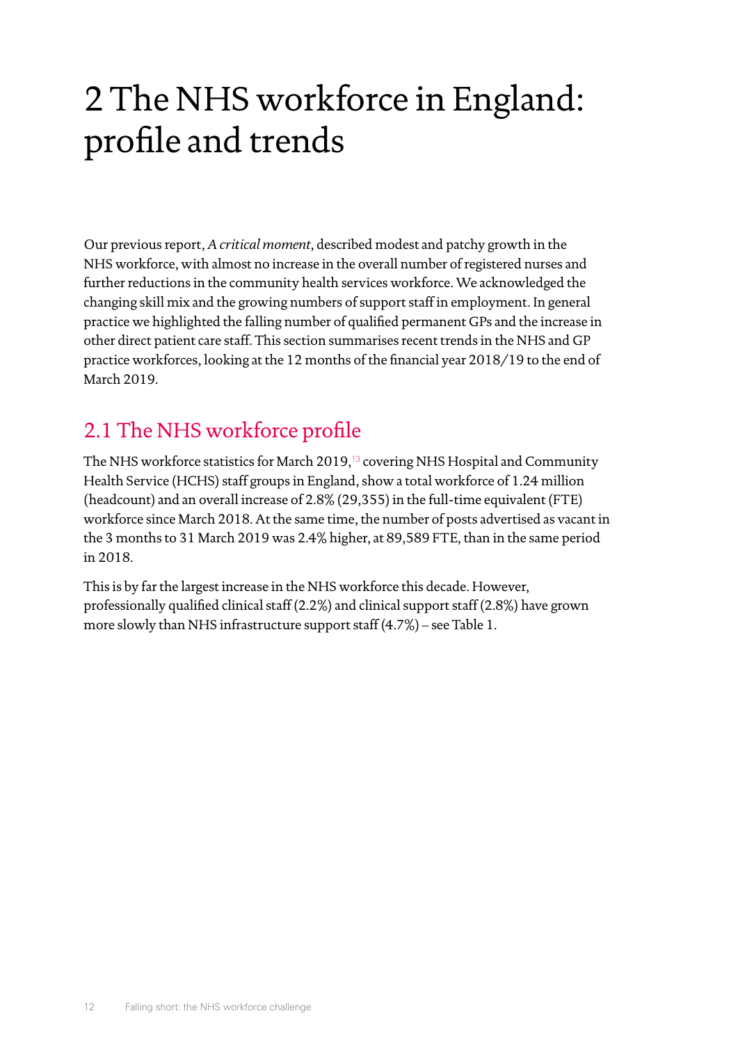# 2 The NHS workforce in England: profile and trends

Our previous report, *A critical moment*, described modest and patchy growth in the NHS workforce, with almost no increase in the overall number of registered nurses and further reductions in the community health services workforce. We acknowledged the changing skill mix and the growing numbers of support staff in employment. In general practice we highlighted the falling number of qualified permanent GPs and the increase in other direct patient care staff. This section summarises recent trends in the NHS and GP practice workforces, looking at the 12 months of the financial year 2018/19 to the end of March 2019.

## 2.1 The NHS workforce profile

The NHS workforce statistics for March 2019,[13] covering NHS Hospital and Community Health Service (HCHS) staff groups in England, show a total workforce of 1.24 million (headcount) and an overall increase of 2.8% (29,355) in the full-time equivalent (FTE) workforce since March 2018. At the same time, the number of posts advertised as vacant in the 3 months to 31 March 2019 was 2.4% higher, at 89,589 FTE, than in the same period in 2018.

This is by far the largest increase in the NHS workforce this decade. However, professionally qualified clinical staff (2.2%) and clinical support staff (2.8%) have grown more slowly than NHS infrastructure support staff (4.7%) – see Table 1.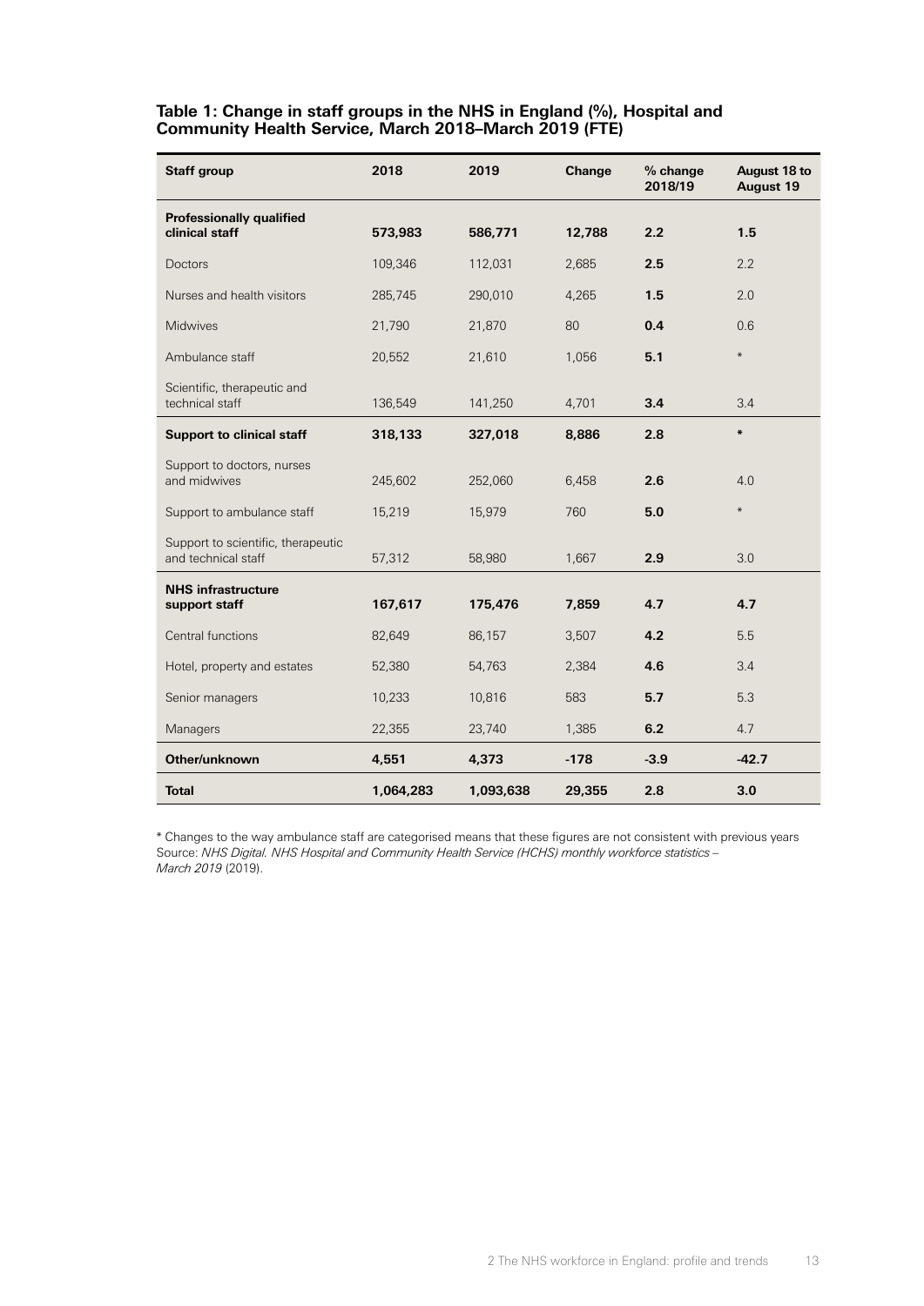**Table 1: Change in staff groups in the NHS in England (%), Hospital and Community Health Service, March 2018–March 2019 (FTE)**

| Staff group | 2018 | 2019 | Change | % change 2018/19 | August 18 to August 19 |
|---|---|---|---|---|---|
| **Professionally qualified clinical staff** | **573,983** | **586,771** | **12,788** | **2.2** | **1.5** |
| Doctors | 109,346 | 112,031 | 2,685 | **2.5** | 2.2 |
| Nurses and health visitors | 285,745 | 290,010 | 4,265 | **1.5** | 2.0 |
| Midwives | 21,790 | 21,870 | 80 | **0.4** | 0.6 |
| Ambulance staff | 20,552 | 21,610 | 1,056 | **5.1** | * |
| Scientific, therapeutic and technical staff | 136,549 | 141,250 | 4,701 | **3.4** | 3.4 |
| **Support to clinical staff** | **318,133** | **327,018** | **8,886** | **2.8** | **\*** |
| Support to doctors, nurses and midwives | 245,602 | 252,060 | 6,458 | **2.6** | 4.0 |
| Support to ambulance staff | 15,219 | 15,979 | 760 | **5.0** | * |
| Support to scientific, therapeutic and technical staff | 57,312 | 58,980 | 1,667 | **2.9** | 3.0 |
| **NHS infrastructure support staff** | **167,617** | **175,476** | **7,859** | **4.7** | **4.7** |
| Central functions | 82,649 | 86,157 | 3,507 | **4.2** | 5.5 |
| Hotel, property and estates | 52,380 | 54,763 | 2,384 | **4.6** | 3.4 |
| Senior managers | 10,233 | 10,816 | 583 | **5.7** | 5.3 |
| Managers | 22,355 | 23,740 | 1,385 | **6.2** | 4.7 |
| **Other/unknown** | **4,551** | **4,373** | **-178** | **-3.9** | **-42.7** |
| **Total** | **1,064,283** | **1,093,638** | **29,355** | **2.8** | **3.0** |

\* Changes to the way ambulance staff are categorised means that these figures are not consistent with previous years
Source: *NHS Digital. NHS Hospital and Community Health Service (HCHS) monthly workforce statistics – March 2019* (2019).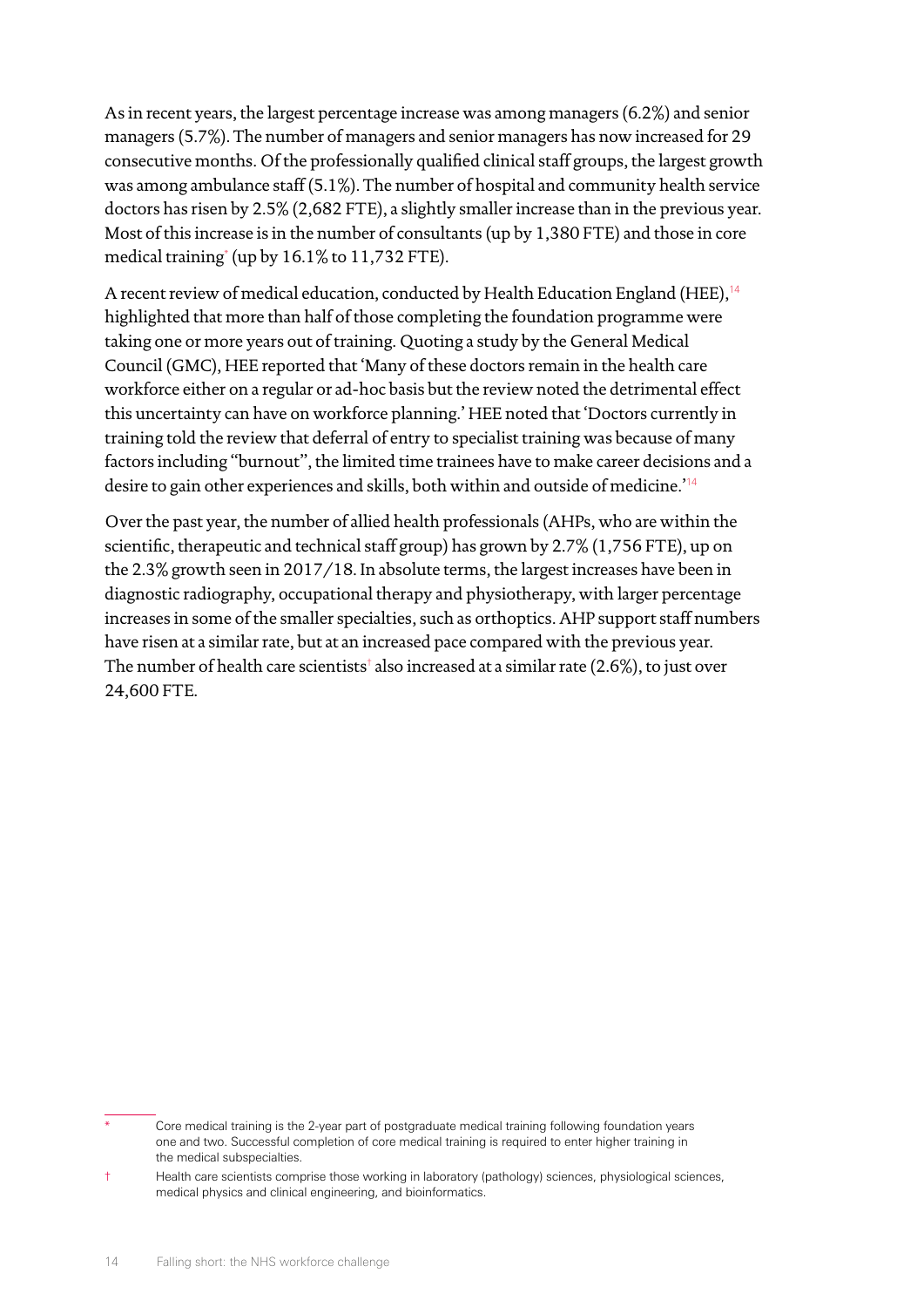As in recent years, the largest percentage increase was among managers (6.2%) and senior managers (5.7%). The number of managers and senior managers has now increased for 29 consecutive months. Of the professionally qualified clinical staff groups, the largest growth was among ambulance staff (5.1%). The number of hospital and community health service doctors has risen by 2.5% (2,682 FTE), a slightly smaller increase than in the previous year. Most of this increase is in the number of consultants (up by 1,380 FTE) and those in core medical training* (up by 16.1% to 11,732 FTE).

A recent review of medical education, conducted by Health Education England (HEE),[14] highlighted that more than half of those completing the foundation programme were taking one or more years out of training. Quoting a study by the General Medical Council (GMC), HEE reported that 'Many of these doctors remain in the health care workforce either on a regular or ad-hoc basis but the review noted the detrimental effect this uncertainty can have on workforce planning.' HEE noted that 'Doctors currently in training told the review that deferral of entry to specialist training was because of many factors including "burnout", the limited time trainees have to make career decisions and a desire to gain other experiences and skills, both within and outside of medicine.'[14]

Over the past year, the number of allied health professionals (AHPs, who are within the scientific, therapeutic and technical staff group) has grown by 2.7% (1,756 FTE), up on the 2.3% growth seen in 2017/18. In absolute terms, the largest increases have been in diagnostic radiography, occupational therapy and physiotherapy, with larger percentage increases in some of the smaller specialties, such as orthoptics. AHP support staff numbers have risen at a similar rate, but at an increased pace compared with the previous year. The number of health care scientists† also increased at a similar rate (2.6%), to just over 24,600 FTE.

---

\* Core medical training is the 2-year part of postgraduate medical training following foundation years one and two. Successful completion of core medical training is required to enter higher training in the medical subspecialties.

† Health care scientists comprise those working in laboratory (pathology) sciences, physiological sciences, medical physics and clinical engineering, and bioinformatics.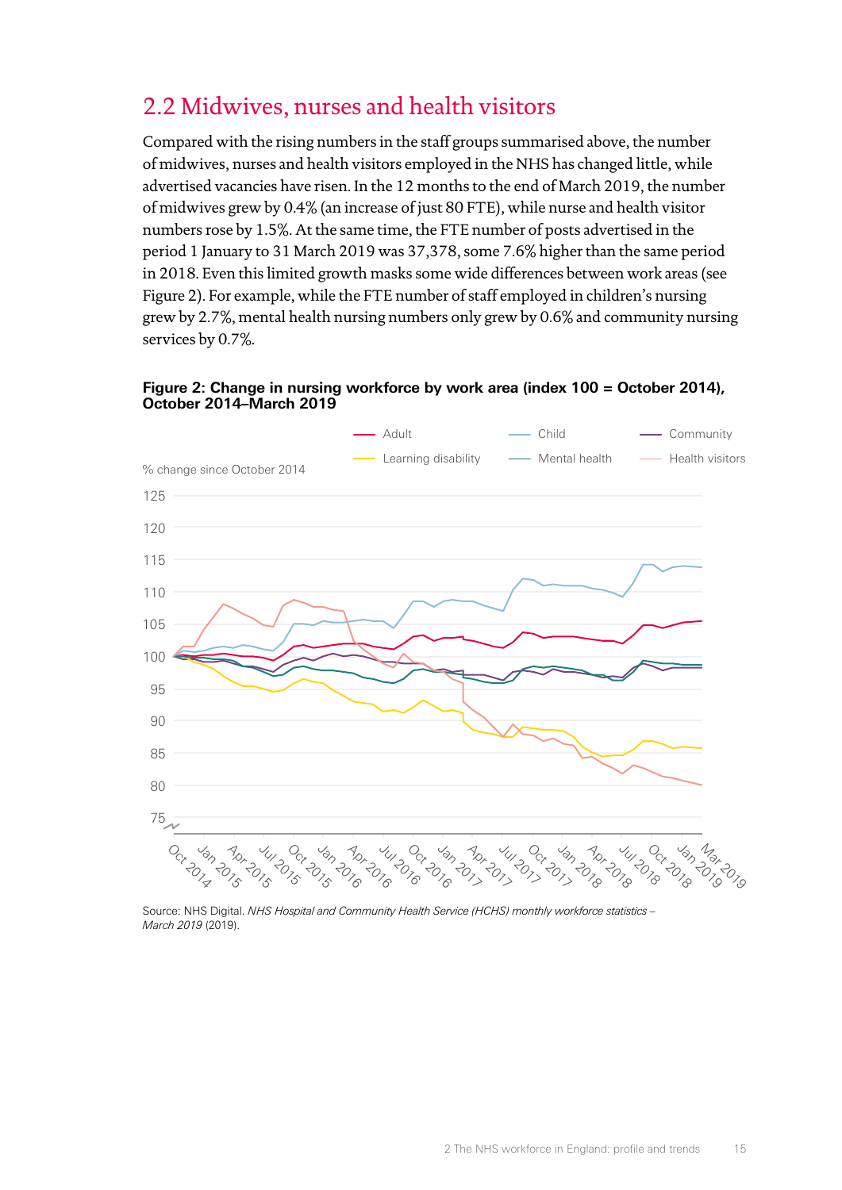## 2.2 Midwives, nurses and health visitors

Compared with the rising numbers in the staff groups summarised above, the number of midwives, nurses and health visitors employed in the NHS has changed little, while advertised vacancies have risen. In the 12 months to the end of March 2019, the number of midwives grew by 0.4% (an increase of just 80 FTE), while nurse and health visitor numbers rose by 1.5%. At the same time, the FTE number of posts advertised in the period 1 January to 31 March 2019 was 37,378, some 7.6% higher than the same period in 2018. Even this limited growth masks some wide differences between work areas (see Figure 2). For example, while the FTE number of staff employed in children's nursing grew by 2.7%, mental health nursing numbers only grew by 0.6% and community nursing services by 0.7%.

**Figure 2: Change in nursing workforce by work area (index 100 = October 2014), October 2014–March 2019**

Source: NHS Digital. *NHS Hospital and Community Health Service (HCHS) monthly workforce statistics – March 2019* (2019).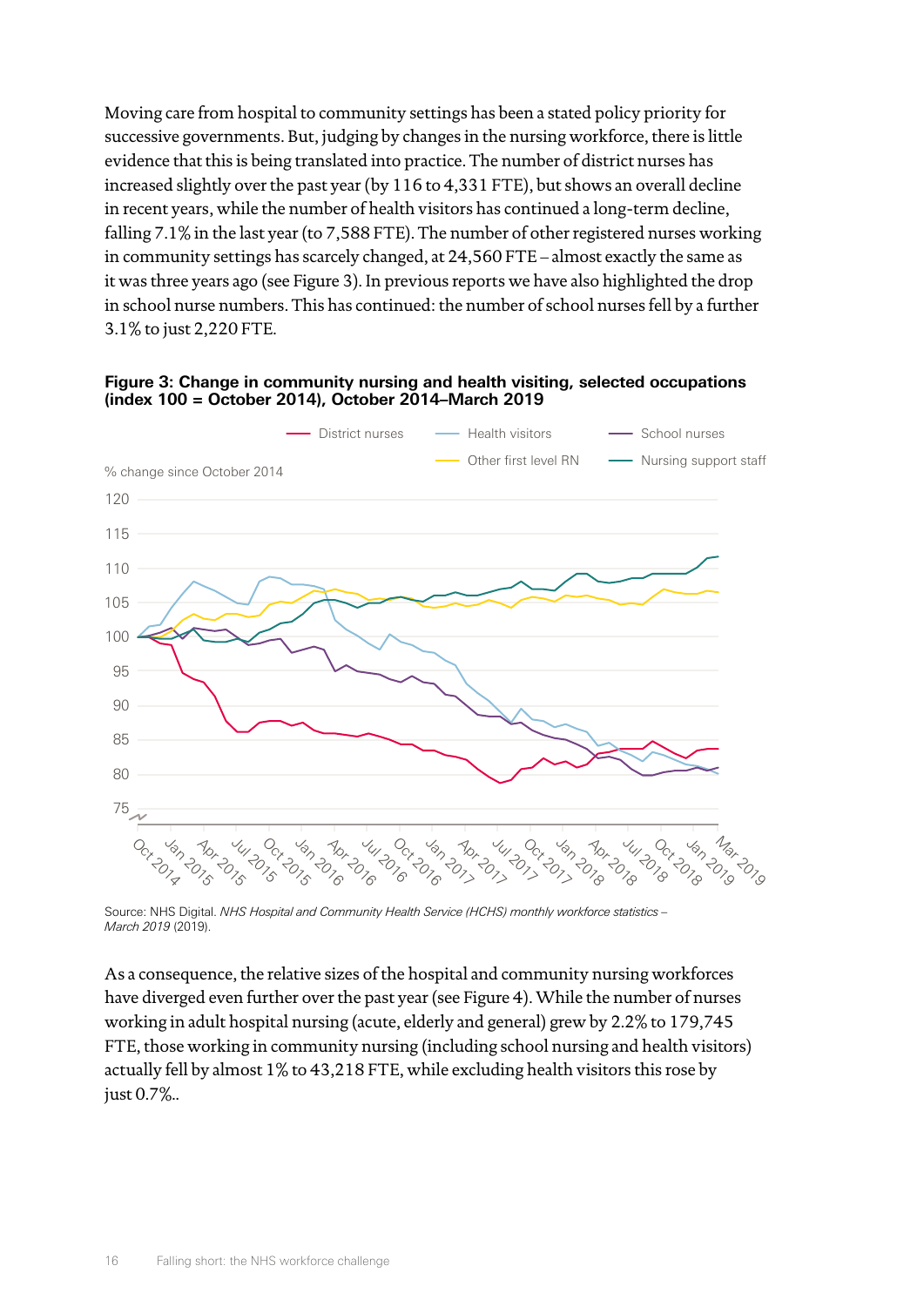Moving care from hospital to community settings has been a stated policy priority for successive governments. But, judging by changes in the nursing workforce, there is little evidence that this is being translated into practice. The number of district nurses has increased slightly over the past year (by 116 to 4,331 FTE), but shows an overall decline in recent years, while the number of health visitors has continued a long-term decline, falling 7.1% in the last year (to 7,588 FTE). The number of other registered nurses working in community settings has scarcely changed, at 24,560 FTE – almost exactly the same as it was three years ago (see Figure 3). In previous reports we have also highlighted the drop in school nurse numbers. This has continued: the number of school nurses fell by a further 3.1% to just 2,220 FTE.

**Figure 3: Change in community nursing and health visiting, selected occupations (index 100 = October 2014), October 2014–March 2019**

Source: NHS Digital. *NHS Hospital and Community Health Service (HCHS) monthly workforce statistics – March 2019* (2019).

As a consequence, the relative sizes of the hospital and community nursing workforces have diverged even further over the past year (see Figure 4). While the number of nurses working in adult hospital nursing (acute, elderly and general) grew by 2.2% to 179,745 FTE, those working in community nursing (including school nursing and health visitors) actually fell by almost 1% to 43,218 FTE, while excluding health visitors this rose by just 0.7%..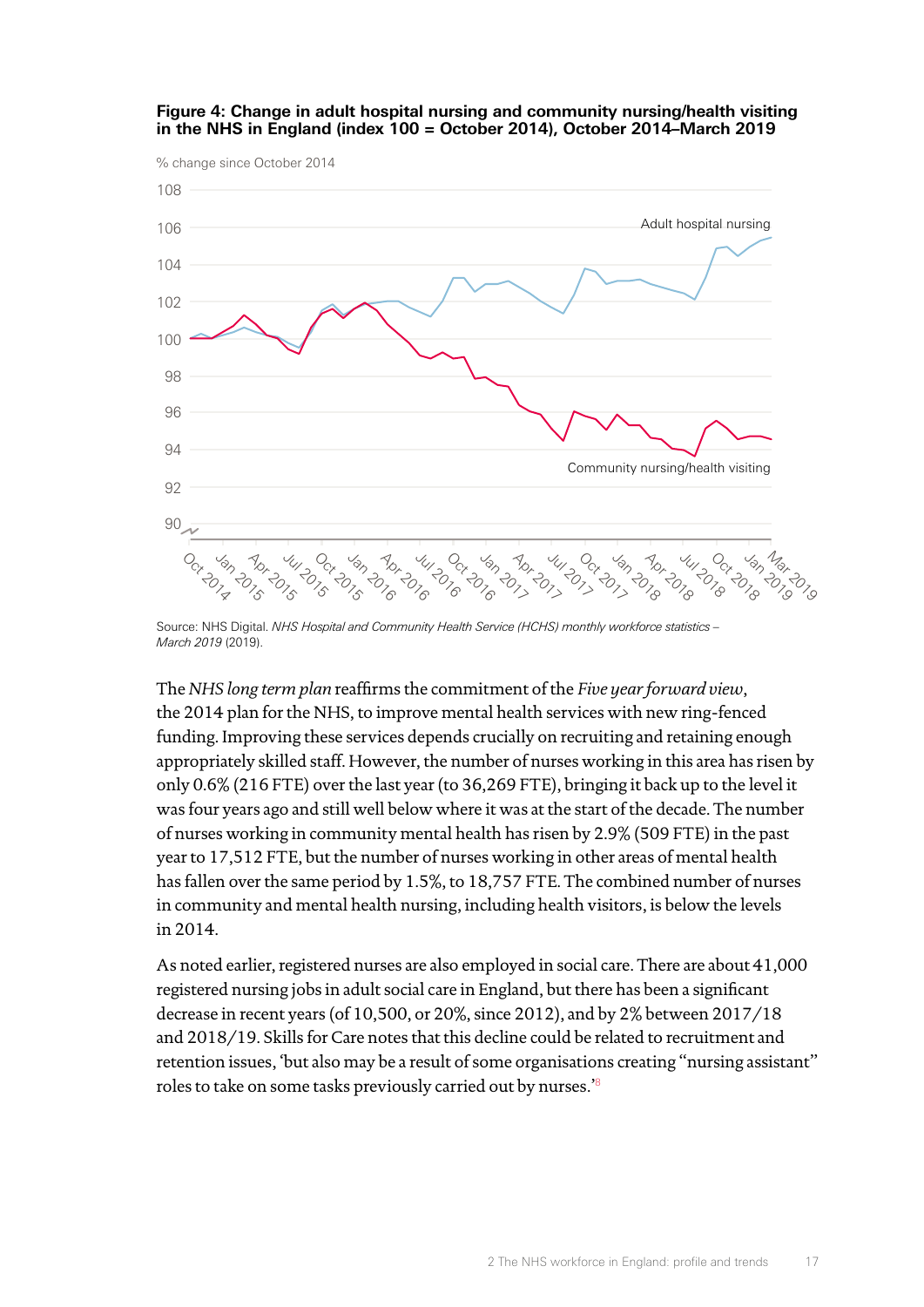**Figure 4: Change in adult hospital nursing and community nursing/health visiting in the NHS in England (index 100 = October 2014), October 2014–March 2019**

Source: NHS Digital. *NHS Hospital and Community Health Service (HCHS) monthly workforce statistics – March 2019* (2019).

The *NHS long term plan* reaffirms the commitment of the *Five year forward view*, the 2014 plan for the NHS, to improve mental health services with new ring-fenced funding. Improving these services depends crucially on recruiting and retaining enough appropriately skilled staff. However, the number of nurses working in this area has risen by only 0.6% (216 FTE) over the last year (to 36,269 FTE), bringing it back up to the level it was four years ago and still well below where it was at the start of the decade. The number of nurses working in community mental health has risen by 2.9% (509 FTE) in the past year to 17,512 FTE, but the number of nurses working in other areas of mental health has fallen over the same period by 1.5%, to 18,757 FTE. The combined number of nurses in community and mental health nursing, including health visitors, is below the levels in 2014.

As noted earlier, registered nurses are also employed in social care. There are about 41,000 registered nursing jobs in adult social care in England, but there has been a significant decrease in recent years (of 10,500, or 20%, since 2012), and by 2% between 2017/18 and 2018/19. Skills for Care notes that this decline could be related to recruitment and retention issues, 'but also may be a result of some organisations creating "nursing assistant" roles to take on some tasks previously carried out by nurses.'[8]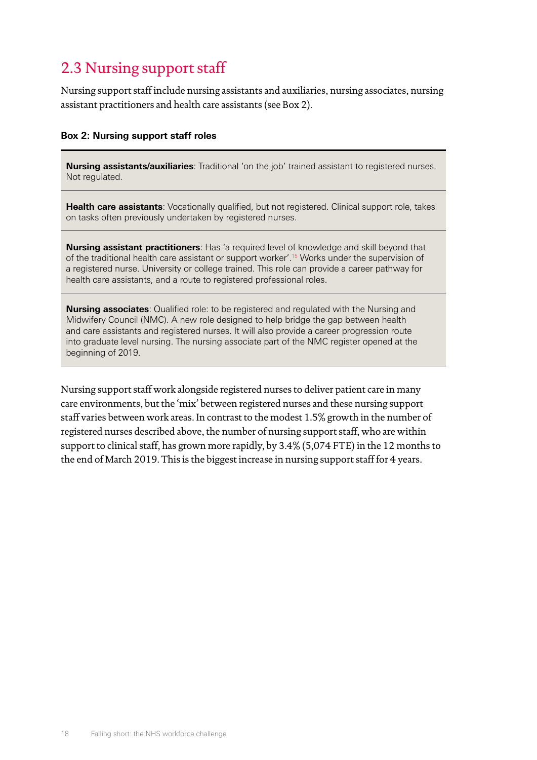## 2.3 Nursing support staff

Nursing support staff include nursing assistants and auxiliaries, nursing associates, nursing assistant practitioners and health care assistants (see Box 2).

**Box 2: Nursing support staff roles**

**Nursing assistants/auxiliaries**: Traditional 'on the job' trained assistant to registered nurses. Not regulated.

**Health care assistants**: Vocationally qualified, but not registered. Clinical support role, takes on tasks often previously undertaken by registered nurses.

**Nursing assistant practitioners**: Has 'a required level of knowledge and skill beyond that of the traditional health care assistant or support worker'.[15] Works under the supervision of a registered nurse. University or college trained. This role can provide a career pathway for health care assistants, and a route to registered professional roles.

**Nursing associates**: Qualified role: to be registered and regulated with the Nursing and Midwifery Council (NMC). A new role designed to help bridge the gap between health and care assistants and registered nurses. It will also provide a career progression route into graduate level nursing. The nursing associate part of the NMC register opened at the beginning of 2019.

Nursing support staff work alongside registered nurses to deliver patient care in many care environments, but the 'mix' between registered nurses and these nursing support staff varies between work areas. In contrast to the modest 1.5% growth in the number of registered nurses described above, the number of nursing support staff, who are within support to clinical staff, has grown more rapidly, by 3.4% (5,074 FTE) in the 12 months to the end of March 2019. This is the biggest increase in nursing support staff for 4 years.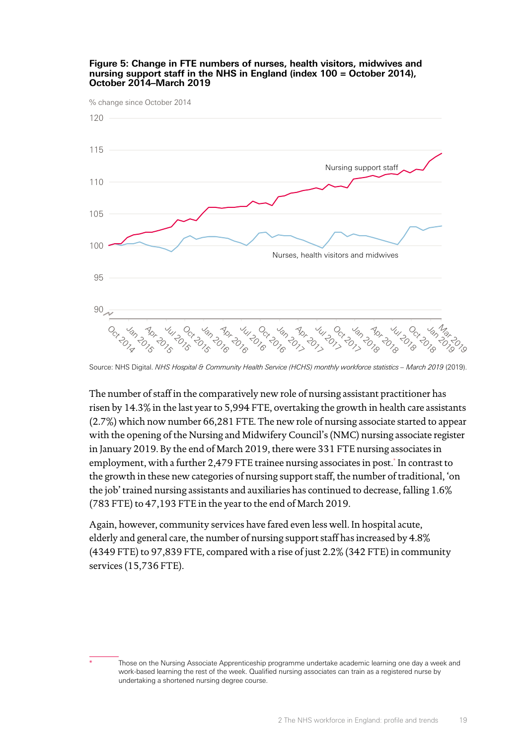**Figure 5: Change in FTE numbers of nurses, health visitors, midwives and nursing support staff in the NHS in England (index 100 = October 2014), October 2014–March 2019**

Source: NHS Digital. *NHS Hospital & Community Health Service (HCHS) monthly workforce statistics – March 2019* (2019).

The number of staff in the comparatively new role of nursing assistant practitioner has risen by 14.3% in the last year to 5,994 FTE, overtaking the growth in health care assistants (2.7%) which now number 66,281 FTE. The new role of nursing associate started to appear with the opening of the Nursing and Midwifery Council's (NMC) nursing associate register in January 2019. By the end of March 2019, there were 331 FTE nursing associates in employment, with a further 2,479 FTE trainee nursing associates in post.* In contrast to the growth in these new categories of nursing support staff, the number of traditional, 'on the job' trained nursing assistants and auxiliaries has continued to decrease, falling 1.6% (783 FTE) to 47,193 FTE in the year to the end of March 2019.

Again, however, community services have fared even less well. In hospital acute, elderly and general care, the number of nursing support staff has increased by 4.8% (4349 FTE) to 97,839 FTE, compared with a rise of just 2.2% (342 FTE) in community services (15,736 FTE).

\* Those on the Nursing Associate Apprenticeship programme undertake academic learning one day a week and work-based learning the rest of the week. Qualified nursing associates can train as a registered nurse by undertaking a shortened nursing degree course.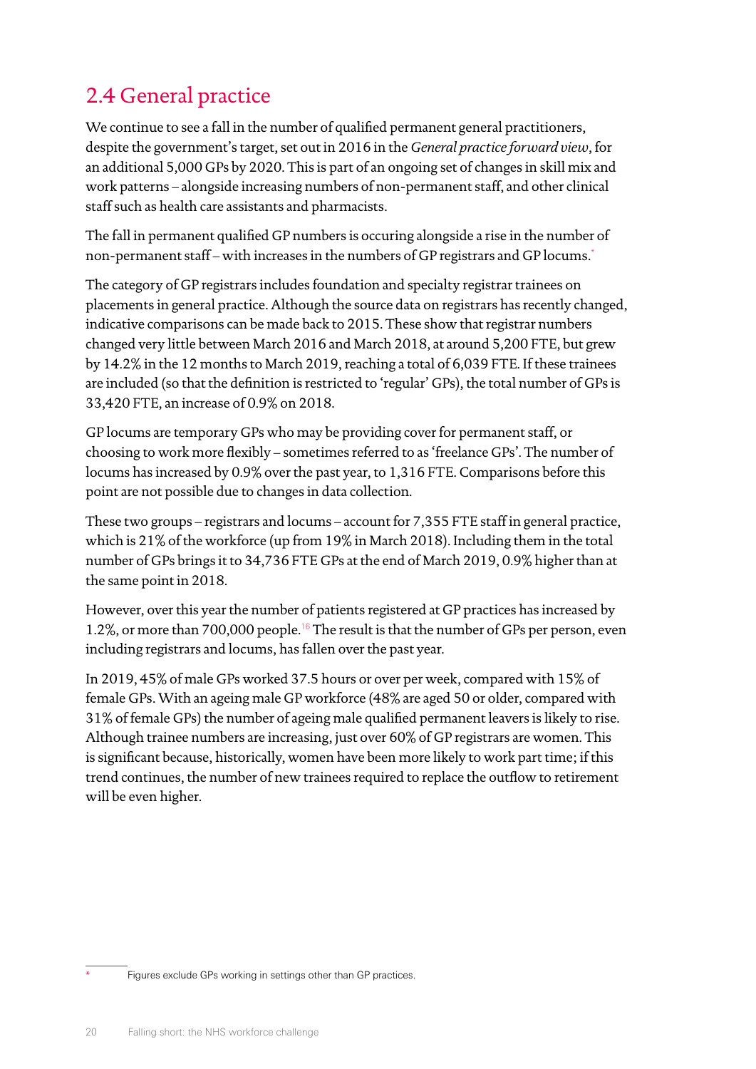## 2.4 General practice

We continue to see a fall in the number of qualified permanent general practitioners, despite the government's target, set out in 2016 in the *General practice forward view*, for an additional 5,000 GPs by 2020. This is part of an ongoing set of changes in skill mix and work patterns – alongside increasing numbers of non-permanent staff, and other clinical staff such as health care assistants and pharmacists.

The fall in permanent qualified GP numbers is occuring alongside a rise in the number of non-permanent staff – with increases in the numbers of GP registrars and GP locums.*

The category of GP registrars includes foundation and specialty registrar trainees on placements in general practice. Although the source data on registrars has recently changed, indicative comparisons can be made back to 2015. These show that registrar numbers changed very little between March 2016 and March 2018, at around 5,200 FTE, but grew by 14.2% in the 12 months to March 2019, reaching a total of 6,039 FTE. If these trainees are included (so that the definition is restricted to 'regular' GPs), the total number of GPs is 33,420 FTE, an increase of 0.9% on 2018.

GP locums are temporary GPs who may be providing cover for permanent staff, or choosing to work more flexibly – sometimes referred to as 'freelance GPs'. The number of locums has increased by 0.9% over the past year, to 1,316 FTE. Comparisons before this point are not possible due to changes in data collection.

These two groups – registrars and locums – account for 7,355 FTE staff in general practice, which is 21% of the workforce (up from 19% in March 2018). Including them in the total number of GPs brings it to 34,736 FTE GPs at the end of March 2019, 0.9% higher than at the same point in 2018.

However, over this year the number of patients registered at GP practices has increased by 1.2%, or more than 700,000 people.[16] The result is that the number of GPs per person, even including registrars and locums, has fallen over the past year.

In 2019, 45% of male GPs worked 37.5 hours or over per week, compared with 15% of female GPs. With an ageing male GP workforce (48% are aged 50 or older, compared with 31% of female GPs) the number of ageing male qualified permanent leavers is likely to rise. Although trainee numbers are increasing, just over 60% of GP registrars are women. This is significant because, historically, women have been more likely to work part time; if this trend continues, the number of new trainees required to replace the outflow to retirement will be even higher.

\* Figures exclude GPs working in settings other than GP practices.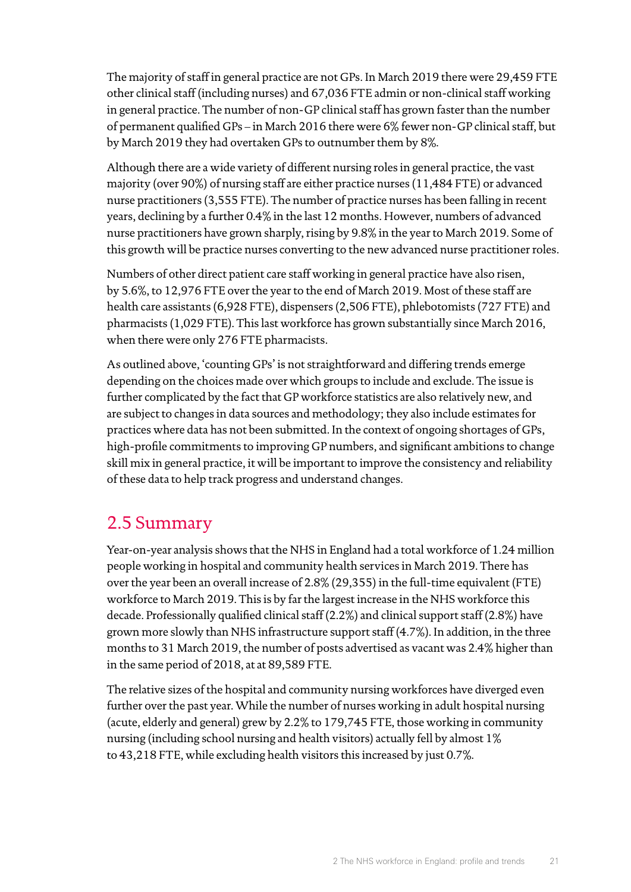The majority of staff in general practice are not GPs. In March 2019 there were 29,459 FTE other clinical staff (including nurses) and 67,036 FTE admin or non-clinical staff working in general practice. The number of non-GP clinical staff has grown faster than the number of permanent qualified GPs – in March 2016 there were 6% fewer non-GP clinical staff, but by March 2019 they had overtaken GPs to outnumber them by 8%.

Although there are a wide variety of different nursing roles in general practice, the vast majority (over 90%) of nursing staff are either practice nurses (11,484 FTE) or advanced nurse practitioners (3,555 FTE). The number of practice nurses has been falling in recent years, declining by a further 0.4% in the last 12 months. However, numbers of advanced nurse practitioners have grown sharply, rising by 9.8% in the year to March 2019. Some of this growth will be practice nurses converting to the new advanced nurse practitioner roles.

Numbers of other direct patient care staff working in general practice have also risen, by 5.6%, to 12,976 FTE over the year to the end of March 2019. Most of these staff are health care assistants (6,928 FTE), dispensers (2,506 FTE), phlebotomists (727 FTE) and pharmacists (1,029 FTE). This last workforce has grown substantially since March 2016, when there were only 276 FTE pharmacists.

As outlined above, 'counting GPs' is not straightforward and differing trends emerge depending on the choices made over which groups to include and exclude. The issue is further complicated by the fact that GP workforce statistics are also relatively new, and are subject to changes in data sources and methodology; they also include estimates for practices where data has not been submitted. In the context of ongoing shortages of GPs, high-profile commitments to improving GP numbers, and significant ambitions to change skill mix in general practice, it will be important to improve the consistency and reliability of these data to help track progress and understand changes.

## 2.5 Summary

Year-on-year analysis shows that the NHS in England had a total workforce of 1.24 million people working in hospital and community health services in March 2019. There has over the year been an overall increase of 2.8% (29,355) in the full-time equivalent (FTE) workforce to March 2019. This is by far the largest increase in the NHS workforce this decade. Professionally qualified clinical staff (2.2%) and clinical support staff (2.8%) have grown more slowly than NHS infrastructure support staff (4.7%). In addition, in the three months to 31 March 2019, the number of posts advertised as vacant was 2.4% higher than in the same period of 2018, at at 89,589 FTE.

The relative sizes of the hospital and community nursing workforces have diverged even further over the past year. While the number of nurses working in adult hospital nursing (acute, elderly and general) grew by 2.2% to 179,745 FTE, those working in community nursing (including school nursing and health visitors) actually fell by almost 1% to 43,218 FTE, while excluding health visitors this increased by just 0.7%.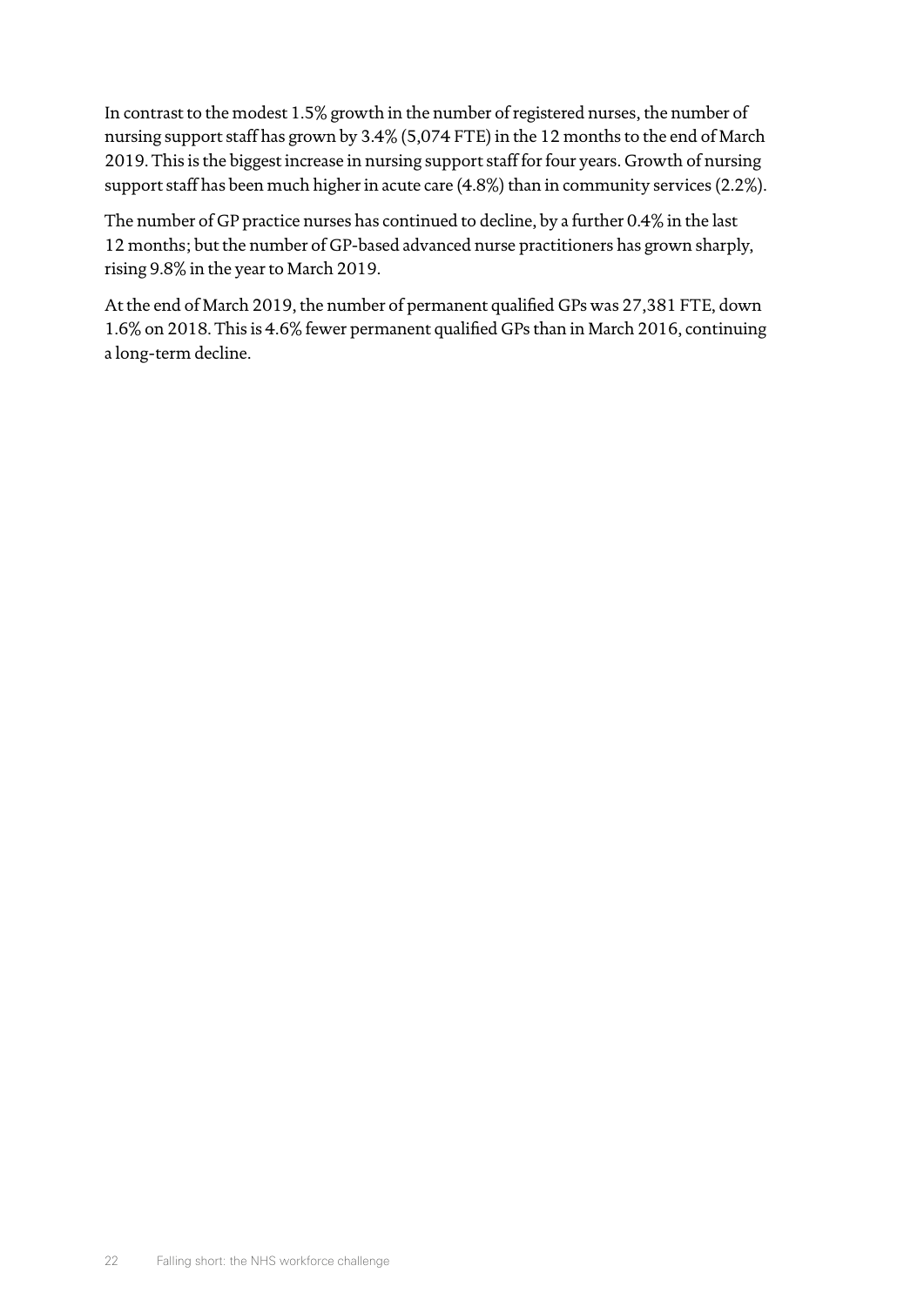In contrast to the modest 1.5% growth in the number of registered nurses, the number of nursing support staff has grown by 3.4% (5,074 FTE) in the 12 months to the end of March 2019. This is the biggest increase in nursing support staff for four years. Growth of nursing support staff has been much higher in acute care (4.8%) than in community services (2.2%).

The number of GP practice nurses has continued to decline, by a further 0.4% in the last 12 months; but the number of GP-based advanced nurse practitioners has grown sharply, rising 9.8% in the year to March 2019.

At the end of March 2019, the number of permanent qualified GPs was 27,381 FTE, down 1.6% on 2018. This is 4.6% fewer permanent qualified GPs than in March 2016, continuing a long-term decline.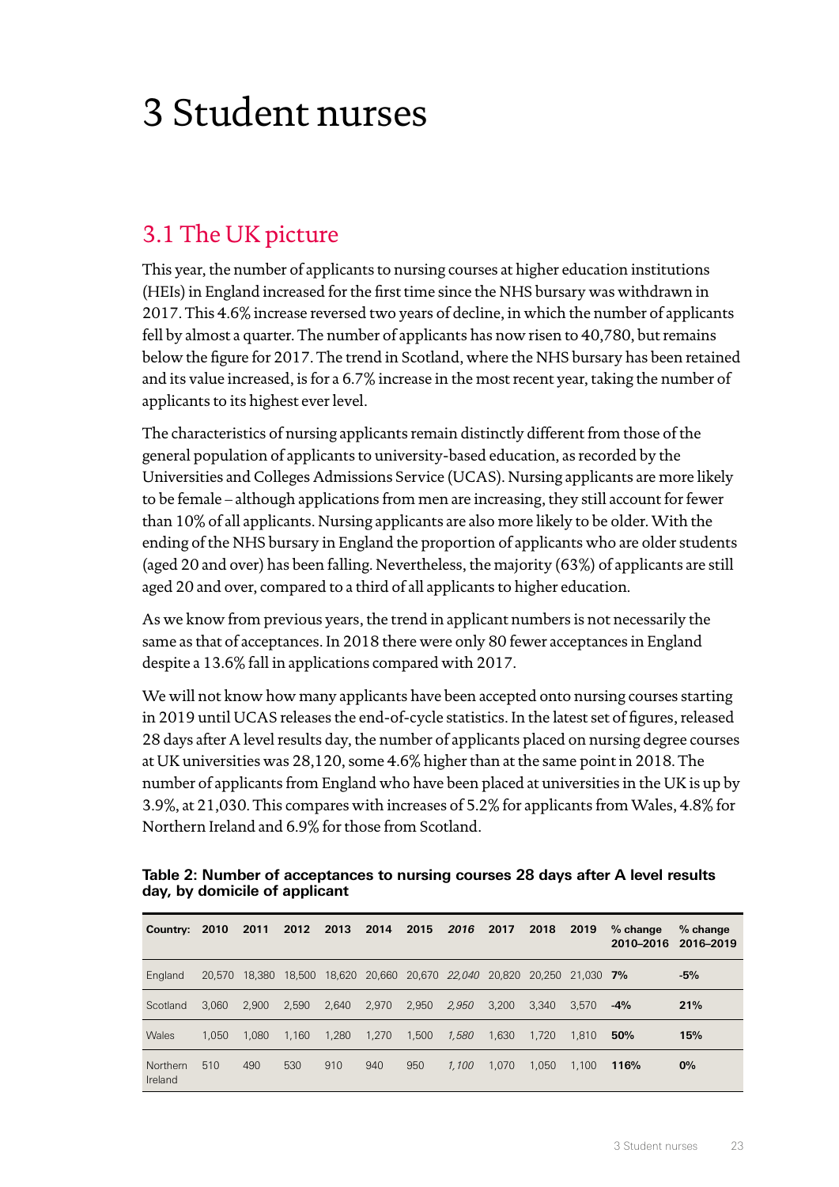# 3 Student nurses

## 3.1 The UK picture

This year, the number of applicants to nursing courses at higher education institutions (HEIs) in England increased for the first time since the NHS bursary was withdrawn in 2017. This 4.6% increase reversed two years of decline, in which the number of applicants fell by almost a quarter. The number of applicants has now risen to 40,780, but remains below the figure for 2017. The trend in Scotland, where the NHS bursary has been retained and its value increased, is for a 6.7% increase in the most recent year, taking the number of applicants to its highest ever level.

The characteristics of nursing applicants remain distinctly different from those of the general population of applicants to university-based education, as recorded by the Universities and Colleges Admissions Service (UCAS). Nursing applicants are more likely to be female – although applications from men are increasing, they still account for fewer than 10% of all applicants. Nursing applicants are also more likely to be older. With the ending of the NHS bursary in England the proportion of applicants who are older students (aged 20 and over) has been falling. Nevertheless, the majority (63%) of applicants are still aged 20 and over, compared to a third of all applicants to higher education.

As we know from previous years, the trend in applicant numbers is not necessarily the same as that of acceptances. In 2018 there were only 80 fewer acceptances in England despite a 13.6% fall in applications compared with 2017.

We will not know how many applicants have been accepted onto nursing courses starting in 2019 until UCAS releases the end-of-cycle statistics. In the latest set of figures, released 28 days after A level results day, the number of applicants placed on nursing degree courses at UK universities was 28,120, some 4.6% higher than at the same point in 2018. The number of applicants from England who have been placed at universities in the UK is up by 3.9%, at 21,030. This compares with increases of 5.2% for applicants from Wales, 4.8% for Northern Ireland and 6.9% for those from Scotland.

**Table 2: Number of acceptances to nursing courses 28 days after A level results day, by domicile of applicant**

| Country: | 2010 | 2011 | 2012 | 2013 | 2014 | 2015 | *2016* | 2017 | 2018 | 2019 | % change 2010–2016 | % change 2016–2019 |
|---|---|---|---|---|---|---|---|---|---|---|---|---|
| England | 20,570 | 18,380 | 18,500 | 18,620 | 20,660 | 20,670 | *22,040* | 20,820 | 20,250 | 21,030 | **7%** | **-5%** |
| Scotland | 3,060 | 2,900 | 2,590 | 2,640 | 2,970 | 2,950 | *2,950* | 3,200 | 3,340 | 3,570 | **-4%** | **21%** |
| Wales | 1,050 | 1,080 | 1,160 | 1,280 | 1,270 | 1,500 | *1,580* | 1,630 | 1,720 | 1,810 | **50%** | **15%** |
| Northern Ireland | 510 | 490 | 530 | 910 | 940 | 950 | *1,100* | 1,070 | 1,050 | 1,100 | **116%** | **0%** |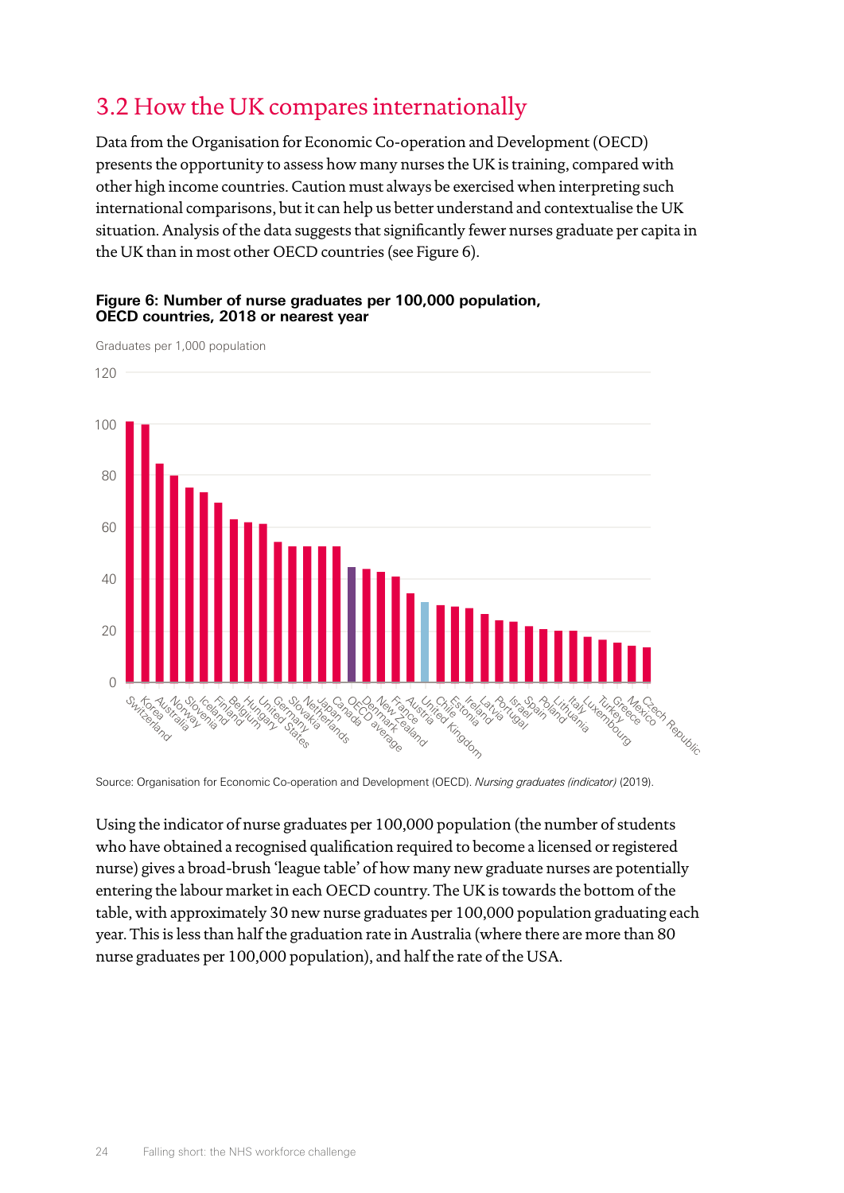## 3.2 How the UK compares internationally

Data from the Organisation for Economic Co-operation and Development (OECD) presents the opportunity to assess how many nurses the UK is training, compared with other high income countries. Caution must always be exercised when interpreting such international comparisons, but it can help us better understand and contextualise the UK situation. Analysis of the data suggests that significantly fewer nurses graduate per capita in the UK than in most other OECD countries (see Figure 6).

**Figure 6: Number of nurse graduates per 100,000 population, OECD countries, 2018 or nearest year**

Source: Organisation for Economic Co-operation and Development (OECD). *Nursing graduates (indicator)* (2019).

Using the indicator of nurse graduates per 100,000 population (the number of students who have obtained a recognised qualification required to become a licensed or registered nurse) gives a broad-brush 'league table' of how many new graduate nurses are potentially entering the labour market in each OECD country. The UK is towards the bottom of the table, with approximately 30 new nurse graduates per 100,000 population graduating each year. This is less than half the graduation rate in Australia (where there are more than 80 nurse graduates per 100,000 population), and half the rate of the USA.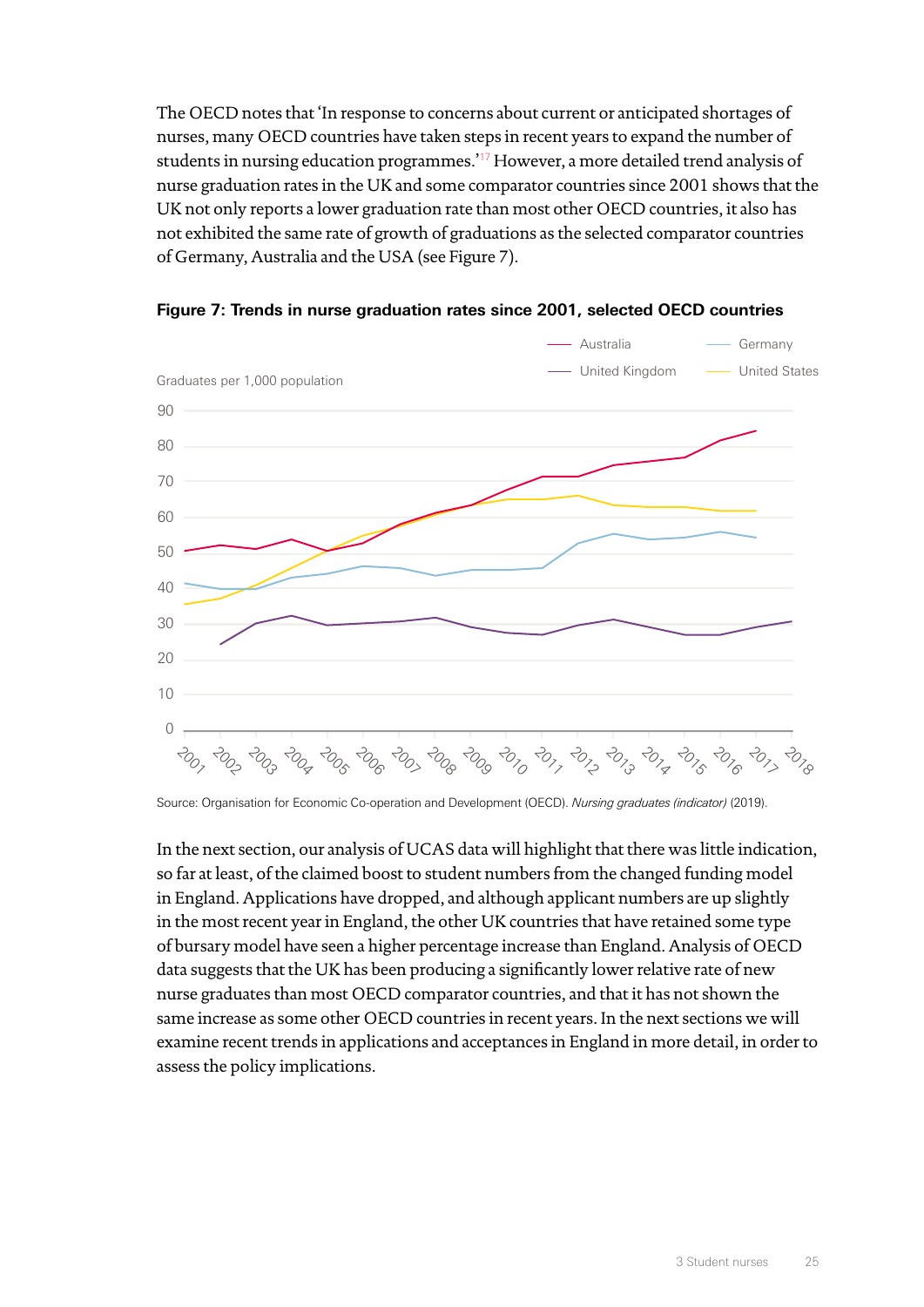The OECD notes that 'In response to concerns about current or anticipated shortages of nurses, many OECD countries have taken steps in recent years to expand the number of students in nursing education programmes.'[17] However, a more detailed trend analysis of nurse graduation rates in the UK and some comparator countries since 2001 shows that the UK not only reports a lower graduation rate than most other OECD countries, it also has not exhibited the same rate of growth of graduations as the selected comparator countries of Germany, Australia and the USA (see Figure 7).

**Figure 7: Trends in nurse graduation rates since 2001, selected OECD countries**

Source: Organisation for Economic Co-operation and Development (OECD). *Nursing graduates (indicator)* (2019).

In the next section, our analysis of UCAS data will highlight that there was little indication, so far at least, of the claimed boost to student numbers from the changed funding model in England. Applications have dropped, and although applicant numbers are up slightly in the most recent year in England, the other UK countries that have retained some type of bursary model have seen a higher percentage increase than England. Analysis of OECD data suggests that the UK has been producing a significantly lower relative rate of new nurse graduates than most OECD comparator countries, and that it has not shown the same increase as some other OECD countries in recent years. In the next sections we will examine recent trends in applications and acceptances in England in more detail, in order to assess the policy implications.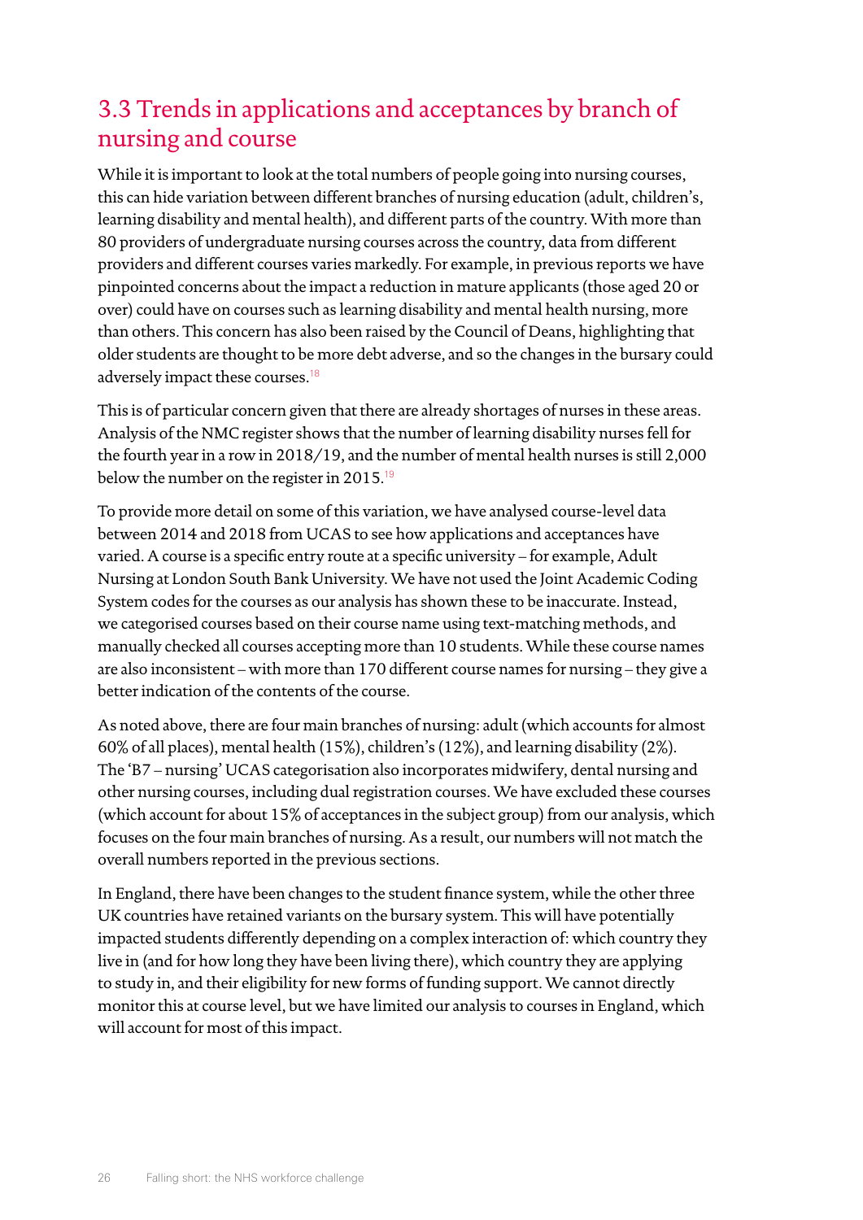## 3.3 Trends in applications and acceptances by branch of nursing and course

While it is important to look at the total numbers of people going into nursing courses, this can hide variation between different branches of nursing education (adult, children's, learning disability and mental health), and different parts of the country. With more than 80 providers of undergraduate nursing courses across the country, data from different providers and different courses varies markedly. For example, in previous reports we have pinpointed concerns about the impact a reduction in mature applicants (those aged 20 or over) could have on courses such as learning disability and mental health nursing, more than others. This concern has also been raised by the Council of Deans, highlighting that older students are thought to be more debt adverse, and so the changes in the bursary could adversely impact these courses.[18]

This is of particular concern given that there are already shortages of nurses in these areas. Analysis of the NMC register shows that the number of learning disability nurses fell for the fourth year in a row in 2018/19, and the number of mental health nurses is still 2,000 below the number on the register in 2015.[19]

To provide more detail on some of this variation, we have analysed course-level data between 2014 and 2018 from UCAS to see how applications and acceptances have varied. A course is a specific entry route at a specific university – for example, Adult Nursing at London South Bank University. We have not used the Joint Academic Coding System codes for the courses as our analysis has shown these to be inaccurate. Instead, we categorised courses based on their course name using text-matching methods, and manually checked all courses accepting more than 10 students. While these course names are also inconsistent – with more than 170 different course names for nursing – they give a better indication of the contents of the course.

As noted above, there are four main branches of nursing: adult (which accounts for almost 60% of all places), mental health (15%), children's (12%), and learning disability (2%). The 'B7 – nursing' UCAS categorisation also incorporates midwifery, dental nursing and other nursing courses, including dual registration courses. We have excluded these courses (which account for about 15% of acceptances in the subject group) from our analysis, which focuses on the four main branches of nursing. As a result, our numbers will not match the overall numbers reported in the previous sections.

In England, there have been changes to the student finance system, while the other three UK countries have retained variants on the bursary system. This will have potentially impacted students differently depending on a complex interaction of: which country they live in (and for how long they have been living there), which country they are applying to study in, and their eligibility for new forms of funding support. We cannot directly monitor this at course level, but we have limited our analysis to courses in England, which will account for most of this impact.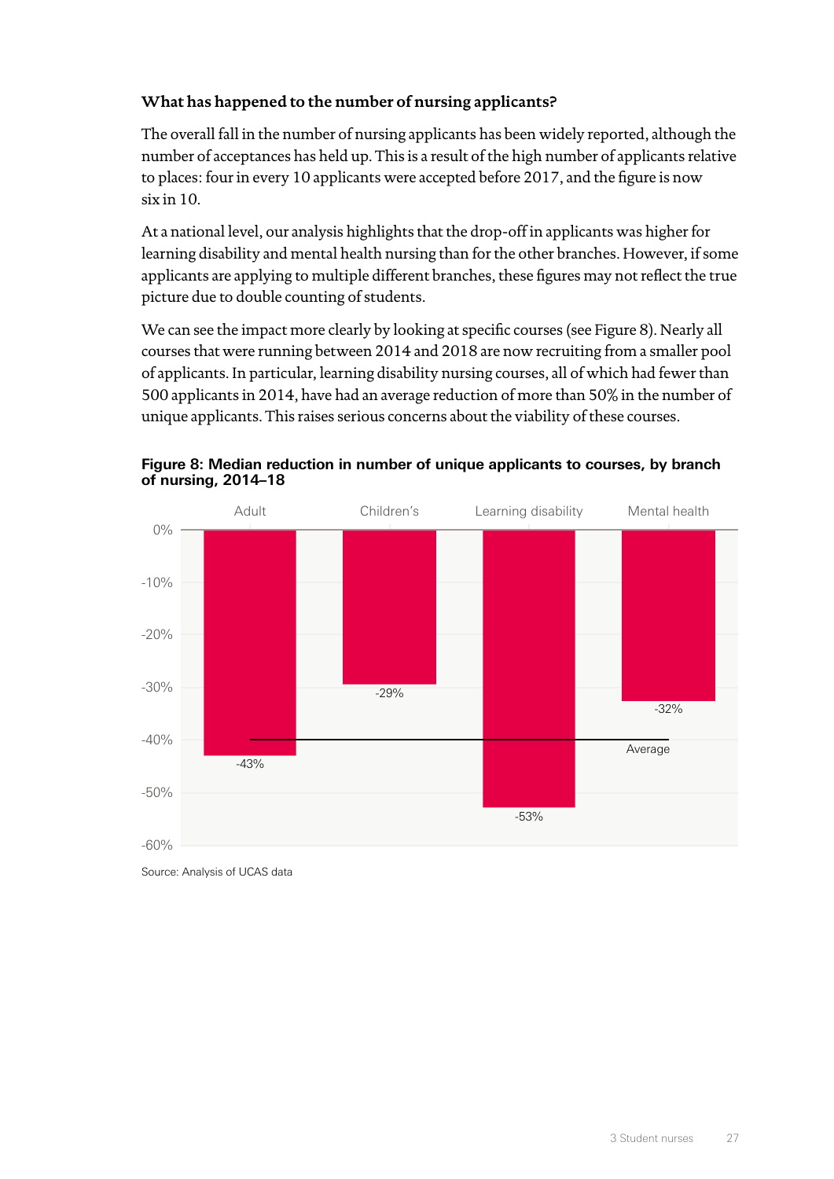### What has happened to the number of nursing applicants?

The overall fall in the number of nursing applicants has been widely reported, although the number of acceptances has held up. This is a result of the high number of applicants relative to places: four in every 10 applicants were accepted before 2017, and the figure is now six in 10.

At a national level, our analysis highlights that the drop-off in applicants was higher for learning disability and mental health nursing than for the other branches. However, if some applicants are applying to multiple different branches, these figures may not reflect the true picture due to double counting of students.

We can see the impact more clearly by looking at specific courses (see Figure 8). Nearly all courses that were running between 2014 and 2018 are now recruiting from a smaller pool of applicants. In particular, learning disability nursing courses, all of which had fewer than 500 applicants in 2014, have had an average reduction of more than 50% in the number of unique applicants. This raises serious concerns about the viability of these courses.

**Figure 8: Median reduction in number of unique applicants to courses, by branch of nursing, 2014–18**

| Branch | Median reduction |
|---|---|
| Adult | -43% |
| Children's | -29% |
| Learning disability | -53% |
| Mental health | -32% |
| Average | -40% |

Source: Analysis of UCAS data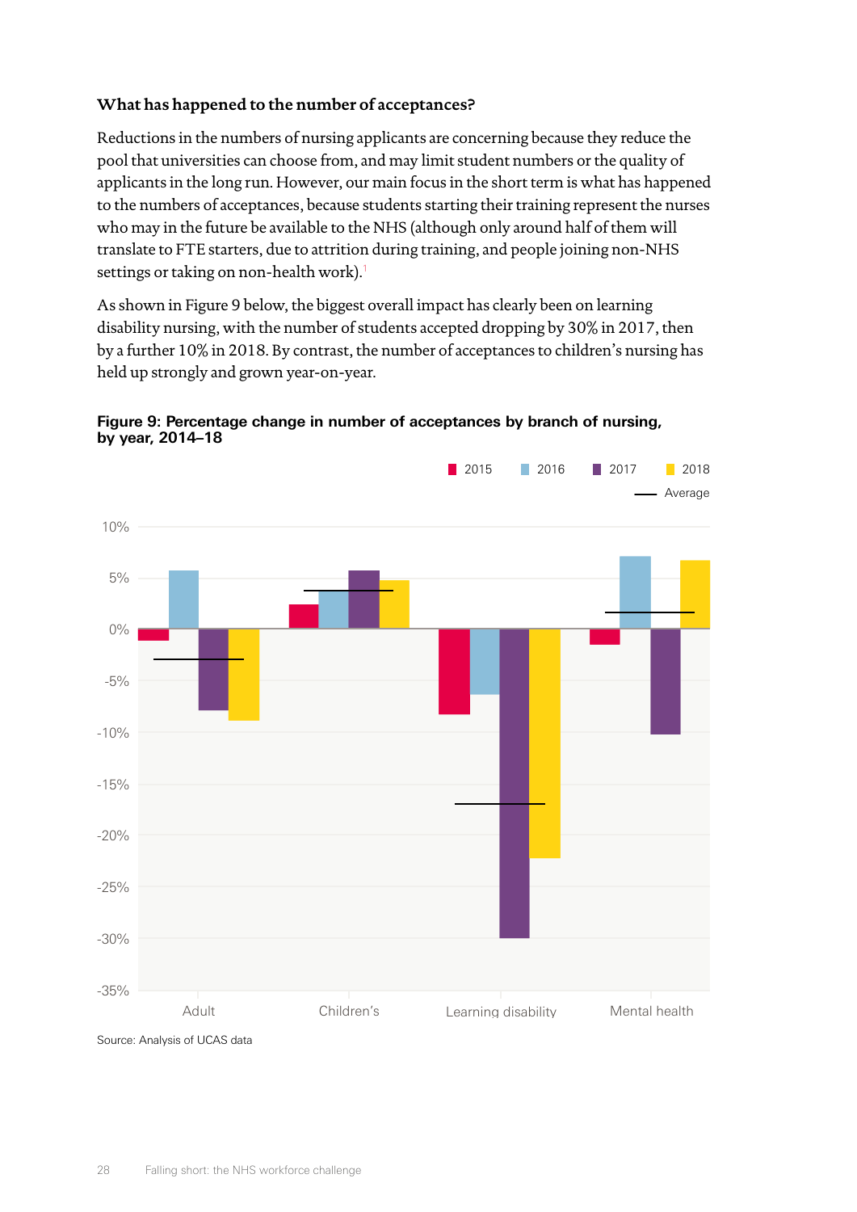### What has happened to the number of acceptances?

Reductions in the numbers of nursing applicants are concerning because they reduce the pool that universities can choose from, and may limit student numbers or the quality of applicants in the long run. However, our main focus in the short term is what has happened to the numbers of acceptances, because students starting their training represent the nurses who may in the future be available to the NHS (although only around half of them will translate to FTE starters, due to attrition during training, and people joining non-NHS settings or taking on non-health work).[1]

As shown in Figure 9 below, the biggest overall impact has clearly been on learning disability nursing, with the number of students accepted dropping by 30% in 2017, then by a further 10% in 2018. By contrast, the number of acceptances to children's nursing has held up strongly and grown year-on-year.

**Figure 9: Percentage change in number of acceptances by branch of nursing, by year, 2014–18**

Legend: 2015, 2016, 2017, 2018, Average

Y-axis: 10%, 5%, 0%, -5%, -10%, -15%, -20%, -25%, -30%, -35%

X-axis: Adult, Children's, Learning disability, Mental health

Source: Analysis of UCAS data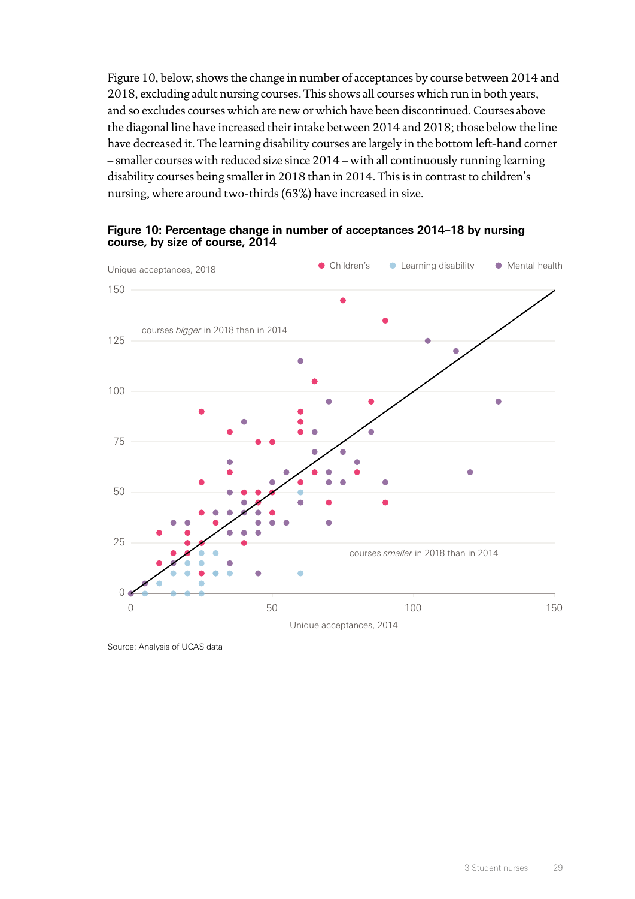Figure 10, below, shows the change in number of acceptances by course between 2014 and 2018, excluding adult nursing courses. This shows all courses which run in both years, and so excludes courses which are new or which have been discontinued. Courses above the diagonal line have increased their intake between 2014 and 2018; those below the line have decreased it. The learning disability courses are largely in the bottom left-hand corner – smaller courses with reduced size since 2014 – with all continuously running learning disability courses being smaller in 2018 than in 2014. This is in contrast to children's nursing, where around two-thirds (63%) have increased in size.

**Figure 10: Percentage change in number of acceptances 2014–18 by nursing course, by size of course, 2014**

Source: Analysis of UCAS data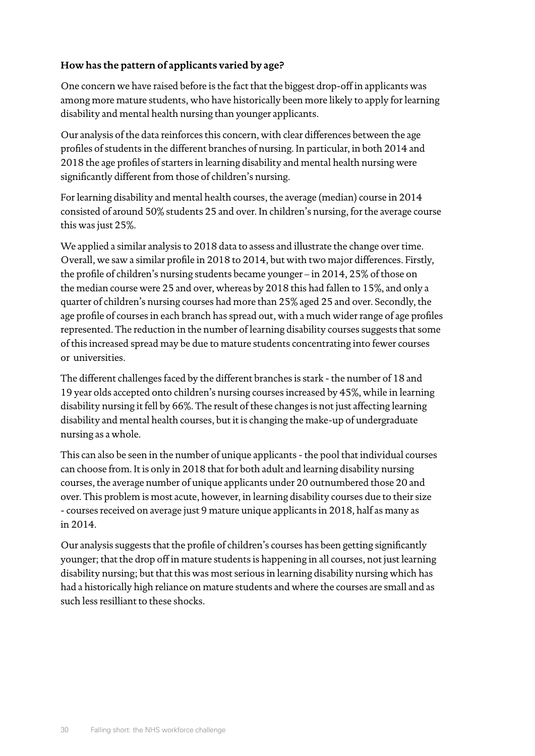### How has the pattern of applicants varied by age?

One concern we have raised before is the fact that the biggest drop-off in applicants was among more mature students, who have historically been more likely to apply for learning disability and mental health nursing than younger applicants.

Our analysis of the data reinforces this concern, with clear differences between the age profiles of students in the different branches of nursing. In particular, in both 2014 and 2018 the age profiles of starters in learning disability and mental health nursing were significantly different from those of children's nursing.

For learning disability and mental health courses, the average (median) course in 2014 consisted of around 50% students 25 and over. In children's nursing, for the average course this was just 25%.

We applied a similar analysis to 2018 data to assess and illustrate the change over time. Overall, we saw a similar profile in 2018 to 2014, but with two major differences. Firstly, the profile of children's nursing students became younger – in 2014, 25% of those on the median course were 25 and over, whereas by 2018 this had fallen to 15%, and only a quarter of children's nursing courses had more than 25% aged 25 and over. Secondly, the age profile of courses in each branch has spread out, with a much wider range of age profiles represented. The reduction in the number of learning disability courses suggests that some of this increased spread may be due to mature students concentrating into fewer courses or universities.

The different challenges faced by the different branches is stark - the number of 18 and 19 year olds accepted onto children's nursing courses increased by 45%, while in learning disability nursing it fell by 66%. The result of these changes is not just affecting learning disability and mental health courses, but it is changing the make-up of undergraduate nursing as a whole.

This can also be seen in the number of unique applicants - the pool that individual courses can choose from. It is only in 2018 that for both adult and learning disability nursing courses, the average number of unique applicants under 20 outnumbered those 20 and over. This problem is most acute, however, in learning disability courses due to their size - courses received on average just 9 mature unique applicants in 2018, half as many as in 2014.

Our analysis suggests that the profile of children's courses has been getting significantly younger; that the drop off in mature students is happening in all courses, not just learning disability nursing; but that this was most serious in learning disability nursing which has had a historically high reliance on mature students and where the courses are small and as such less resilliant to these shocks.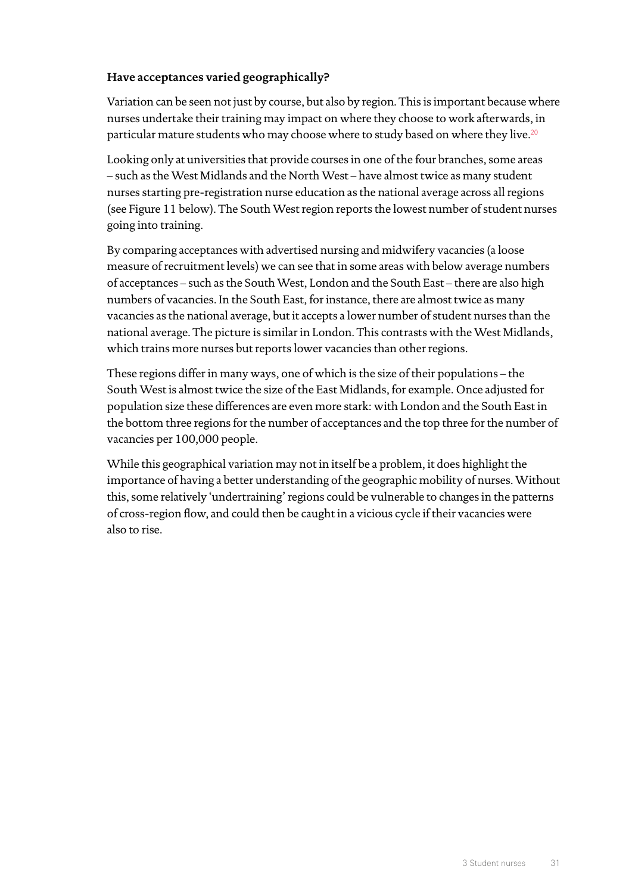### Have acceptances varied geographically?

Variation can be seen not just by course, but also by region. This is important because where nurses undertake their training may impact on where they choose to work afterwards, in particular mature students who may choose where to study based on where they live.[20]

Looking only at universities that provide courses in one of the four branches, some areas – such as the West Midlands and the North West – have almost twice as many student nurses starting pre-registration nurse education as the national average across all regions (see Figure 11 below). The South West region reports the lowest number of student nurses going into training.

By comparing acceptances with advertised nursing and midwifery vacancies (a loose measure of recruitment levels) we can see that in some areas with below average numbers of acceptances – such as the South West, London and the South East – there are also high numbers of vacancies. In the South East, for instance, there are almost twice as many vacancies as the national average, but it accepts a lower number of student nurses than the national average. The picture is similar in London. This contrasts with the West Midlands, which trains more nurses but reports lower vacancies than other regions.

These regions differ in many ways, one of which is the size of their populations – the South West is almost twice the size of the East Midlands, for example. Once adjusted for population size these differences are even more stark: with London and the South East in the bottom three regions for the number of acceptances and the top three for the number of vacancies per 100,000 people.

While this geographical variation may not in itself be a problem, it does highlight the importance of having a better understanding of the geographic mobility of nurses. Without this, some relatively 'undertraining' regions could be vulnerable to changes in the patterns of cross-region flow, and could then be caught in a vicious cycle if their vacancies were also to rise.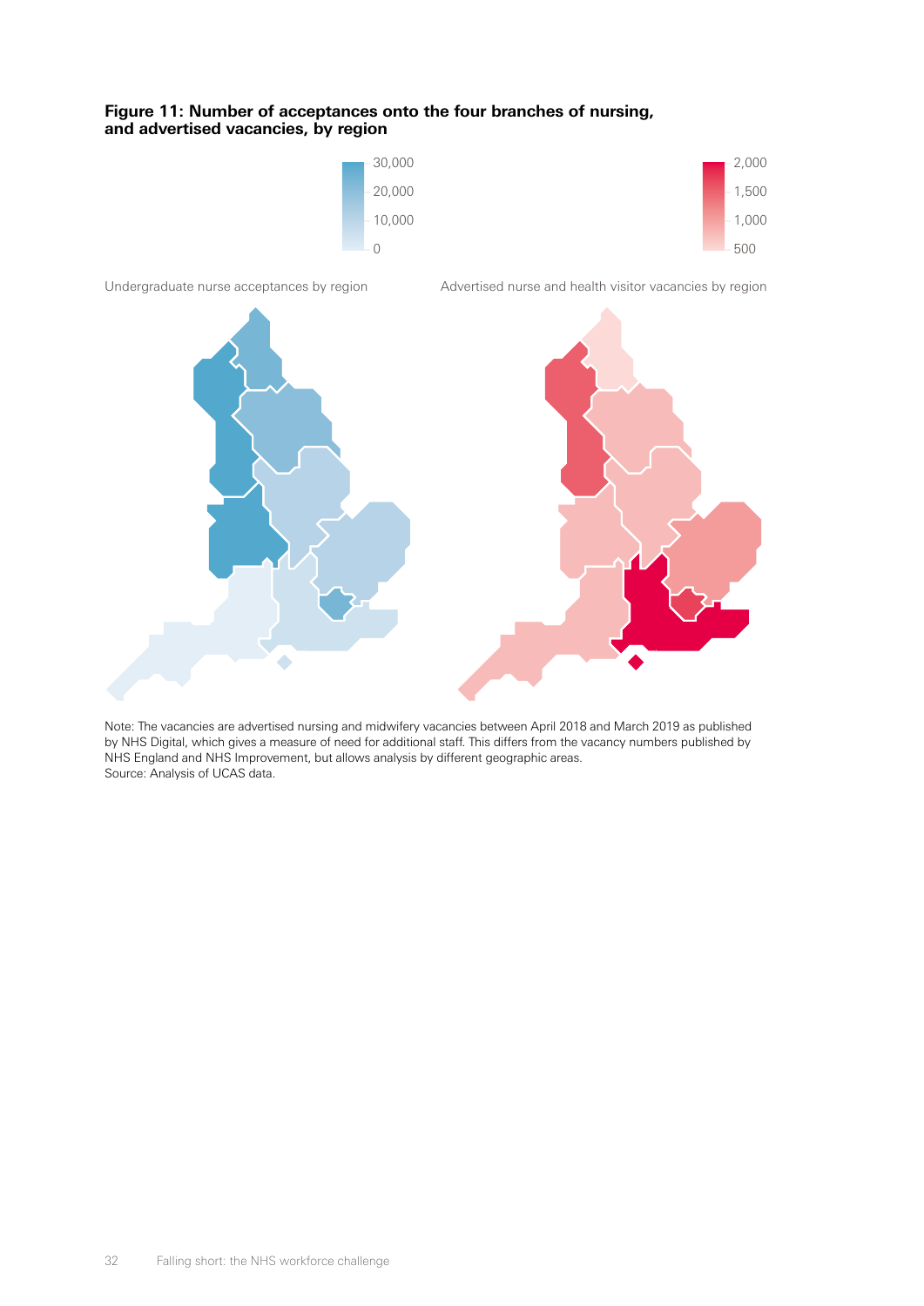**Figure 11: Number of acceptances onto the four branches of nursing, and advertised vacancies, by region**

30,000
20,000
10,000
0

2,000
1,500
1,000
500

Undergraduate nurse acceptances by region

Advertised nurse and health visitor vacancies by region

Note: The vacancies are advertised nursing and midwifery vacancies between April 2018 and March 2019 as published by NHS Digital, which gives a measure of need for additional staff. This differs from the vacancy numbers published by NHS England and NHS Improvement, but allows analysis by different geographic areas.
Source: Analysis of UCAS data.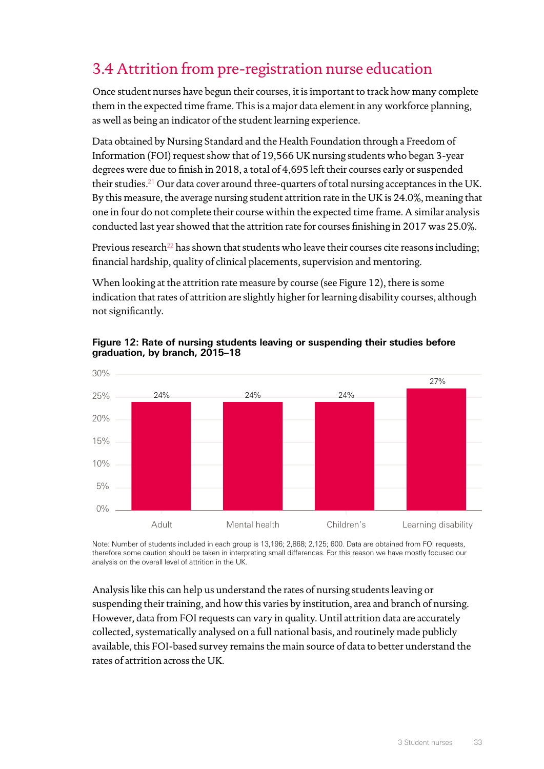## 3.4 Attrition from pre-registration nurse education

Once student nurses have begun their courses, it is important to track how many complete them in the expected time frame. This is a major data element in any workforce planning, as well as being an indicator of the student learning experience.

Data obtained by Nursing Standard and the Health Foundation through a Freedom of Information (FOI) request show that of 19,566 UK nursing students who began 3-year degrees were due to finish in 2018, a total of 4,695 left their courses early or suspended their studies.[21] Our data cover around three-quarters of total nursing acceptances in the UK. By this measure, the average nursing student attrition rate in the UK is 24.0%, meaning that one in four do not complete their course within the expected time frame. A similar analysis conducted last year showed that the attrition rate for courses finishing in 2017 was 25.0%.

Previous research[22] has shown that students who leave their courses cite reasons including; financial hardship, quality of clinical placements, supervision and mentoring.

When looking at the attrition rate measure by course (see Figure 12), there is some indication that rates of attrition are slightly higher for learning disability courses, although not significantly.

**Figure 12: Rate of nursing students leaving or suspending their studies before graduation, by branch, 2015–18**

| Branch | Rate |
|---|---|
| Adult | 24% |
| Mental health | 24% |
| Children's | 24% |
| Learning disability | 27% |

Note: Number of students included in each group is 13,196; 2,868; 2,125; 600. Data are obtained from FOI requests, therefore some caution should be taken in interpreting small differences. For this reason we have mostly focused our analysis on the overall level of attrition in the UK.

Analysis like this can help us understand the rates of nursing students leaving or suspending their training, and how this varies by institution, area and branch of nursing. However, data from FOI requests can vary in quality. Until attrition data are accurately collected, systematically analysed on a full national basis, and routinely made publicly available, this FOI-based survey remains the main source of data to better understand the rates of attrition across the UK.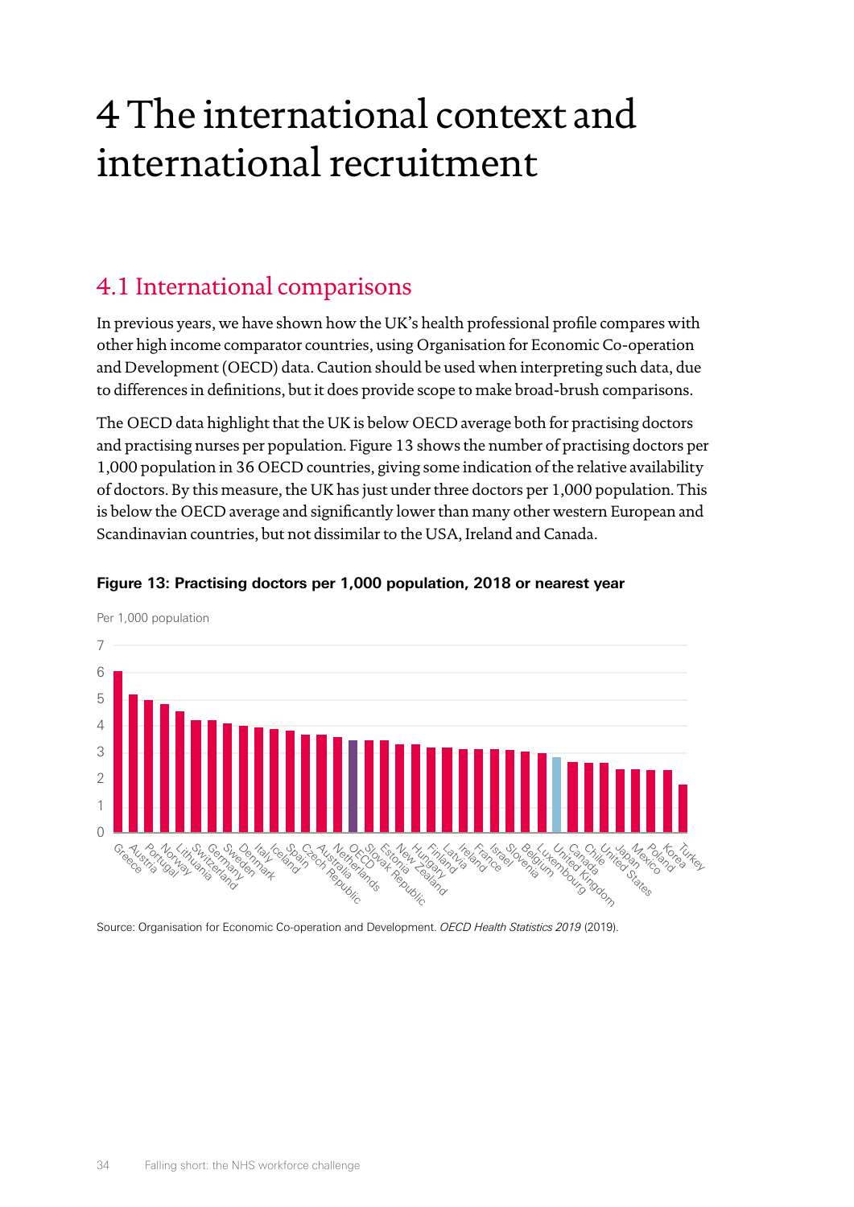# 4 The international context and international recruitment

## 4.1 International comparisons

In previous years, we have shown how the UK's health professional profile compares with other high income comparator countries, using Organisation for Economic Co-operation and Development (OECD) data. Caution should be used when interpreting such data, due to differences in definitions, but it does provide scope to make broad-brush comparisons.

The OECD data highlight that the UK is below OECD average both for practising doctors and practising nurses per population. Figure 13 shows the number of practising doctors per 1,000 population in 36 OECD countries, giving some indication of the relative availability of doctors. By this measure, the UK has just under three doctors per 1,000 population. This is below the OECD average and significantly lower than many other western European and Scandinavian countries, but not dissimilar to the USA, Ireland and Canada.

**Figure 13: Practising doctors per 1,000 population, 2018 or nearest year**

Per 1,000 population

Greece, Austria, Portugal, Norway, Lithuania, Switzerland, Germany, Sweden, Denmark, Italy, Iceland, Spain, Czech Republic, Australia, Netherlands, OECD, Slovak Republic, Estonia, New Zealand, Hungary, Finland, Latvia, Ireland, France, Israel, Slovenia, Belgium, Luxembourg, United Kingdom, Canada, Chile, United States, Japan, Mexico, Poland, Korea, Turkey

Source: Organisation for Economic Co-operation and Development. *OECD Health Statistics 2019* (2019).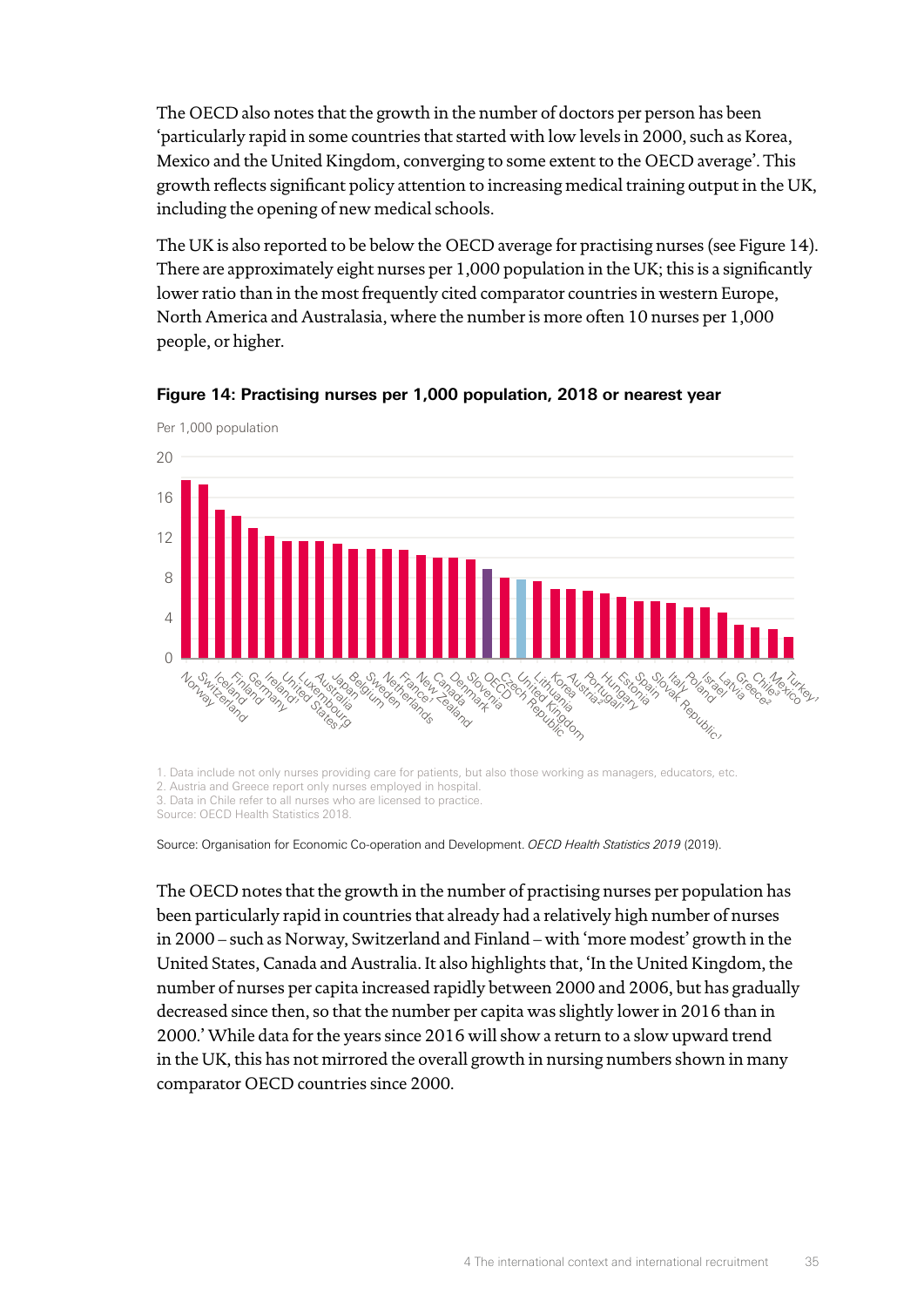The OECD also notes that the growth in the number of doctors per person has been 'particularly rapid in some countries that started with low levels in 2000, such as Korea, Mexico and the United Kingdom, converging to some extent to the OECD average'. This growth reflects significant policy attention to increasing medical training output in the UK, including the opening of new medical schools.

The UK is also reported to be below the OECD average for practising nurses (see Figure 14). There are approximately eight nurses per 1,000 population in the UK; this is a significantly lower ratio than in the most frequently cited comparator countries in western Europe, North America and Australasia, where the number is more often 10 nurses per 1,000 people, or higher.

**Figure 14: Practising nurses per 1,000 population, 2018 or nearest year**

Per 1,000 population

Norway, Switzerland, Iceland, Finland, Germany, Ireland[1], United States[1], Luxembourg, Australia, Japan, Belgium, Sweden, Netherlands, France[1], New Zealand, Canada, Denmark, Slovenia, OECD, Czech Republic, United Kingdom, Lithuania, Korea, Austria[2], Portugal[1], Hungary, Estonia, Spain, Slovak Republic[1], Italy, Poland, Israel, Latvia, Greece[2], Chile[3], Mexico, Turkey[1]

1. Data include not only nurses providing care for patients, but also those working as managers, educators, etc.
2. Austria and Greece report only nurses employed in hospital.
3. Data in Chile refer to all nurses who are licensed to practice.
Source: OECD Health Statistics 2018.

Source: Organisation for Economic Co-operation and Development. *OECD Health Statistics 2019* (2019).

The OECD notes that the growth in the number of practising nurses per population has been particularly rapid in countries that already had a relatively high number of nurses in 2000 – such as Norway, Switzerland and Finland – with 'more modest' growth in the United States, Canada and Australia. It also highlights that, 'In the United Kingdom, the number of nurses per capita increased rapidly between 2000 and 2006, but has gradually decreased since then, so that the number per capita was slightly lower in 2016 than in 2000.' While data for the years since 2016 will show a return to a slow upward trend in the UK, this has not mirrored the overall growth in nursing numbers shown in many comparator OECD countries since 2000.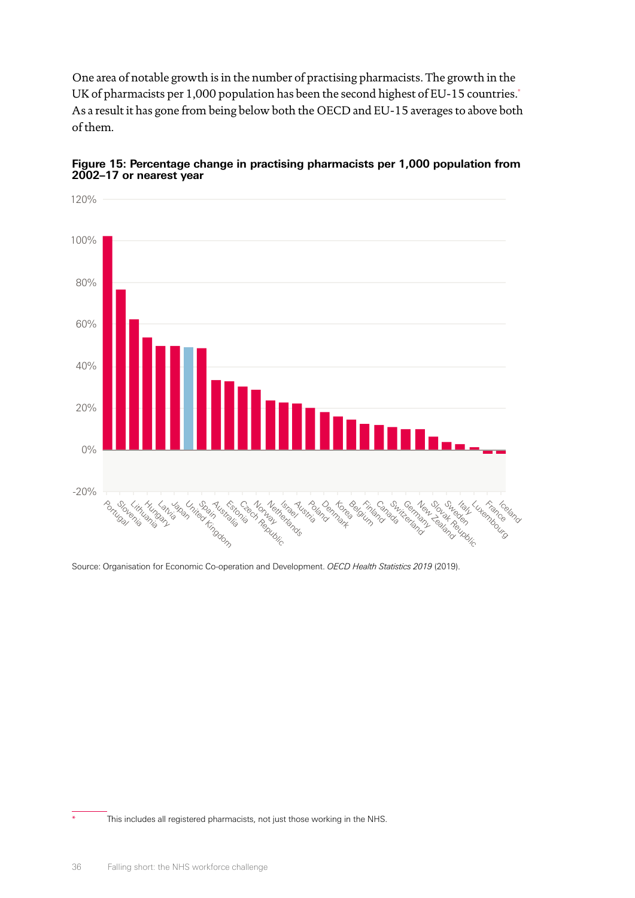One area of notable growth is in the number of practising pharmacists. The growth in the UK of pharmacists per 1,000 population has been the second highest of EU-15 countries.* As a result it has gone from being below both the OECD and EU-15 averages to above both of them.

**Figure 15: Percentage change in practising pharmacists per 1,000 population from 2002–17 or nearest year**

Source: Organisation for Economic Co-operation and Development. *OECD Health Statistics 2019* (2019).

\* This includes all registered pharmacists, not just those working in the NHS.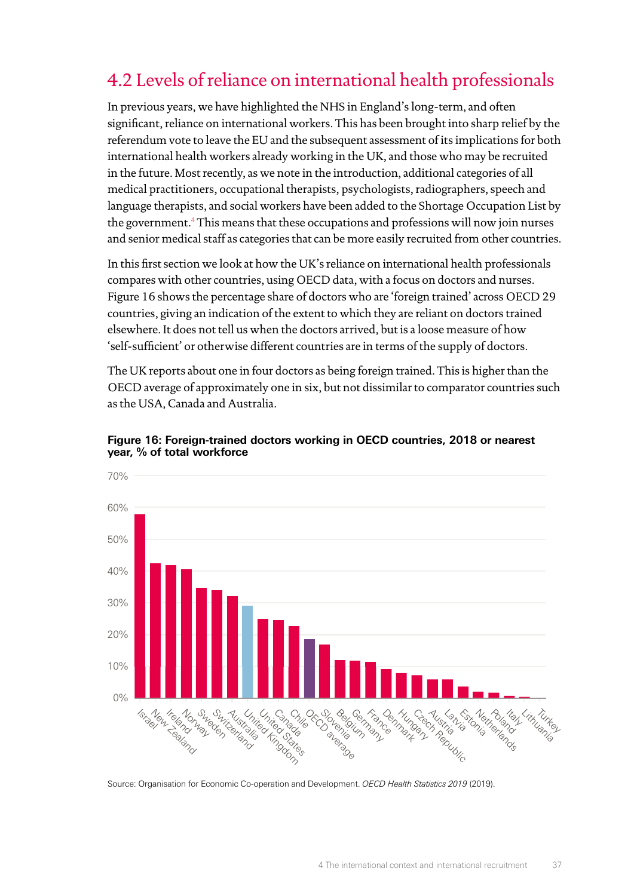## 4.2 Levels of reliance on international health professionals

In previous years, we have highlighted the NHS in England's long-term, and often significant, reliance on international workers. This has been brought into sharp relief by the referendum vote to leave the EU and the subsequent assessment of its implications for both international health workers already working in the UK, and those who may be recruited in the future. Most recently, as we note in the introduction, additional categories of all medical practitioners, occupational therapists, psychologists, radiographers, speech and language therapists, and social workers have been added to the Shortage Occupation List by the government.[4] This means that these occupations and professions will now join nurses and senior medical staff as categories that can be more easily recruited from other countries.

In this first section we look at how the UK's reliance on international health professionals compares with other countries, using OECD data, with a focus on doctors and nurses. Figure 16 shows the percentage share of doctors who are 'foreign trained' across OECD 29 countries, giving an indication of the extent to which they are reliant on doctors trained elsewhere. It does not tell us when the doctors arrived, but is a loose measure of how 'self-sufficient' or otherwise different countries are in terms of the supply of doctors.

The UK reports about one in four doctors as being foreign trained. This is higher than the OECD average of approximately one in six, but not dissimilar to comparator countries such as the USA, Canada and Australia.

**Figure 16: Foreign-trained doctors working in OECD countries, 2018 or nearest year, % of total workforce**

Source: Organisation for Economic Co-operation and Development. *OECD Health Statistics 2019* (2019).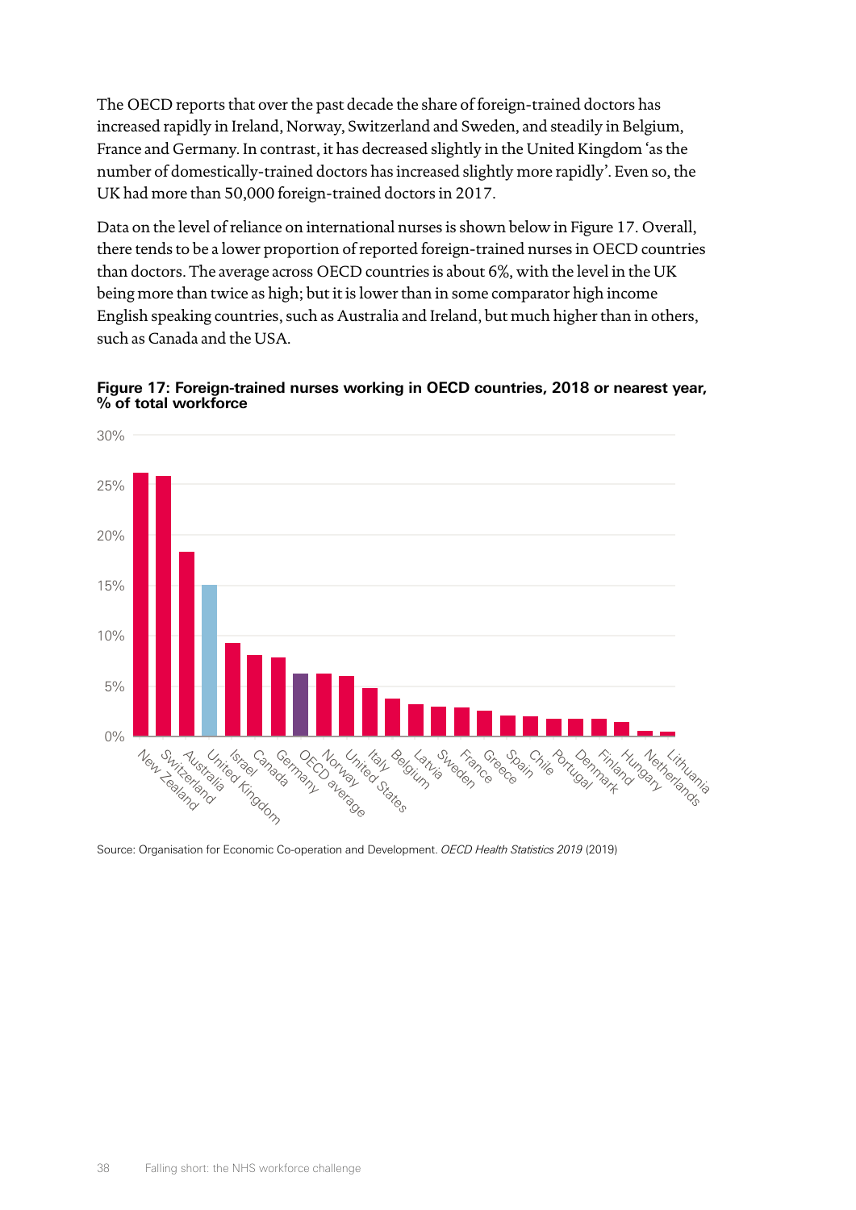The OECD reports that over the past decade the share of foreign-trained doctors has increased rapidly in Ireland, Norway, Switzerland and Sweden, and steadily in Belgium, France and Germany. In contrast, it has decreased slightly in the United Kingdom 'as the number of domestically-trained doctors has increased slightly more rapidly'. Even so, the UK had more than 50,000 foreign-trained doctors in 2017.

Data on the level of reliance on international nurses is shown below in Figure 17. Overall, there tends to be a lower proportion of reported foreign-trained nurses in OECD countries than doctors. The average across OECD countries is about 6%, with the level in the UK being more than twice as high; but it is lower than in some comparator high income English speaking countries, such as Australia and Ireland, but much higher than in others, such as Canada and the USA.

**Figure 17: Foreign-trained nurses working in OECD countries, 2018 or nearest year, % of total workforce**

Source: Organisation for Economic Co-operation and Development. *OECD Health Statistics 2019* (2019)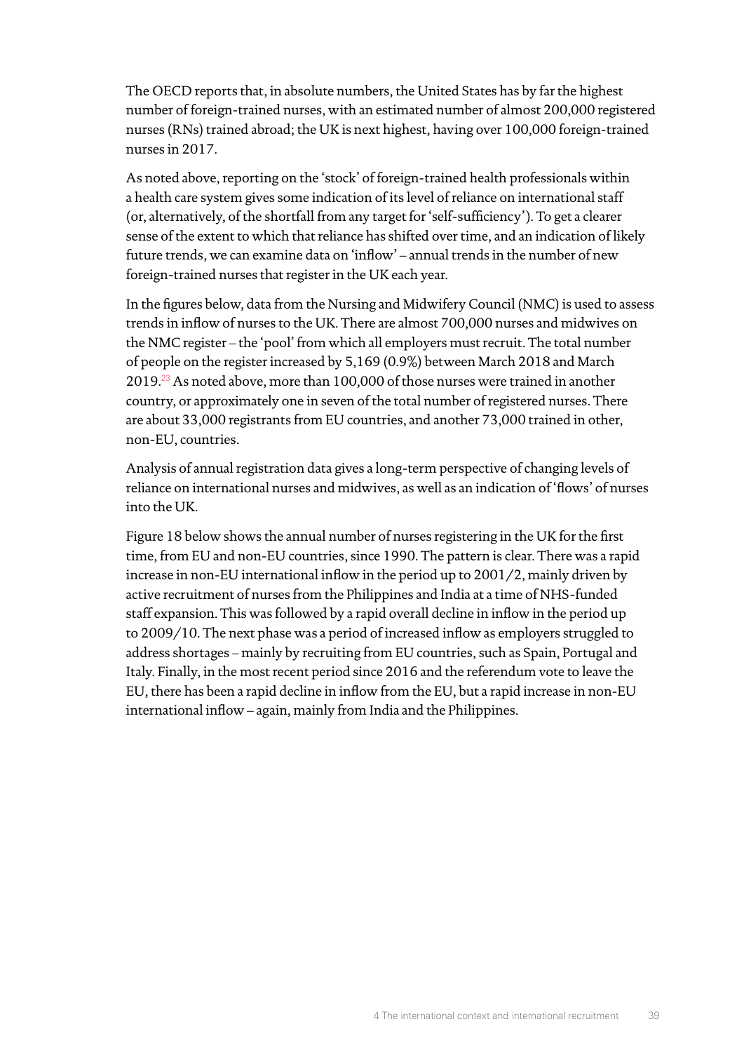The OECD reports that, in absolute numbers, the United States has by far the highest number of foreign-trained nurses, with an estimated number of almost 200,000 registered nurses (RNs) trained abroad; the UK is next highest, having over 100,000 foreign-trained nurses in 2017.

As noted above, reporting on the 'stock' of foreign-trained health professionals within a health care system gives some indication of its level of reliance on international staff (or, alternatively, of the shortfall from any target for 'self-sufficiency'). To get a clearer sense of the extent to which that reliance has shifted over time, and an indication of likely future trends, we can examine data on 'inflow' – annual trends in the number of new foreign-trained nurses that register in the UK each year.

In the figures below, data from the Nursing and Midwifery Council (NMC) is used to assess trends in inflow of nurses to the UK. There are almost 700,000 nurses and midwives on the NMC register – the 'pool' from which all employers must recruit. The total number of people on the register increased by 5,169 (0.9%) between March 2018 and March 2019.[23] As noted above, more than 100,000 of those nurses were trained in another country, or approximately one in seven of the total number of registered nurses. There are about 33,000 registrants from EU countries, and another 73,000 trained in other, non-EU, countries.

Analysis of annual registration data gives a long-term perspective of changing levels of reliance on international nurses and midwives, as well as an indication of 'flows' of nurses into the UK.

Figure 18 below shows the annual number of nurses registering in the UK for the first time, from EU and non-EU countries, since 1990. The pattern is clear. There was a rapid increase in non-EU international inflow in the period up to 2001/2, mainly driven by active recruitment of nurses from the Philippines and India at a time of NHS-funded staff expansion. This was followed by a rapid overall decline in inflow in the period up to 2009/10. The next phase was a period of increased inflow as employers struggled to address shortages – mainly by recruiting from EU countries, such as Spain, Portugal and Italy. Finally, in the most recent period since 2016 and the referendum vote to leave the EU, there has been a rapid decline in inflow from the EU, but a rapid increase in non-EU international inflow – again, mainly from India and the Philippines.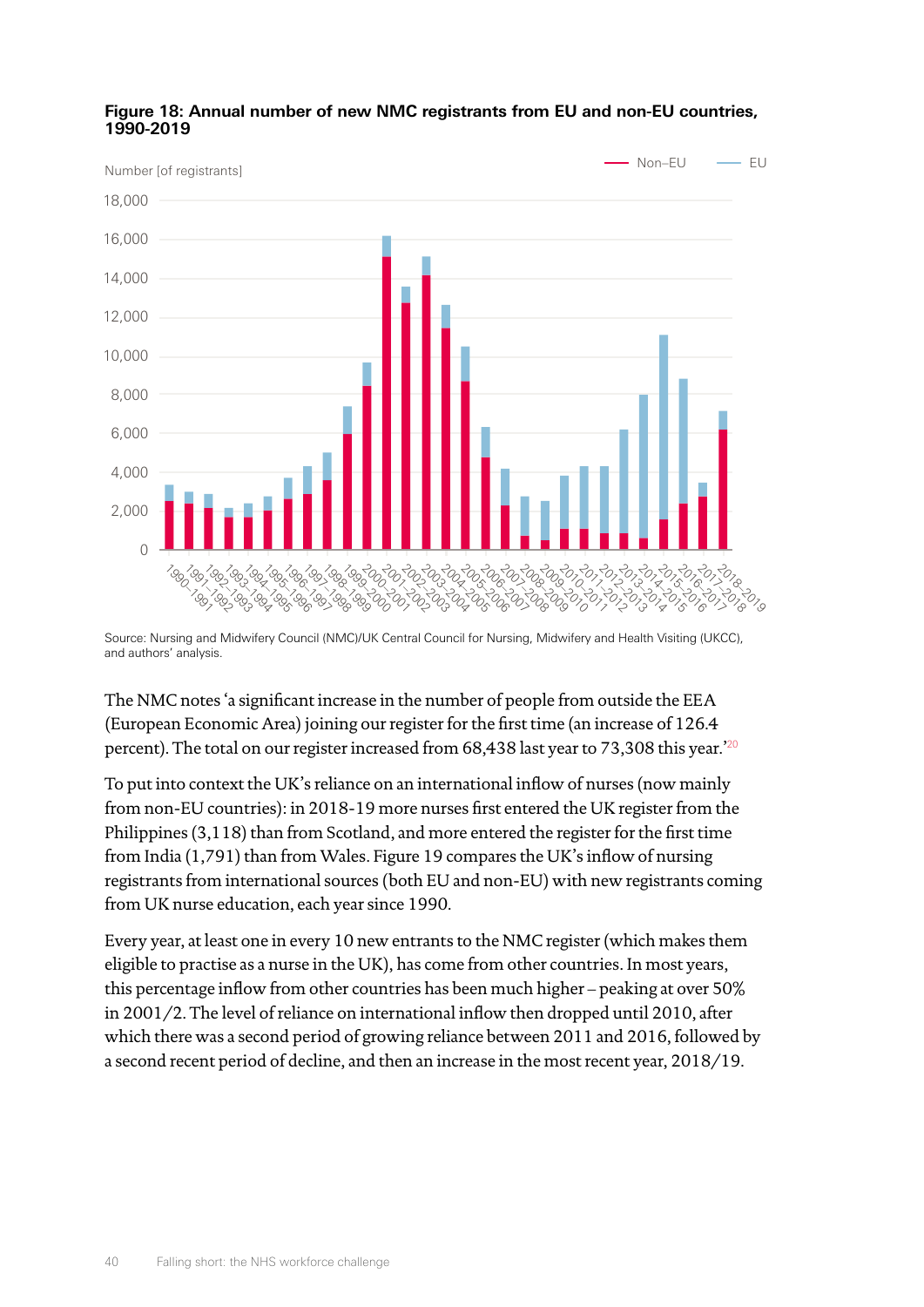**Figure 18: Annual number of new NMC registrants from EU and non-EU countries, 1990-2019**

Source: Nursing and Midwifery Council (NMC)/UK Central Council for Nursing, Midwifery and Health Visiting (UKCC), and authors' analysis.

The NMC notes 'a significant increase in the number of people from outside the EEA (European Economic Area) joining our register for the first time (an increase of 126.4 percent). The total on our register increased from 68,438 last year to 73,308 this year.'[20]

To put into context the UK's reliance on an international inflow of nurses (now mainly from non-EU countries): in 2018-19 more nurses first entered the UK register from the Philippines (3,118) than from Scotland, and more entered the register for the first time from India (1,791) than from Wales. Figure 19 compares the UK's inflow of nursing registrants from international sources (both EU and non-EU) with new registrants coming from UK nurse education, each year since 1990.

Every year, at least one in every 10 new entrants to the NMC register (which makes them eligible to practise as a nurse in the UK), has come from other countries. In most years, this percentage inflow from other countries has been much higher – peaking at over 50% in 2001/2. The level of reliance on international inflow then dropped until 2010, after which there was a second period of growing reliance between 2011 and 2016, followed by a second recent period of decline, and then an increase in the most recent year, 2018/19.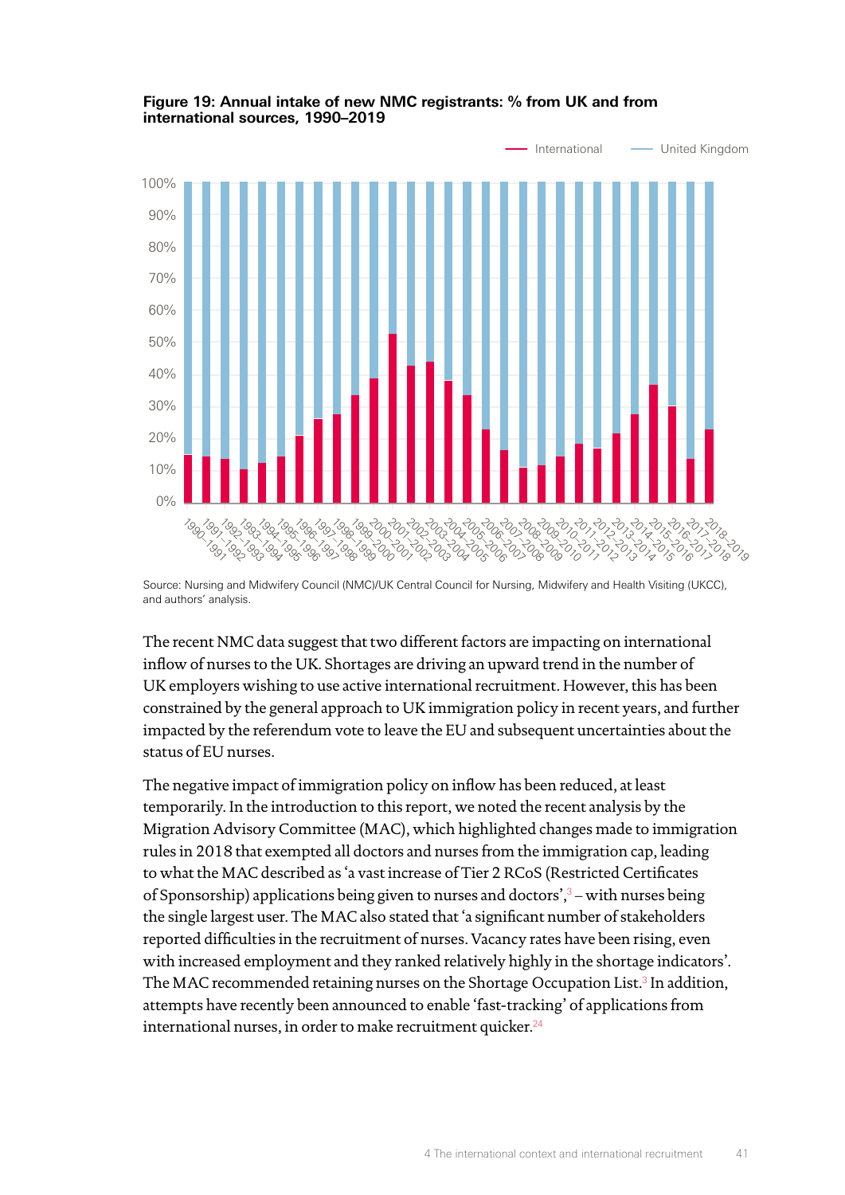**Figure 19: Annual intake of new NMC registrants: % from UK and from international sources, 1990–2019**

Source: Nursing and Midwifery Council (NMC)/UK Central Council for Nursing, Midwifery and Health Visiting (UKCC), and authors' analysis.

The recent NMC data suggest that two different factors are impacting on international inflow of nurses to the UK. Shortages are driving an upward trend in the number of UK employers wishing to use active international recruitment. However, this has been constrained by the general approach to UK immigration policy in recent years, and further impacted by the referendum vote to leave the EU and subsequent uncertainties about the status of EU nurses.

The negative impact of immigration policy on inflow has been reduced, at least temporarily. In the introduction to this report, we noted the recent analysis by the Migration Advisory Committee (MAC), which highlighted changes made to immigration rules in 2018 that exempted all doctors and nurses from the immigration cap, leading to what the MAC described as 'a vast increase of Tier 2 RCoS (Restricted Certificates of Sponsorship) applications being given to nurses and doctors',[3] – with nurses being the single largest user. The MAC also stated that 'a significant number of stakeholders reported difficulties in the recruitment of nurses. Vacancy rates have been rising, even with increased employment and they ranked relatively highly in the shortage indicators'. The MAC recommended retaining nurses on the Shortage Occupation List.[3] In addition, attempts have recently been announced to enable 'fast-tracking' of applications from international nurses, in order to make recruitment quicker.[24]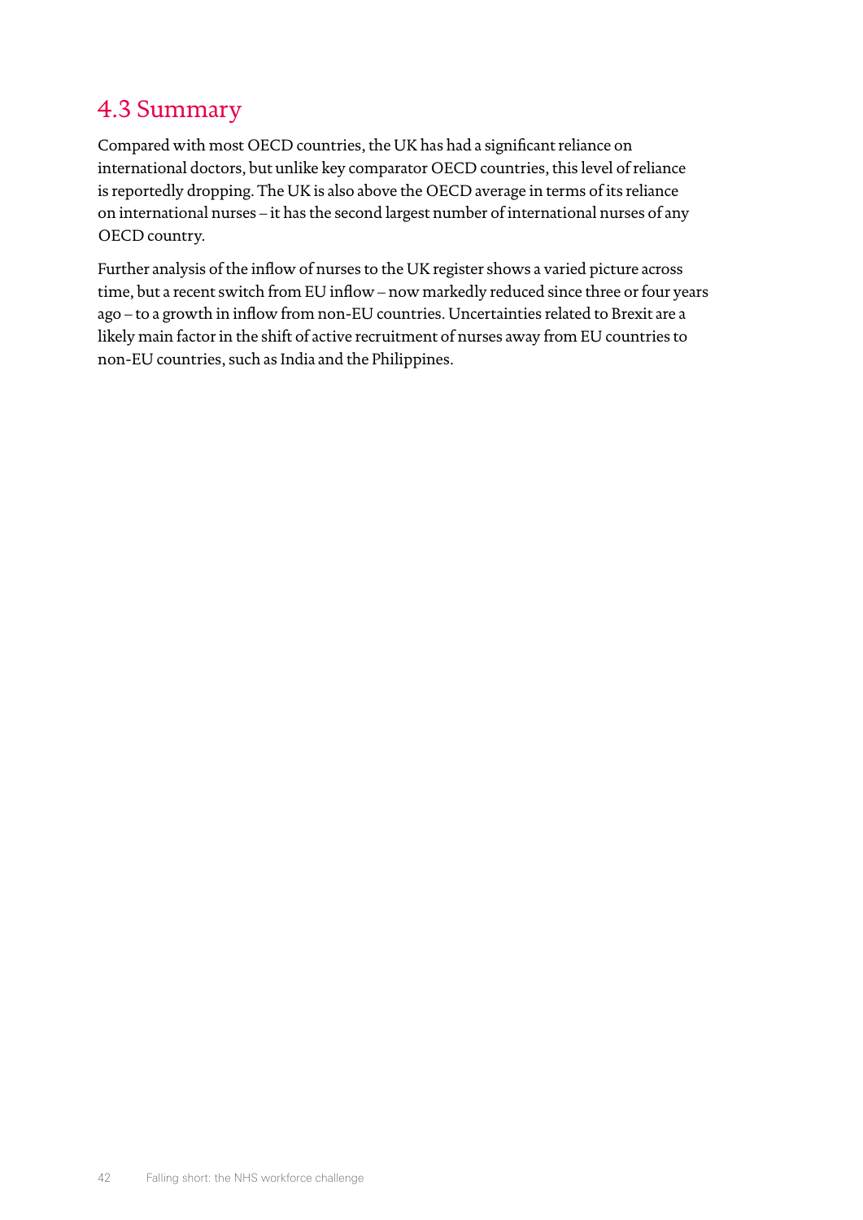## 4.3 Summary

Compared with most OECD countries, the UK has had a significant reliance on international doctors, but unlike key comparator OECD countries, this level of reliance is reportedly dropping. The UK is also above the OECD average in terms of its reliance on international nurses – it has the second largest number of international nurses of any OECD country.

Further analysis of the inflow of nurses to the UK register shows a varied picture across time, but a recent switch from EU inflow – now markedly reduced since three or four years ago – to a growth in inflow from non-EU countries. Uncertainties related to Brexit are a likely main factor in the shift of active recruitment of nurses away from EU countries to non-EU countries, such as India and the Philippines.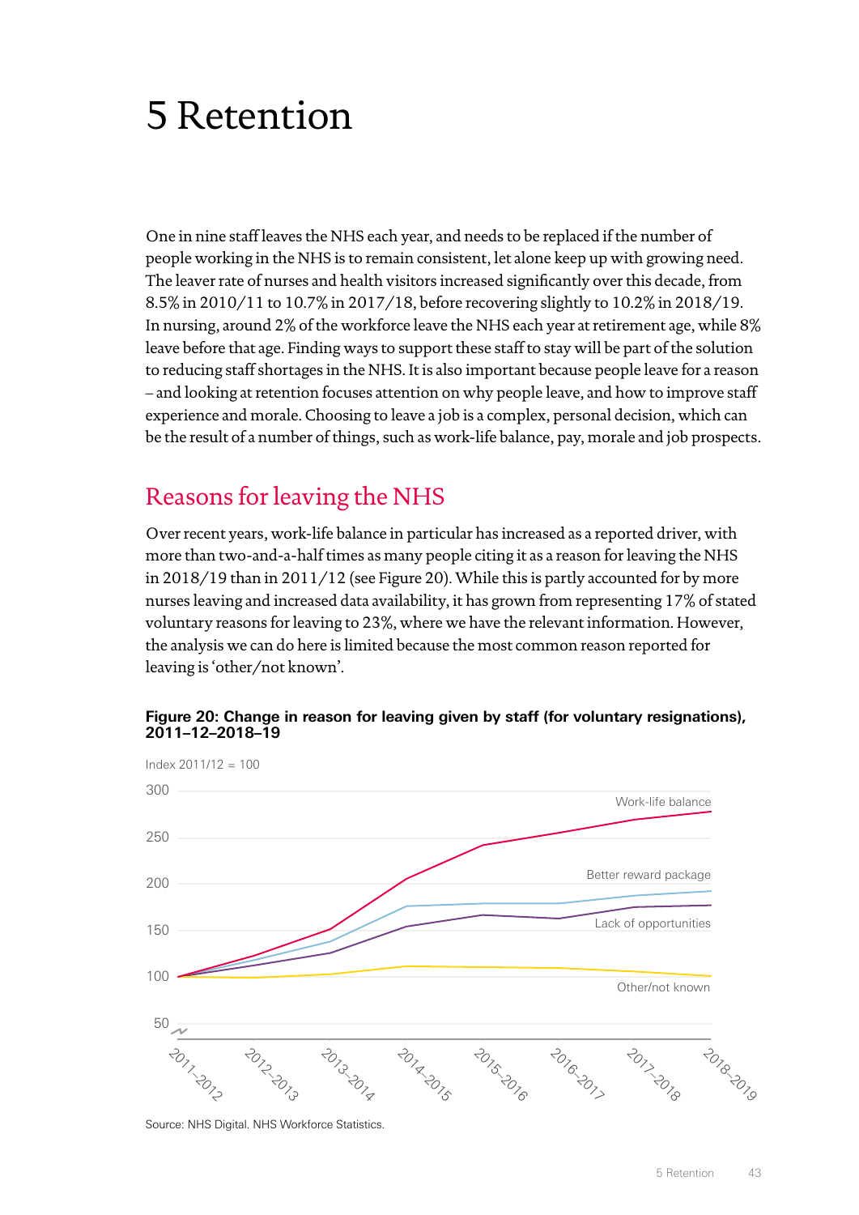# 5 Retention

One in nine staff leaves the NHS each year, and needs to be replaced if the number of people working in the NHS is to remain consistent, let alone keep up with growing need. The leaver rate of nurses and health visitors increased significantly over this decade, from 8.5% in 2010/11 to 10.7% in 2017/18, before recovering slightly to 10.2% in 2018/19. In nursing, around 2% of the workforce leave the NHS each year at retirement age, while 8% leave before that age. Finding ways to support these staff to stay will be part of the solution to reducing staff shortages in the NHS. It is also important because people leave for a reason – and looking at retention focuses attention on why people leave, and how to improve staff experience and morale. Choosing to leave a job is a complex, personal decision, which can be the result of a number of things, such as work-life balance, pay, morale and job prospects.

## Reasons for leaving the NHS

Over recent years, work-life balance in particular has increased as a reported driver, with more than two-and-a-half times as many people citing it as a reason for leaving the NHS in 2018/19 than in 2011/12 (see Figure 20). While this is partly accounted for by more nurses leaving and increased data availability, it has grown from representing 17% of stated voluntary reasons for leaving to 23%, where we have the relevant information. However, the analysis we can do here is limited because the most common reason reported for leaving is 'other/not known'.

**Figure 20: Change in reason for leaving given by staff (for voluntary resignations), 2011–12–2018–19**

Index 2011/12 = 100

Series: Work-life balance; Better reward package; Lack of opportunities; Other/not known

Source: NHS Digital. NHS Workforce Statistics.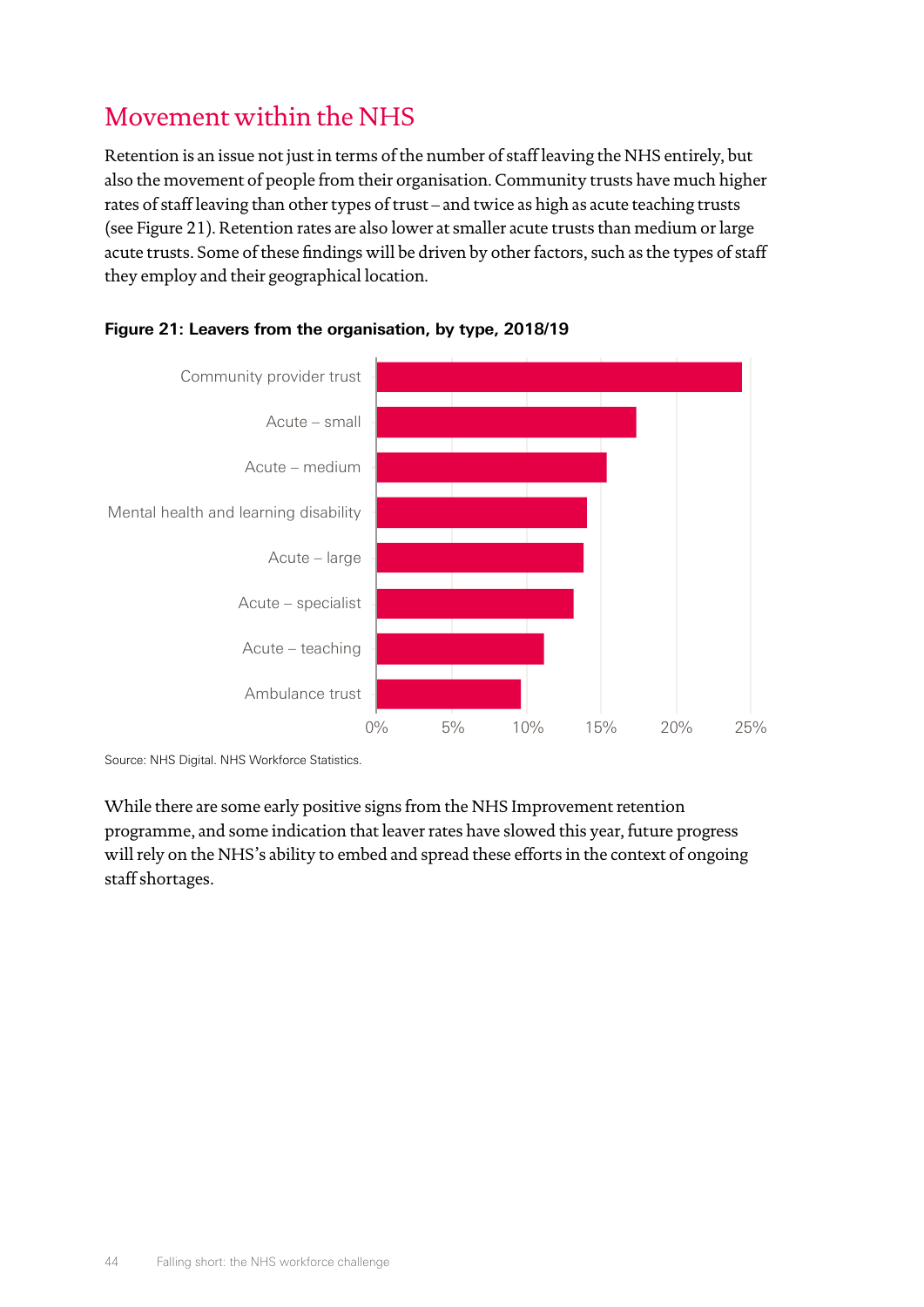## Movement within the NHS

Retention is an issue not just in terms of the number of staff leaving the NHS entirely, but also the movement of people from their organisation. Community trusts have much higher rates of staff leaving than other types of trust – and twice as high as acute teaching trusts (see Figure 21). Retention rates are also lower at smaller acute trusts than medium or large acute trusts. Some of these findings will be driven by other factors, such as the types of staff they employ and their geographical location.

**Figure 21: Leavers from the organisation, by type, 2018/19**

Community provider trust
Acute – small
Acute – medium
Mental health and learning disability
Acute – large
Acute – specialist
Acute – teaching
Ambulance trust

0% 5% 10% 15% 20% 25%

Source: NHS Digital. NHS Workforce Statistics.

While there are some early positive signs from the NHS Improvement retention programme, and some indication that leaver rates have slowed this year, future progress will rely on the NHS's ability to embed and spread these efforts in the context of ongoing staff shortages.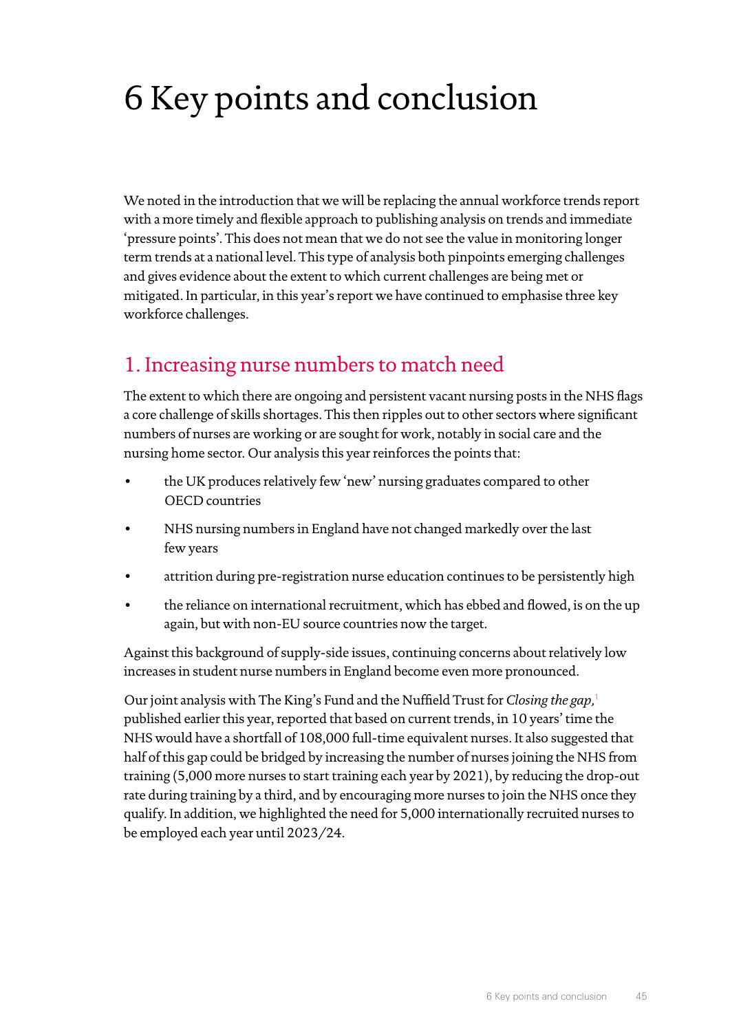# 6 Key points and conclusion

We noted in the introduction that we will be replacing the annual workforce trends report with a more timely and flexible approach to publishing analysis on trends and immediate 'pressure points'. This does not mean that we do not see the value in monitoring longer term trends at a national level. This type of analysis both pinpoints emerging challenges and gives evidence about the extent to which current challenges are being met or mitigated. In particular, in this year's report we have continued to emphasise three key workforce challenges.

## 1. Increasing nurse numbers to match need

The extent to which there are ongoing and persistent vacant nursing posts in the NHS flags a core challenge of skills shortages. This then ripples out to other sectors where significant numbers of nurses are working or are sought for work, notably in social care and the nursing home sector. Our analysis this year reinforces the points that:

- the UK produces relatively few 'new' nursing graduates compared to other OECD countries
- NHS nursing numbers in England have not changed markedly over the last few years
- attrition during pre-registration nurse education continues to be persistently high
- the reliance on international recruitment, which has ebbed and flowed, is on the up again, but with non-EU source countries now the target.

Against this background of supply-side issues, continuing concerns about relatively low increases in student nurse numbers in England become even more pronounced.

Our joint analysis with The King's Fund and the Nuffield Trust for *Closing the gap,*[1] published earlier this year, reported that based on current trends, in 10 years' time the NHS would have a shortfall of 108,000 full-time equivalent nurses. It also suggested that half of this gap could be bridged by increasing the number of nurses joining the NHS from training (5,000 more nurses to start training each year by 2021), by reducing the drop-out rate during training by a third, and by encouraging more nurses to join the NHS once they qualify. In addition, we highlighted the need for 5,000 internationally recruited nurses to be employed each year until 2023/24.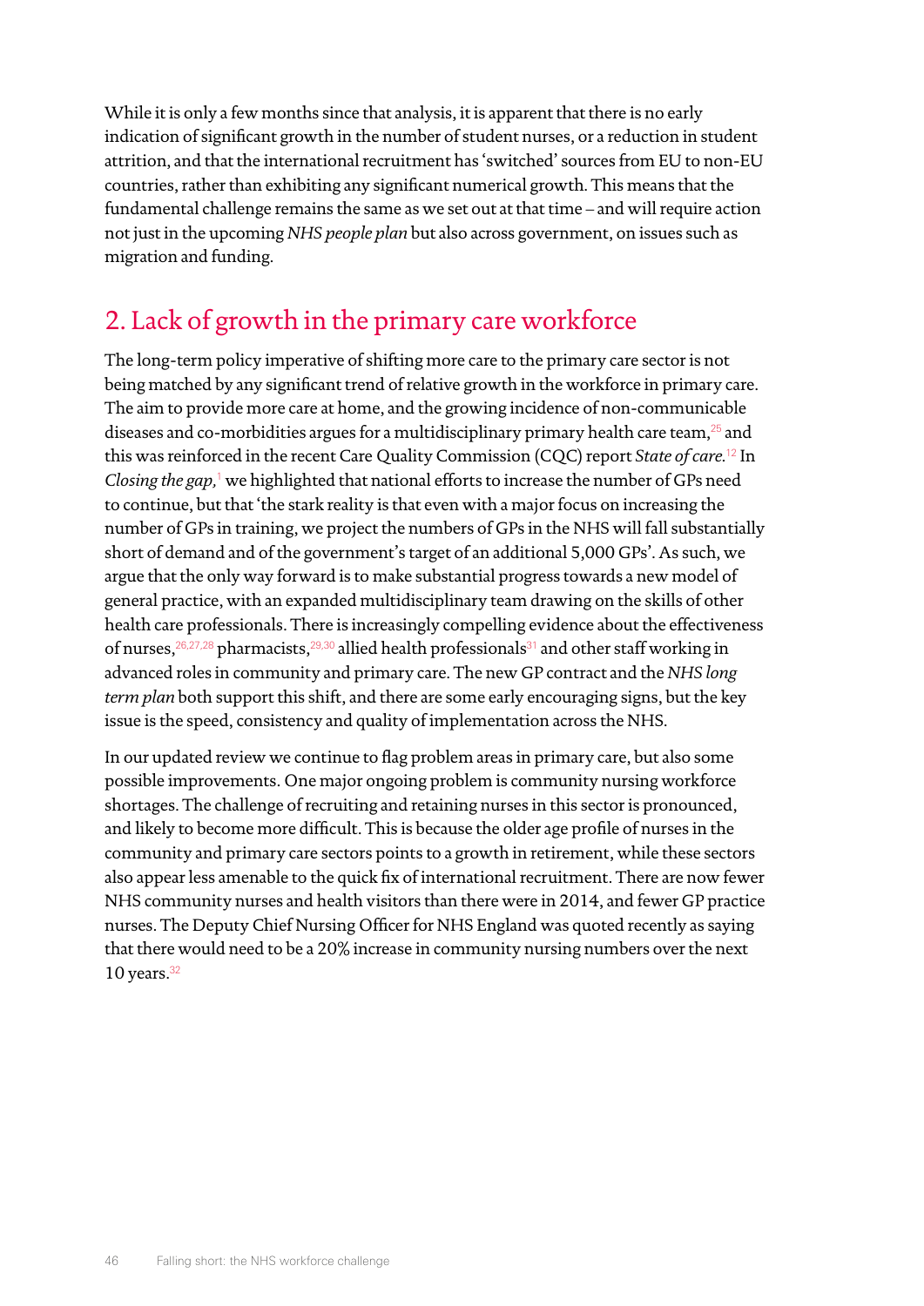While it is only a few months since that analysis, it is apparent that there is no early indication of significant growth in the number of student nurses, or a reduction in student attrition, and that the international recruitment has 'switched' sources from EU to non-EU countries, rather than exhibiting any significant numerical growth. This means that the fundamental challenge remains the same as we set out at that time – and will require action not just in the upcoming *NHS people plan* but also across government, on issues such as migration and funding.

## 2. Lack of growth in the primary care workforce

The long-term policy imperative of shifting more care to the primary care sector is not being matched by any significant trend of relative growth in the workforce in primary care. The aim to provide more care at home, and the growing incidence of non-communicable diseases and co-morbidities argues for a multidisciplinary primary health care team,[25] and this was reinforced in the recent Care Quality Commission (CQC) report *State of care*.[12] In *Closing the gap,*[1] we highlighted that national efforts to increase the number of GPs need to continue, but that 'the stark reality is that even with a major focus on increasing the number of GPs in training, we project the numbers of GPs in the NHS will fall substantially short of demand and of the government's target of an additional 5,000 GPs'. As such, we argue that the only way forward is to make substantial progress towards a new model of general practice, with an expanded multidisciplinary team drawing on the skills of other health care professionals. There is increasingly compelling evidence about the effectiveness of nurses,[26,27,28] pharmacists,[29,30] allied health professionals[31] and other staff working in advanced roles in community and primary care. The new GP contract and the *NHS long term plan* both support this shift, and there are some early encouraging signs, but the key issue is the speed, consistency and quality of implementation across the NHS.

In our updated review we continue to flag problem areas in primary care, but also some possible improvements. One major ongoing problem is community nursing workforce shortages. The challenge of recruiting and retaining nurses in this sector is pronounced, and likely to become more difficult. This is because the older age profile of nurses in the community and primary care sectors points to a growth in retirement, while these sectors also appear less amenable to the quick fix of international recruitment. There are now fewer NHS community nurses and health visitors than there were in 2014, and fewer GP practice nurses. The Deputy Chief Nursing Officer for NHS England was quoted recently as saying that there would need to be a 20% increase in community nursing numbers over the next 10 years.[32]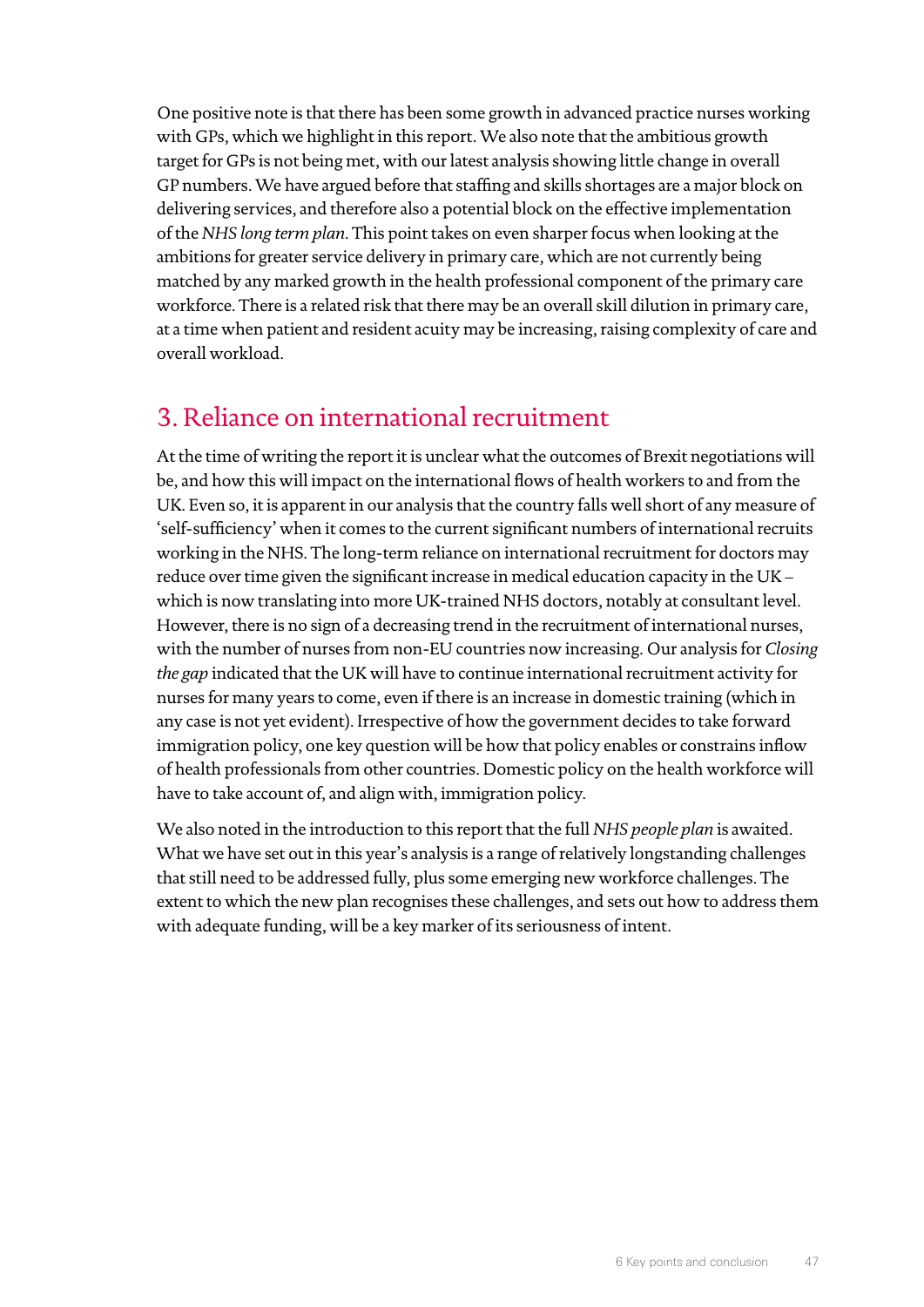One positive note is that there has been some growth in advanced practice nurses working with GPs, which we highlight in this report. We also note that the ambitious growth target for GPs is not being met, with our latest analysis showing little change in overall GP numbers. We have argued before that staffing and skills shortages are a major block on delivering services, and therefore also a potential block on the effective implementation of the *NHS long term plan*. This point takes on even sharper focus when looking at the ambitions for greater service delivery in primary care, which are not currently being matched by any marked growth in the health professional component of the primary care workforce. There is a related risk that there may be an overall skill dilution in primary care, at a time when patient and resident acuity may be increasing, raising complexity of care and overall workload.

## 3. Reliance on international recruitment

At the time of writing the report it is unclear what the outcomes of Brexit negotiations will be, and how this will impact on the international flows of health workers to and from the UK. Even so, it is apparent in our analysis that the country falls well short of any measure of 'self-sufficiency' when it comes to the current significant numbers of international recruits working in the NHS. The long-term reliance on international recruitment for doctors may reduce over time given the significant increase in medical education capacity in the UK – which is now translating into more UK-trained NHS doctors, notably at consultant level. However, there is no sign of a decreasing trend in the recruitment of international nurses, with the number of nurses from non-EU countries now increasing. Our analysis for *Closing the gap* indicated that the UK will have to continue international recruitment activity for nurses for many years to come, even if there is an increase in domestic training (which in any case is not yet evident). Irrespective of how the government decides to take forward immigration policy, one key question will be how that policy enables or constrains inflow of health professionals from other countries. Domestic policy on the health workforce will have to take account of, and align with, immigration policy.

We also noted in the introduction to this report that the full *NHS people plan* is awaited. What we have set out in this year's analysis is a range of relatively longstanding challenges that still need to be addressed fully, plus some emerging new workforce challenges. The extent to which the new plan recognises these challenges, and sets out how to address them with adequate funding, will be a key marker of its seriousness of intent.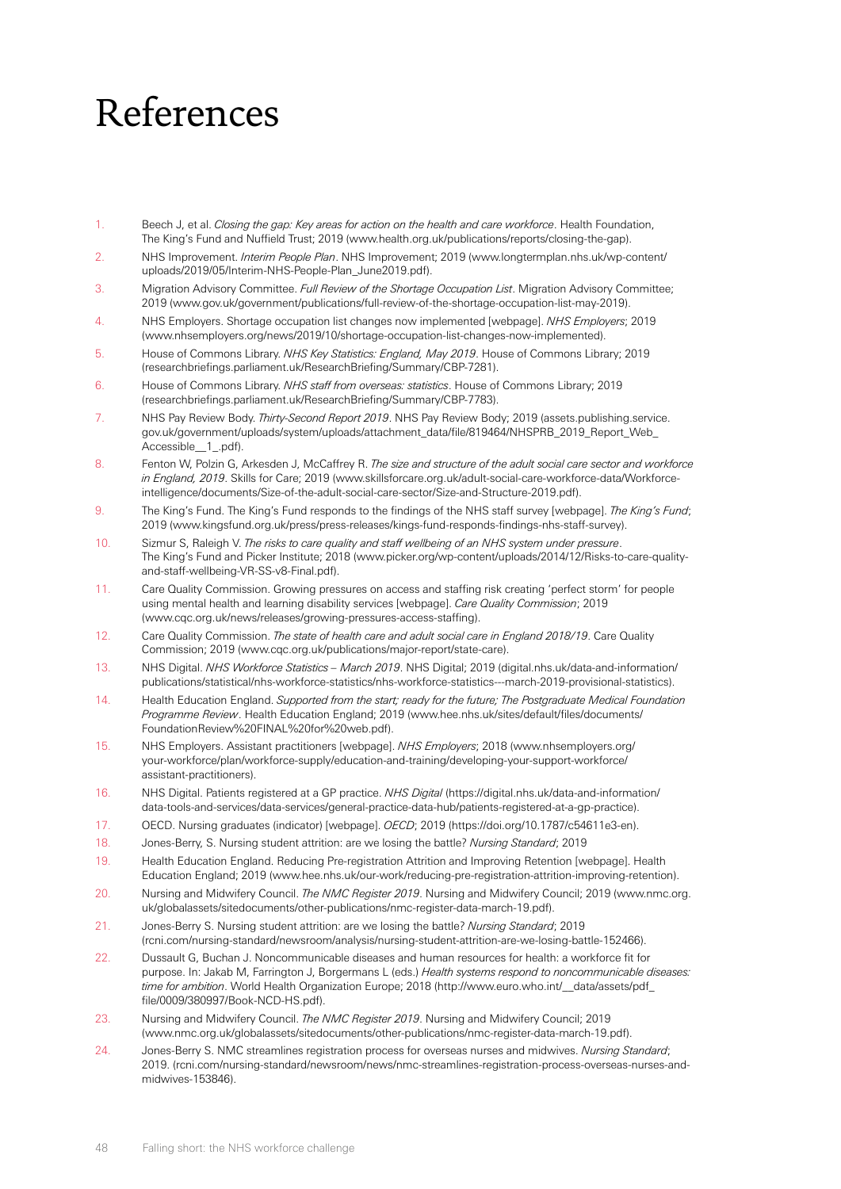# References

1. Beech J, et al. *Closing the gap: Key areas for action on the health and care workforce*. Health Foundation, The King's Fund and Nuffield Trust; 2019 (www.health.org.uk/publications/reports/closing-the-gap).
2. NHS Improvement. *Interim People Plan*. NHS Improvement; 2019 (www.longtermplan.nhs.uk/wp-content/uploads/2019/05/Interim-NHS-People-Plan_June2019.pdf).
3. Migration Advisory Committee. *Full Review of the Shortage Occupation List*. Migration Advisory Committee; 2019 (www.gov.uk/government/publications/full-review-of-the-shortage-occupation-list-may-2019).
4. NHS Employers. Shortage occupation list changes now implemented [webpage]. *NHS Employers*; 2019 (www.nhsemployers.org/news/2019/10/shortage-occupation-list-changes-now-implemented).
5. House of Commons Library. *NHS Key Statistics: England, May 2019*. House of Commons Library; 2019 (researchbriefings.parliament.uk/ResearchBriefing/Summary/CBP-7281).
6. House of Commons Library. *NHS staff from overseas: statistics*. House of Commons Library; 2019 (researchbriefings.parliament.uk/ResearchBriefing/Summary/CBP-7783).
7. NHS Pay Review Body. *Thirty-Second Report 2019*. NHS Pay Review Body; 2019 (assets.publishing.service.gov.uk/government/uploads/system/uploads/attachment_data/file/819464/NHSPRB_2019_Report_Web_Accessible__1_.pdf).
8. Fenton W, Polzin G, Arkesden J, McCaffrey R. *The size and structure of the adult social care sector and workforce in England, 2019*. Skills for Care; 2019 (www.skillsforcare.org.uk/adult-social-care-workforce-data/Workforce-intelligence/documents/Size-of-the-adult-social-care-sector/Size-and-Structure-2019.pdf).
9. The King's Fund. The King's Fund responds to the findings of the NHS staff survey [webpage]. *The King's Fund*; 2019 (www.kingsfund.org.uk/press/press-releases/kings-fund-responds-findings-nhs-staff-survey).
10. Sizmur S, Raleigh V. *The risks to care quality and staff wellbeing of an NHS system under pressure*. The King's Fund and Picker Institute; 2018 (www.picker.org/wp-content/uploads/2014/12/Risks-to-care-quality-and-staff-wellbeing-VR-SS-v8-Final.pdf).
11. Care Quality Commission. Growing pressures on access and staffing risk creating 'perfect storm' for people using mental health and learning disability services [webpage]. *Care Quality Commission*; 2019 (www.cqc.org.uk/news/releases/growing-pressures-access-staffing).
12. Care Quality Commission. *The state of health care and adult social care in England 2018/19*. Care Quality Commission; 2019 (www.cqc.org.uk/publications/major-report/state-care).
13. NHS Digital. *NHS Workforce Statistics – March 2019*. NHS Digital; 2019 (digital.nhs.uk/data-and-information/publications/statistical/nhs-workforce-statistics/nhs-workforce-statistics---march-2019-provisional-statistics).
14. Health Education England. *Supported from the start; ready for the future; The Postgraduate Medical Foundation Programme Review*. Health Education England; 2019 (www.hee.nhs.uk/sites/default/files/documents/FoundationReview%20FINAL%20for%20web.pdf).
15. NHS Employers. Assistant practitioners [webpage]. *NHS Employers*; 2018 (www.nhsemployers.org/your-workforce/plan/workforce-supply/education-and-training/developing-your-support-workforce/assistant-practitioners).
16. NHS Digital. Patients registered at a GP practice. *NHS Digital* (https://digital.nhs.uk/data-and-information/data-tools-and-services/data-services/general-practice-data-hub/patients-registered-at-a-gp-practice).
17. OECD. Nursing graduates (indicator) [webpage]. *OECD*; 2019 (https://doi.org/10.1787/c54611e3-en).
18. Jones-Berry, S. Nursing student attrition: are we losing the battle? *Nursing Standard*; 2019
19. Health Education England. Reducing Pre-registration Attrition and Improving Retention [webpage]. Health Education England; 2019 (www.hee.nhs.uk/our-work/reducing-pre-registration-attrition-improving-retention).
20. Nursing and Midwifery Council. *The NMC Register 2019*. Nursing and Midwifery Council; 2019 (www.nmc.org.uk/globalassets/sitedocuments/other-publications/nmc-register-data-march-19.pdf).
21. Jones-Berry S. Nursing student attrition: are we losing the battle? *Nursing Standard*; 2019 (rcni.com/nursing-standard/newsroom/analysis/nursing-student-attrition-are-we-losing-battle-152466).
22. Dussault G, Buchan J. Noncommunicable diseases and human resources for health: a workforce fit for purpose. In: Jakab M, Farrington J, Borgermans L (eds.) *Health systems respond to noncommunicable diseases: time for ambition*. World Health Organization Europe; 2018 (http://www.euro.who.int/__data/assets/pdf_file/0009/380997/Book-NCD-HS.pdf).
23. Nursing and Midwifery Council. *The NMC Register 2019*. Nursing and Midwifery Council; 2019 (www.nmc.org.uk/globalassets/sitedocuments/other-publications/nmc-register-data-march-19.pdf).
24. Jones-Berry S. NMC streamlines registration process for overseas nurses and midwives. *Nursing Standard*; 2019. (rcni.com/nursing-standard/newsroom/news/nmc-streamlines-registration-process-overseas-nurses-and-midwives-153846).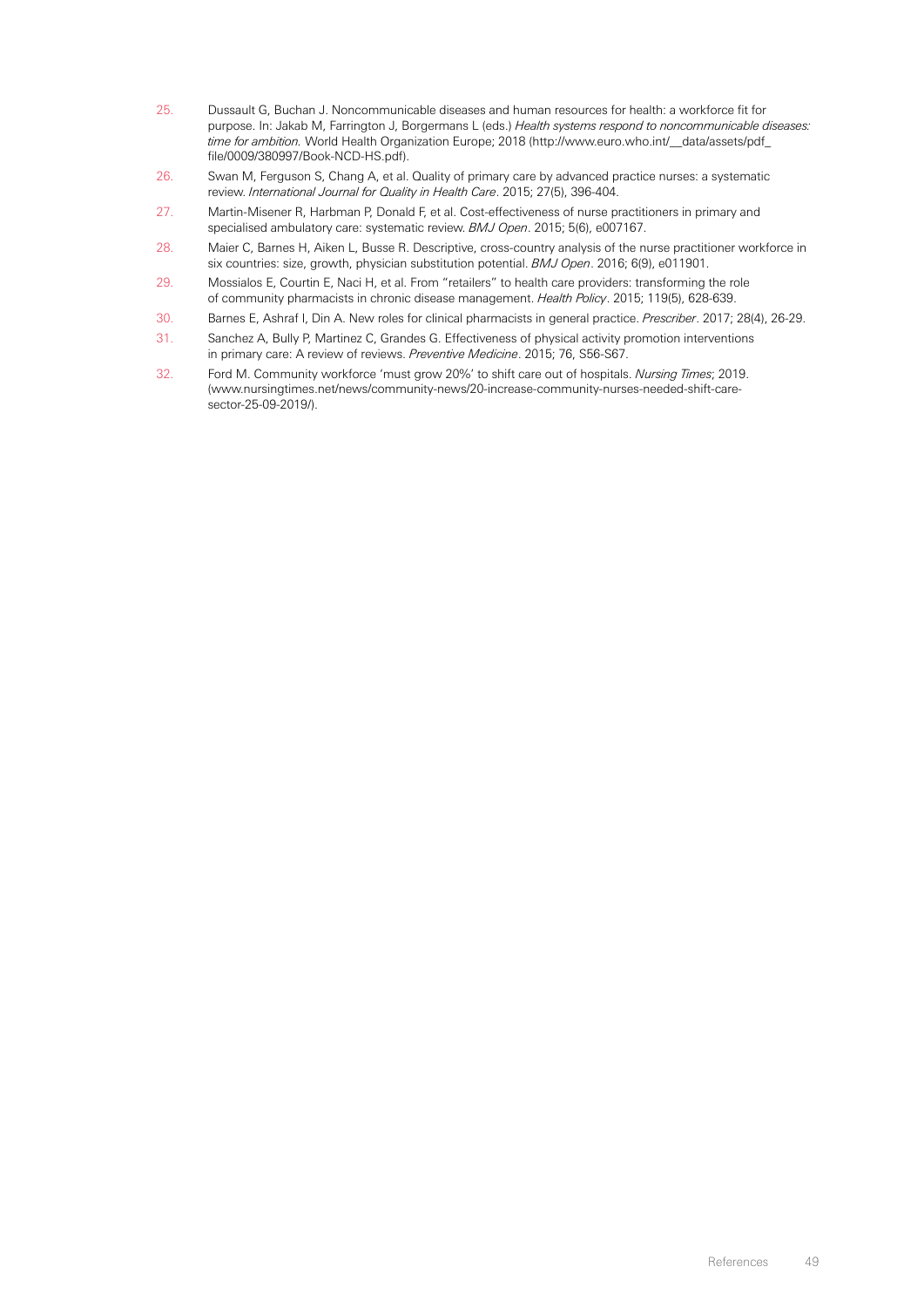25. Dussault G, Buchan J. Noncommunicable diseases and human resources for health: a workforce fit for purpose. In: Jakab M, Farrington J, Borgermans L (eds.) *Health systems respond to noncommunicable diseases: time for ambition.* World Health Organization Europe; 2018 (http://www.euro.who.int/__data/assets/pdf_file/0009/380997/Book-NCD-HS.pdf).
26. Swan M, Ferguson S, Chang A, et al. Quality of primary care by advanced practice nurses: a systematic review. *International Journal for Quality in Health Care*. 2015; 27(5), 396-404.
27. Martin-Misener R, Harbman P, Donald F, et al. Cost-effectiveness of nurse practitioners in primary and specialised ambulatory care: systematic review. *BMJ Open*. 2015; 5(6), e007167.
28. Maier C, Barnes H, Aiken L, Busse R. Descriptive, cross-country analysis of the nurse practitioner workforce in six countries: size, growth, physician substitution potential. *BMJ Open*. 2016; 6(9), e011901.
29. Mossialos E, Courtin E, Naci H, et al. From "retailers" to health care providers: transforming the role of community pharmacists in chronic disease management. *Health Policy*. 2015; 119(5), 628-639.
30. Barnes E, Ashraf I, Din A. New roles for clinical pharmacists in general practice. *Prescriber*. 2017; 28(4), 26-29.
31. Sanchez A, Bully P, Martinez C, Grandes G. Effectiveness of physical activity promotion interventions in primary care: A review of reviews. *Preventive Medicine*. 2015; 76, S56-S67.
32. Ford M. Community workforce 'must grow 20%' to shift care out of hospitals. *Nursing Times*; 2019. (www.nursingtimes.net/news/community-news/20-increase-community-nurses-needed-shift-care-sector-25-09-2019/).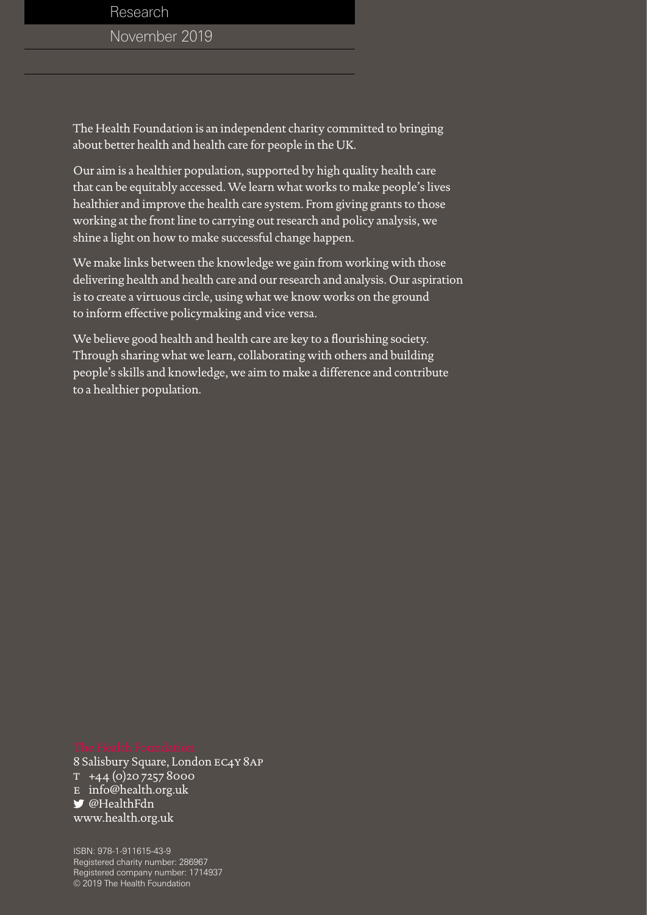Research

November 2019

The Health Foundation is an independent charity committed to bringing about better health and health care for people in the UK.

Our aim is a healthier population, supported by high quality health care that can be equitably accessed. We learn what works to make people's lives healthier and improve the health care system. From giving grants to those working at the front line to carrying out research and policy analysis, we shine a light on how to make successful change happen.

We make links between the knowledge we gain from working with those delivering health and health care and our research and analysis. Our aspiration is to create a virtuous circle, using what we know works on the ground to inform effective policymaking and vice versa.

We believe good health and health care are key to a flourishing society. Through sharing what we learn, collaborating with others and building people's skills and knowledge, we aim to make a difference and contribute to a healthier population.

The Health Foundation
8 Salisbury Square, London EC4Y 8AP
T +44 (0)20 7257 8000
E info@health.org.uk
@HealthFdn
www.health.org.uk

ISBN: 978-1-911615-43-9
Registered charity number: 286967
Registered company number: 1714937
© 2019 The Health Foundation